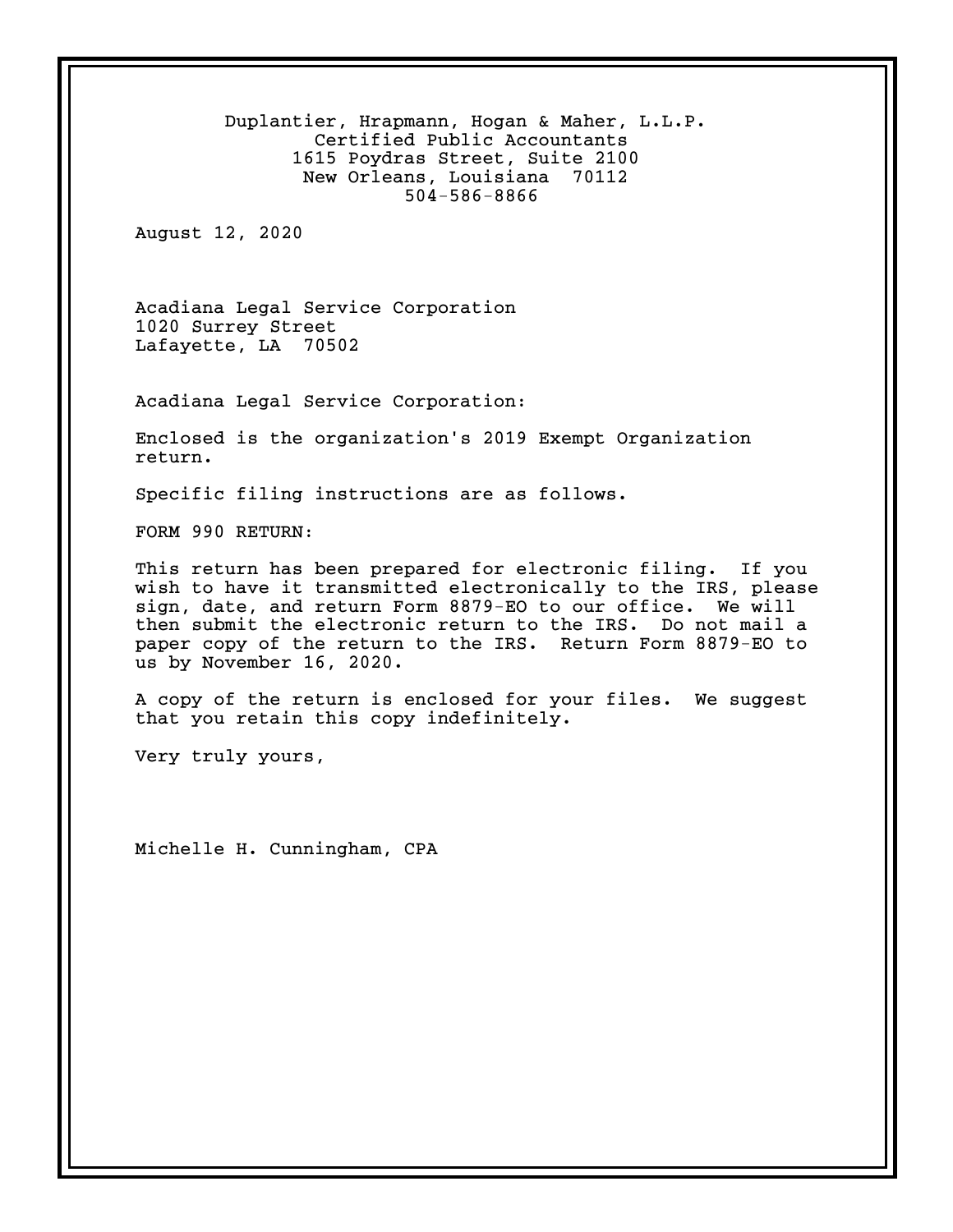Duplantier, Hrapmann, Hogan & Maher, L.L.P.
Certified Public Accountants
1615 Poydras Street, Suite 2100
New Orleans, Louisiana 70112
504-586-8866

August 12, 2020

Acadiana Legal Service Corporation
1020 Surrey Street
Lafayette, LA 70502

Acadiana Legal Service Corporation:

Enclosed is the organization's 2019 Exempt Organization return.

Specific filing instructions are as follows.

FORM 990 RETURN:

This return has been prepared for electronic filing. If you wish to have it transmitted electronically to the IRS, please sign, date, and return Form 8879-EO to our office. We will then submit the electronic return to the IRS. Do not mail a paper copy of the return to the IRS. Return Form 8879-EO to us by November 16, 2020.

A copy of the return is enclosed for your files. We suggest that you retain this copy indefinitely.

Very truly yours,

Michelle H. Cunningham, CPA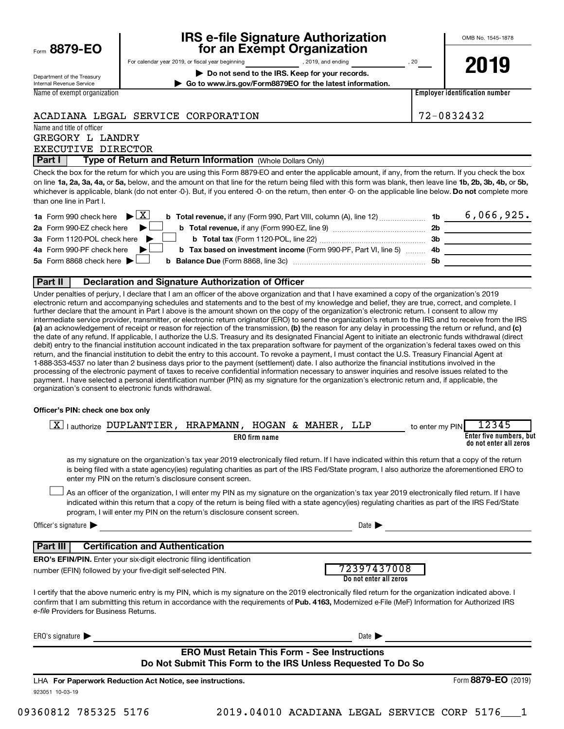Form **8879-EO**

Department of the Treasury
Internal Revenue Service

# IRS e-file Signature Authorization for an Exempt Organization

For calendar year 2019, or fiscal year beginning ________, 2019, and ending ________, 20___

▶ **Do not send to the IRS. Keep for your records.**

▶ **Go to www.irs.gov/Form8879EO for the latest information.**

OMB No. 1545-1878

**2019**

| Name of exempt organization | Employer identification number |
|---|---|
| ACADIANA LEGAL SERVICE CORPORATION | 72-0832432 |

Name and title of officer
GREGORY L LANDRY
EXECUTIVE DIRECTOR

## Part I — Type of Return and Return Information (Whole Dollars Only)

Check the box for the return for which you are using this Form 8879-EO and enter the applicable amount, if any, from the return. If you check the box on line **1a, 2a, 3a, 4a,** or **5a,** below, and the amount on that line for the return being filed with this form was blank, then leave line **1b, 2b, 3b, 4b,** or **5b,** whichever is applicable, blank (do not enter -0-). But, if you entered -0- on the return, then enter -0- on the applicable line below. **Do not** complete more than one line in Part I.

| | | | |
|---|---|---|---|
| **1a** Form 990 check here ▶ [X] | **b Total revenue,** if any (Form 990, Part VIII, column (A), line 12) | 1b | 6,066,925. |
| **2a** Form 990-EZ check here ▶ [ ] | **b Total revenue,** if any (Form 990-EZ, line 9) | 2b | |
| **3a** Form 1120-POL check here ▶ [ ] | **b Total tax** (Form 1120-POL, line 22) | 3b | |
| **4a** Form 990-PF check here ▶ [ ] | **b Tax based on investment income** (Form 990-PF, Part VI, line 5) | 4b | |
| **5a** Form 8868 check here ▶ [ ] | **b Balance Due** (Form 8868, line 3c) | 5b | |

## Part II — Declaration and Signature Authorization of Officer

Under penalties of perjury, I declare that I am an officer of the above organization and that I have examined a copy of the organization's 2019 electronic return and accompanying schedules and statements and to the best of my knowledge and belief, they are true, correct, and complete. I further declare that the amount in Part I above is the amount shown on the copy of the organization's electronic return. I consent to allow my intermediate service provider, transmitter, or electronic return originator (ERO) to send the organization's return to the IRS and to receive from the IRS **(a)** an acknowledgement of receipt or reason for rejection of the transmission, **(b)** the reason for any delay in processing the return or refund, and **(c)** the date of any refund. If applicable, I authorize the U.S. Treasury and its designated Financial Agent to initiate an electronic funds withdrawal (direct debit) entry to the financial institution account indicated in the tax preparation software for payment of the organization's federal taxes owed on this return, and the financial institution to debit the entry to this account. To revoke a payment, I must contact the U.S. Treasury Financial Agent at 1-888-353-4537 no later than 2 business days prior to the payment (settlement) date. I also authorize the financial institutions involved in the processing of the electronic payment of taxes to receive confidential information necessary to answer inquiries and resolve issues related to the payment. I have selected a personal identification number (PIN) as my signature for the organization's electronic return and, if applicable, the organization's consent to electronic funds withdrawal.

**Officer's PIN: check one box only**

[X] I authorize DUPLANTIER, HRAPMANN, HOGAN & MAHER, LLP (ERO firm name) to enter my PIN 12345 (Enter five numbers, but do not enter all zeros)

as my signature on the organization's tax year 2019 electronically filed return. If I have indicated within this return that a copy of the return is being filed with a state agency(ies) regulating charities as part of the IRS Fed/State program, I also authorize the aforementioned ERO to enter my PIN on the return's disclosure consent screen.

[ ] As an officer of the organization, I will enter my PIN as my signature on the organization's tax year 2019 electronically filed return. If I have indicated within this return that a copy of the return is being filed with a state agency(ies) regulating charities as part of the IRS Fed/State program, I will enter my PIN on the return's disclosure consent screen.

Officer's signature ▶ ______________________ Date ▶ ______________

## Part III — Certification and Authentication

**ERO's EFIN/PIN.** Enter your six-digit electronic filing identification number (EFIN) followed by your five-digit self-selected PIN. 72397437008 (Do not enter all zeros)

I certify that the above numeric entry is my PIN, which is my signature on the 2019 electronically filed return for the organization indicated above. I confirm that I am submitting this return in accordance with the requirements of **Pub. 4163,** Modernized e-File (MeF) Information for Authorized IRS *e-file* Providers for Business Returns.

ERO's signature ▶ ______________________ Date ▶ ______________

**ERO Must Retain This Form - See Instructions**
**Do Not Submit This Form to the IRS Unless Requested To Do So**

LHA **For Paperwork Reduction Act Notice, see instructions.** Form **8879-EO** (2019)

923051 10-03-19

09360812 785325 5176    2019.04010 ACADIANA LEGAL SERVICE CORP 5176___1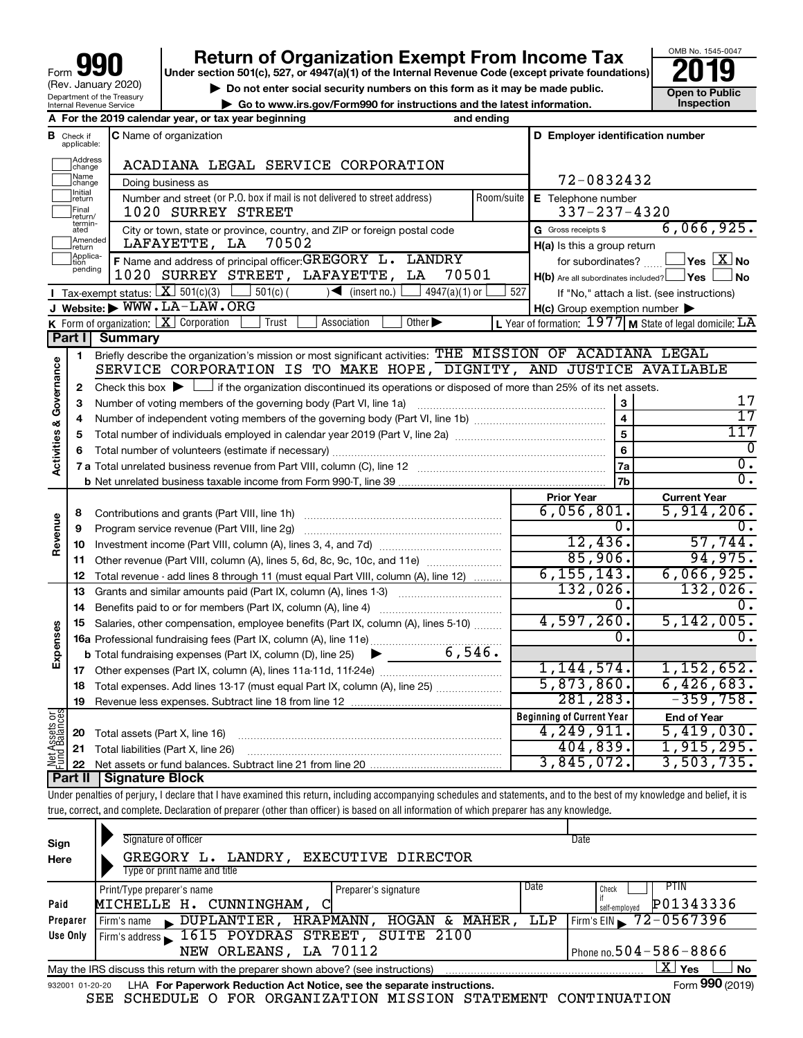Form **990** (Rev. January 2020) Department of the Treasury Internal Revenue Service

# Return of Organization Exempt From Income Tax

**Under section 501(c), 527, or 4947(a)(1) of the Internal Revenue Code (except private foundations)**

▶ Do not enter social security numbers on this form as it may be made public.

▶ Go to www.irs.gov/Form990 for instructions and the latest information.

OMB No. 1545-0047

**2019**

**Open to Public Inspection**

**A** For the 2019 calendar year, or tax year beginning and ending

**B** Check if applicable: Address change, Name change, Initial return, Final return/terminated, Amended return, Application pending

**C** Name of organization: ACADIANA LEGAL SERVICE CORPORATION

Doing business as

Number and street (or P.O. box if mail is not delivered to street address): 1020 SURREY STREET | Room/suite

City or town, state or province, country, and ZIP or foreign postal code: LAFAYETTE, LA 70502

**D** Employer identification number: 72-0832432

**E** Telephone number: 337-237-4320

**G** Gross receipts $ 6,066,925.

**F** Name and address of principal officer: GREGORY L. LANDRY, 1020 SURREY STREET, LAFAYETTE, LA 70501

**H(a)** Is this a group return for subordinates? Yes [ ] No [X]

**H(b)** Are all subordinates included? Yes [ ] No [ ] If "No," attach a list. (see instructions)

**H(c)** Group exemption number ▶

**I** Tax-exempt status: [X] 501(c)(3) [ ] 501(c) ( ) ◀ (insert no.) [ ] 4947(a)(1) or [ ] 527

**J** Website: ▶ WWW.LA-LAW.ORG

**K** Form of organization: [X] Corporation [ ] Trust [ ] Association [ ] Other ▶

**L** Year of formation: 1977 **M** State of legal domicile: LA

## Part I Summary

**Activities & Governance**

1 Briefly describe the organization's mission or most significant activities: THE MISSION OF ACADIANA LEGAL SERVICE CORPORATION IS TO MAKE HOPE, DIGNITY, AND JUSTICE AVAILABLE

2 Check this box ▶ [ ] if the organization discontinued its operations or disposed of more than 25% of its net assets.

| | | | |
|---|---|---|---|
| 3 | Number of voting members of the governing body (Part VI, line 1a) | 3 | 17 |
| 4 | Number of independent voting members of the governing body (Part VI, line 1b) | 4 | 17 |
| 5 | Total number of individuals employed in calendar year 2019 (Part V, line 2a) | 5 | 117 |
| 6 | Total number of volunteers (estimate if necessary) | 6 | 0 |
| 7a | Total unrelated business revenue from Part VIII, column (C), line 12 | 7a | 0. |
| b | Net unrelated business taxable income from Form 990-T, line 39 | 7b | 0. |

| | | | Prior Year | Current Year |
|---|---|---|---|---|
| **Revenue** | 8 | Contributions and grants (Part VIII, line 1h) | 6,056,801. | 5,914,206. |
| | 9 | Program service revenue (Part VIII, line 2g) | 0. | 0. |
| | 10 | Investment income (Part VIII, column (A), lines 3, 4, and 7d) | 12,436. | 57,744. |
| | 11 | Other revenue (Part VIII, column (A), lines 5, 6d, 8c, 9c, 10c, and 11e) | 85,906. | 94,975. |
| | 12 | Total revenue - add lines 8 through 11 (must equal Part VIII, column (A), line 12) | 6,155,143. | 6,066,925. |
| **Expenses** | 13 | Grants and similar amounts paid (Part IX, column (A), lines 1-3) | 132,026. | 132,026. |
| | 14 | Benefits paid to or for members (Part IX, column (A), line 4) | 0. | 0. |
| | 15 | Salaries, other compensation, employee benefits (Part IX, column (A), lines 5-10) | 4,597,260. | 5,142,005. |
| | 16a | Professional fundraising fees (Part IX, column (A), line 11e) | 0. | 0. |
| | b | Total fundraising expenses (Part IX, column (D), line 25) ▶ 6,546. | | |
| | 17 | Other expenses (Part IX, column (A), lines 11a-11d, 11f-24e) | 1,144,574. | 1,152,652. |
| | 18 | Total expenses. Add lines 13-17 (must equal Part IX, column (A), line 25) | 5,873,860. | 6,426,683. |
| | 19 | Revenue less expenses. Subtract line 18 from line 12 | 281,283. | -359,758. |

| | | | Beginning of Current Year | End of Year |
|---|---|---|---|---|
| **Net Assets or Fund Balances** | 20 | Total assets (Part X, line 16) | 4,249,911. | 5,419,030. |
| | 21 | Total liabilities (Part X, line 26) | 404,839. | 1,915,295. |
| | 22 | Net assets or fund balances. Subtract line 21 from line 20 | 3,845,072. | 3,503,735. |

## Part II Signature Block

Under penalties of perjury, I declare that I have examined this return, including accompanying schedules and statements, and to the best of my knowledge and belief, it is true, correct, and complete. Declaration of preparer (other than officer) is based on all information of which preparer has any knowledge.

**Sign Here**

Signature of officer | Date

GREGORY L. LANDRY, EXECUTIVE DIRECTOR

Type or print name and title

**Paid Preparer Use Only**

| Print/Type preparer's name | Preparer's signature | Date | Check [ ] if self-employed | PTIN |
|---|---|---|---|---|
| MICHELLE H. CUNNINGHAM, C | | | | P01343336 |

Firm's name ▶ DUPLANTIER, HRAPMANN, HOGAN & MAHER, LLP | Firm's EIN ▶ 72-0567396

Firm's address ▶ 1615 POYDRAS STREET, SUITE 2100, NEW ORLEANS, LA 70112 | Phone no. 504-586-8866

May the IRS discuss this return with the preparer shown above? (see instructions) [X] Yes [ ] No

932001 01-20-20 LHA For Paperwork Reduction Act Notice, see the separate instructions. Form **990** (2019)

SEE SCHEDULE O FOR ORGANIZATION MISSION STATEMENT CONTINUATION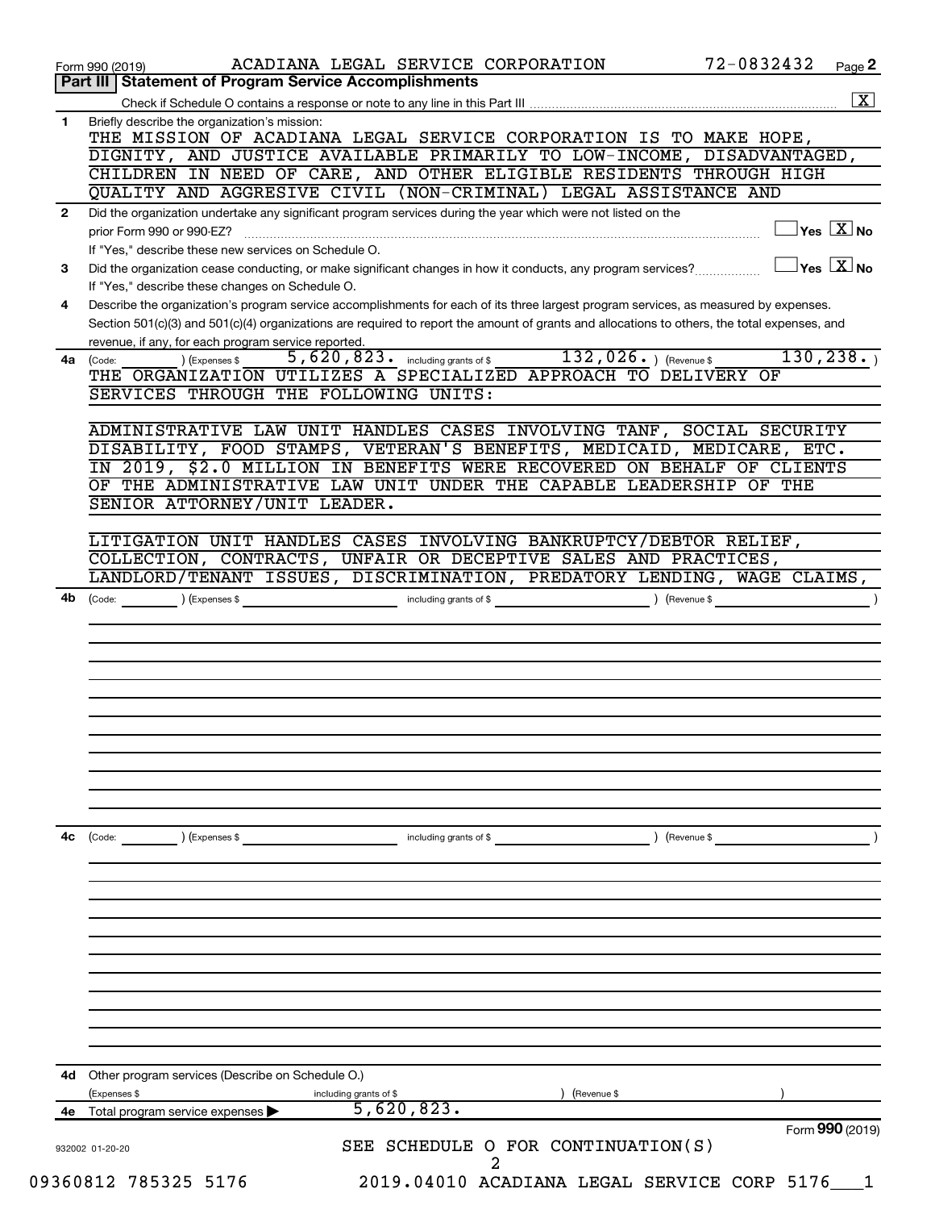Form 990 (2019) ACADIANA LEGAL SERVICE CORPORATION 72-0832432 Page 2

## Part III | Statement of Program Service Accomplishments

Check if Schedule O contains a response or note to any line in this Part III .......... [X]

**1** Briefly describe the organization's mission:

THE MISSION OF ACADIANA LEGAL SERVICE CORPORATION IS TO MAKE HOPE, DIGNITY, AND JUSTICE AVAILABLE PRIMARILY TO LOW-INCOME, DISADVANTAGED, CHILDREN IN NEED OF CARE, AND OTHER ELIGIBLE RESIDENTS THROUGH HIGH QUALITY AND AGGRESIVE CIVIL (NON-CRIMINAL) LEGAL ASSISTANCE AND

**2** Did the organization undertake any significant program services during the year which were not listed on the prior Form 990 or 990-EZ? .......... [ ] Yes [X] No

If "Yes," describe these new services on Schedule O.

**3** Did the organization cease conducting, or make significant changes in how it conducts, any program services? .......... [ ] Yes [X] No

If "Yes," describe these changes on Schedule O.

**4** Describe the organization's program service accomplishments for each of its three largest program services, as measured by expenses. Section 501(c)(3) and 501(c)(4) organizations are required to report the amount of grants and allocations to others, the total expenses, and revenue, if any, for each program service reported.

**4a** (Code: ) (Expenses $ 5,620,823. including grants of $ 132,026. ) (Revenue $ 130,238. )

THE ORGANIZATION UTILIZES A SPECIALIZED APPROACH TO DELIVERY OF SERVICES THROUGH THE FOLLOWING UNITS:

ADMINISTRATIVE LAW UNIT HANDLES CASES INVOLVING TANF, SOCIAL SECURITY DISABILITY, FOOD STAMPS, VETERAN'S BENEFITS, MEDICAID, MEDICARE, ETC. IN 2019, $2.0 MILLION IN BENEFITS WERE RECOVERED ON BEHALF OF CLIENTS OF THE ADMINISTRATIVE LAW UNIT UNDER THE CAPABLE LEADERSHIP OF THE SENIOR ATTORNEY/UNIT LEADER.

LITIGATION UNIT HANDLES CASES INVOLVING BANKRUPTCY/DEBTOR RELIEF, COLLECTION, CONTRACTS, UNFAIR OR DECEPTIVE SALES AND PRACTICES, LANDLORD/TENANT ISSUES, DISCRIMINATION, PREDATORY LENDING, WAGE CLAIMS,

**4b** (Code: ) (Expenses $ including grants of $ ) (Revenue $ )

**4c** (Code: ) (Expenses $ including grants of $ ) (Revenue $ )

**4d** Other program services (Describe on Schedule O.)

(Expenses $ including grants of $ ) (Revenue $ )

**4e** Total program service expenses ▶ 5,620,823.

Form **990** (2019)

932002 01-20-20

SEE SCHEDULE O FOR CONTINUATION(S)

09360812 785325 5176 2019.04010 ACADIANA LEGAL SERVICE CORP 5176___1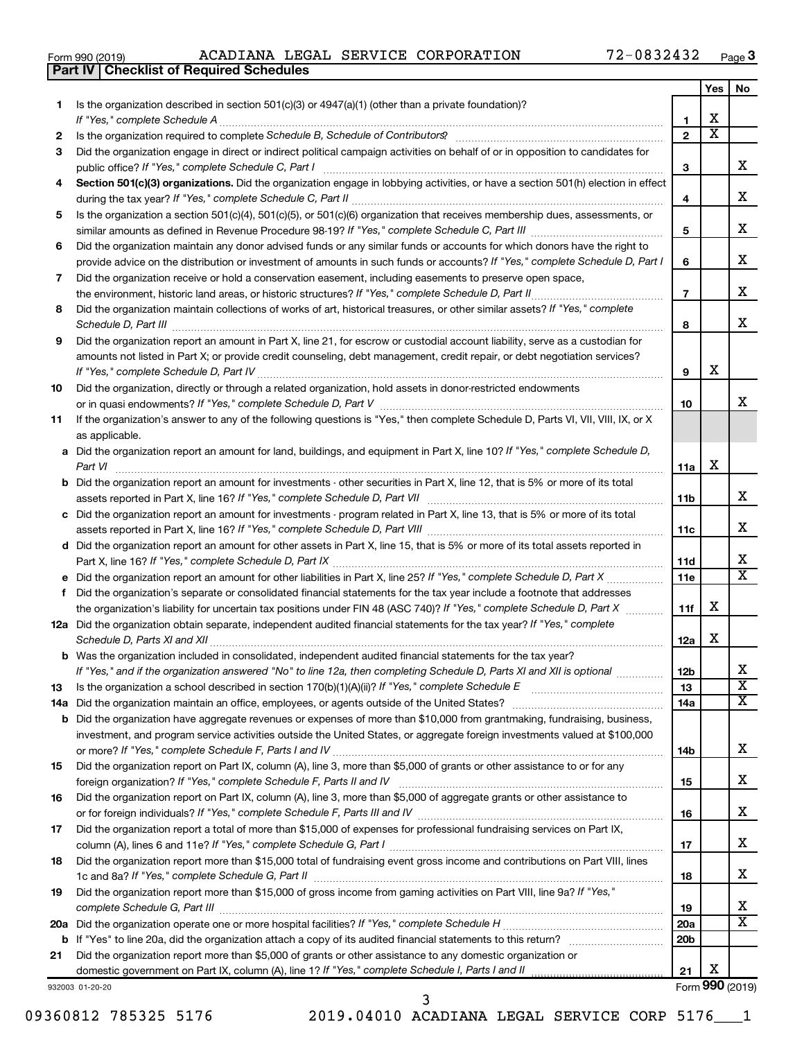Form 990 (2019) ACADIANA LEGAL SERVICE CORPORATION 72-0832432 Page 3

**Part IV | Checklist of Required Schedules**

| | | | Yes | No |
|---|---|---|---|---|
| 1 | Is the organization described in section 501(c)(3) or 4947(a)(1) (other than a private foundation)? *If "Yes," complete Schedule A* | 1 | X | |
| 2 | Is the organization required to complete *Schedule B, Schedule of Contributors*? | 2 | X | |
| 3 | Did the organization engage in direct or indirect political campaign activities on behalf of or in opposition to candidates for public office? *If "Yes," complete Schedule C, Part I* | 3 | | X |
| 4 | **Section 501(c)(3) organizations.** Did the organization engage in lobbying activities, or have a section 501(h) election in effect during the tax year? *If "Yes," complete Schedule C, Part II* | 4 | | X |
| 5 | Is the organization a section 501(c)(4), 501(c)(5), or 501(c)(6) organization that receives membership dues, assessments, or similar amounts as defined in Revenue Procedure 98-19? *If "Yes," complete Schedule C, Part III* | 5 | | X |
| 6 | Did the organization maintain any donor advised funds or any similar funds or accounts for which donors have the right to provide advice on the distribution or investment of amounts in such funds or accounts? *If "Yes," complete Schedule D, Part I* | 6 | | X |
| 7 | Did the organization receive or hold a conservation easement, including easements to preserve open space, the environment, historic land areas, or historic structures? *If "Yes," complete Schedule D, Part II* | 7 | | X |
| 8 | Did the organization maintain collections of works of art, historical treasures, or other similar assets? *If "Yes," complete Schedule D, Part III* | 8 | | X |
| 9 | Did the organization report an amount in Part X, line 21, for escrow or custodial account liability, serve as a custodian for amounts not listed in Part X; or provide credit counseling, debt management, credit repair, or debt negotiation services? *If "Yes," complete Schedule D, Part IV* | 9 | X | |
| 10 | Did the organization, directly or through a related organization, hold assets in donor-restricted endowments or in quasi endowments? *If "Yes," complete Schedule D, Part V* | 10 | | X |
| 11 | If the organization's answer to any of the following questions is "Yes," then complete Schedule D, Parts VI, VII, VIII, IX, or X as applicable. | | | |
| a | Did the organization report an amount for land, buildings, and equipment in Part X, line 10? *If "Yes," complete Schedule D, Part VI* | 11a | X | |
| b | Did the organization report an amount for investments - other securities in Part X, line 12, that is 5% or more of its total assets reported in Part X, line 16? *If "Yes," complete Schedule D, Part VII* | 11b | | X |
| c | Did the organization report an amount for investments - program related in Part X, line 13, that is 5% or more of its total assets reported in Part X, line 16? *If "Yes," complete Schedule D, Part VIII* | 11c | | X |
| d | Did the organization report an amount for other assets in Part X, line 15, that is 5% or more of its total assets reported in Part X, line 16? *If "Yes," complete Schedule D, Part IX* | 11d | | X |
| e | Did the organization report an amount for other liabilities in Part X, line 25? *If "Yes," complete Schedule D, Part X* | 11e | | X |
| f | Did the organization's separate or consolidated financial statements for the tax year include a footnote that addresses the organization's liability for uncertain tax positions under FIN 48 (ASC 740)? *If "Yes," complete Schedule D, Part X* | 11f | X | |
| 12a | Did the organization obtain separate, independent audited financial statements for the tax year? *If "Yes," complete Schedule D, Parts XI and XII* | 12a | X | |
| b | Was the organization included in consolidated, independent audited financial statements for the tax year? *If "Yes," and if the organization answered "No" to line 12a, then completing Schedule D, Parts XI and XII is optional* | 12b | | X |
| 13 | Is the organization a school described in section 170(b)(1)(A)(ii)? *If "Yes," complete Schedule E* | 13 | | X |
| 14a | Did the organization maintain an office, employees, or agents outside of the United States? | 14a | | X |
| b | Did the organization have aggregate revenues or expenses of more than $10,000 from grantmaking, fundraising, business, investment, and program service activities outside the United States, or aggregate foreign investments valued at $100,000 or more? *If "Yes," complete Schedule F, Parts I and IV* | 14b | | X |
| 15 | Did the organization report on Part IX, column (A), line 3, more than $5,000 of grants or other assistance to or for any foreign organization? *If "Yes," complete Schedule F, Parts II and IV* | 15 | | X |
| 16 | Did the organization report on Part IX, column (A), line 3, more than $5,000 of aggregate grants or other assistance to or for foreign individuals? *If "Yes," complete Schedule F, Parts III and IV* | 16 | | X |
| 17 | Did the organization report a total of more than $15,000 of expenses for professional fundraising services on Part IX, column (A), lines 6 and 11e? *If "Yes," complete Schedule G, Part I* | 17 | | X |
| 18 | Did the organization report more than $15,000 total of fundraising event gross income and contributions on Part VIII, lines 1c and 8a? *If "Yes," complete Schedule G, Part II* | 18 | | X |
| 19 | Did the organization report more than $15,000 of gross income from gaming activities on Part VIII, line 9a? *If "Yes," complete Schedule G, Part III* | 19 | | X |
| 20a | Did the organization operate one or more hospital facilities? *If "Yes," complete Schedule H* | 20a | | X |
| b | If "Yes" to line 20a, did the organization attach a copy of its audited financial statements to this return? | 20b | | |
| 21 | Did the organization report more than $5,000 of grants or other assistance to any domestic organization or domestic government on Part IX, column (A), line 1? *If "Yes," complete Schedule I, Parts I and II* | 21 | X | |

932003 01-20-20 Form **990** (2019)

09360812 785325 5176 2019.04010 ACADIANA LEGAL SERVICE CORP 5176___1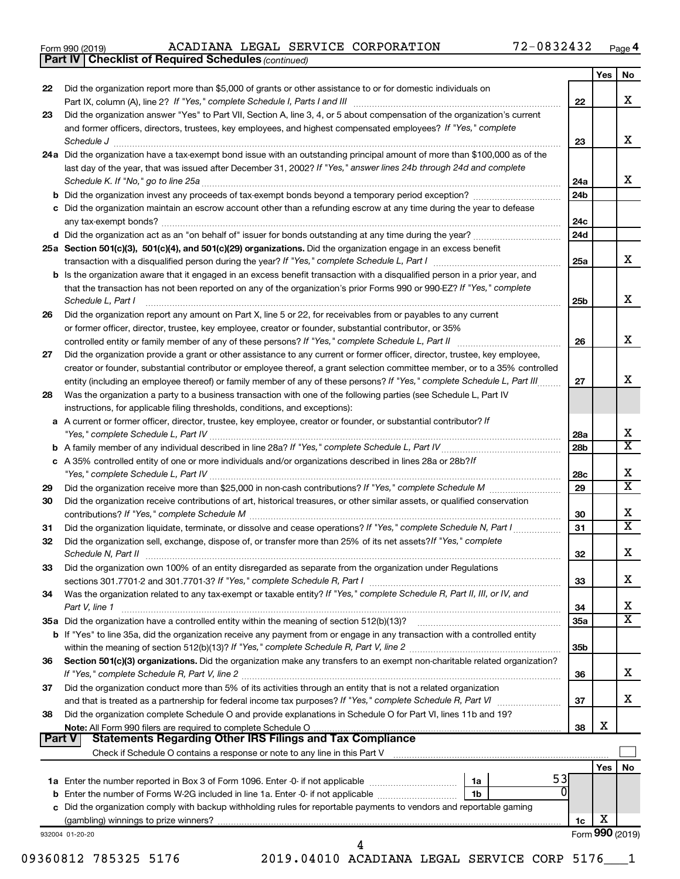Form 990 (2019) ACADIANA LEGAL SERVICE CORPORATION 72-0832432 Page 4

**Part IV | Checklist of Required Schedules** *(continued)*

| | | | Yes | No |
|---|---|---|---|---|
| 22 | Did the organization report more than $5,000 of grants or other assistance to or for domestic individuals on Part IX, column (A), line 2? *If "Yes," complete Schedule I, Parts I and III* | 22 | | X |
| 23 | Did the organization answer "Yes" to Part VII, Section A, line 3, 4, or 5 about compensation of the organization's current and former officers, directors, trustees, key employees, and highest compensated employees? *If "Yes," complete Schedule J* | 23 | | X |
| 24a | Did the organization have a tax-exempt bond issue with an outstanding principal amount of more than $100,000 as of the last day of the year, that was issued after December 31, 2002? *If "Yes," answer lines 24b through 24d and complete Schedule K. If "No," go to line 25a* | 24a | | X |
| b | Did the organization invest any proceeds of tax-exempt bonds beyond a temporary period exception? | 24b | | |
| c | Did the organization maintain an escrow account other than a refunding escrow at any time during the year to defease any tax-exempt bonds? | 24c | | |
| d | Did the organization act as an "on behalf of" issuer for bonds outstanding at any time during the year? | 24d | | |
| 25a | **Section 501(c)(3), 501(c)(4), and 501(c)(29) organizations.** Did the organization engage in an excess benefit transaction with a disqualified person during the year? *If "Yes," complete Schedule L, Part I* | 25a | | X |
| b | Is the organization aware that it engaged in an excess benefit transaction with a disqualified person in a prior year, and that the transaction has not been reported on any of the organization's prior Forms 990 or 990-EZ? *If "Yes," complete Schedule L, Part I* | 25b | | X |
| 26 | Did the organization report any amount on Part X, line 5 or 22, for receivables from or payables to any current or former officer, director, trustee, key employee, creator or founder, substantial contributor, or 35% controlled entity or family member of any of these persons? *If "Yes," complete Schedule L, Part II* | 26 | | X |
| 27 | Did the organization provide a grant or other assistance to any current or former officer, director, trustee, key employee, creator or founder, substantial contributor or employee thereof, a grant selection committee member, or to a 35% controlled entity (including an employee thereof) or family member of any of these persons? *If "Yes," complete Schedule L, Part III* | 27 | | X |
| 28 | Was the organization a party to a business transaction with one of the following parties (see Schedule L, Part IV instructions, for applicable filing thresholds, conditions, and exceptions): | | | |
| a | A current or former officer, director, trustee, key employee, creator or founder, or substantial contributor? *If "Yes," complete Schedule L, Part IV* | 28a | | X |
| b | A family member of any individual described in line 28a? *If "Yes," complete Schedule L, Part IV* | 28b | | X |
| c | A 35% controlled entity of one or more individuals and/or organizations described in lines 28a or 28b? *If "Yes," complete Schedule L, Part IV* | 28c | | X |
| 29 | Did the organization receive more than $25,000 in non-cash contributions? *If "Yes," complete Schedule M* | 29 | | X |
| 30 | Did the organization receive contributions of art, historical treasures, or other similar assets, or qualified conservation contributions? *If "Yes," complete Schedule M* | 30 | | X |
| 31 | Did the organization liquidate, terminate, or dissolve and cease operations? *If "Yes," complete Schedule N, Part I* | 31 | | X |
| 32 | Did the organization sell, exchange, dispose of, or transfer more than 25% of its net assets? *If "Yes," complete Schedule N, Part II* | 32 | | X |
| 33 | Did the organization own 100% of an entity disregarded as separate from the organization under Regulations sections 301.7701-2 and 301.7701-3? *If "Yes," complete Schedule R, Part I* | 33 | | X |
| 34 | Was the organization related to any tax-exempt or taxable entity? *If "Yes," complete Schedule R, Part II, III, or IV, and Part V, line 1* | 34 | | X |
| 35a | Did the organization have a controlled entity within the meaning of section 512(b)(13)? | 35a | | X |
| b | If "Yes" to line 35a, did the organization receive any payment from or engage in any transaction with a controlled entity within the meaning of section 512(b)(13)? *If "Yes," complete Schedule R, Part V, line 2* | 35b | | |
| 36 | **Section 501(c)(3) organizations.** Did the organization make any transfers to an exempt non-charitable related organization? *If "Yes," complete Schedule R, Part V, line 2* | 36 | | X |
| 37 | Did the organization conduct more than 5% of its activities through an entity that is not a related organization and that is treated as a partnership for federal income tax purposes? *If "Yes," complete Schedule R, Part VI* | 37 | | X |
| 38 | Did the organization complete Schedule O and provide explanations in Schedule O for Part VI, lines 11b and 19? **Note:** All Form 990 filers are required to complete Schedule O | 38 | X | |

**Part V | Statements Regarding Other IRS Filings and Tax Compliance**

Check if Schedule O contains a response or note to any line in this Part V ☐

| | | | | | Yes | No |
|---|---|---|---|---|---|---|
| 1a | Enter the number reported in Box 3 of Form 1096. Enter -0- if not applicable | 1a | 53 | | | |
| b | Enter the number of Forms W-2G included in line 1a. Enter -0- if not applicable | 1b | 0 | | | |
| c | Did the organization comply with backup withholding rules for reportable payments to vendors and reportable gaming (gambling) winnings to prize winners? | | | 1c | X | |

932004 01-20-20 Form **990** (2019)

09360812 785325 5176 2019.04010 ACADIANA LEGAL SERVICE CORP 5176___1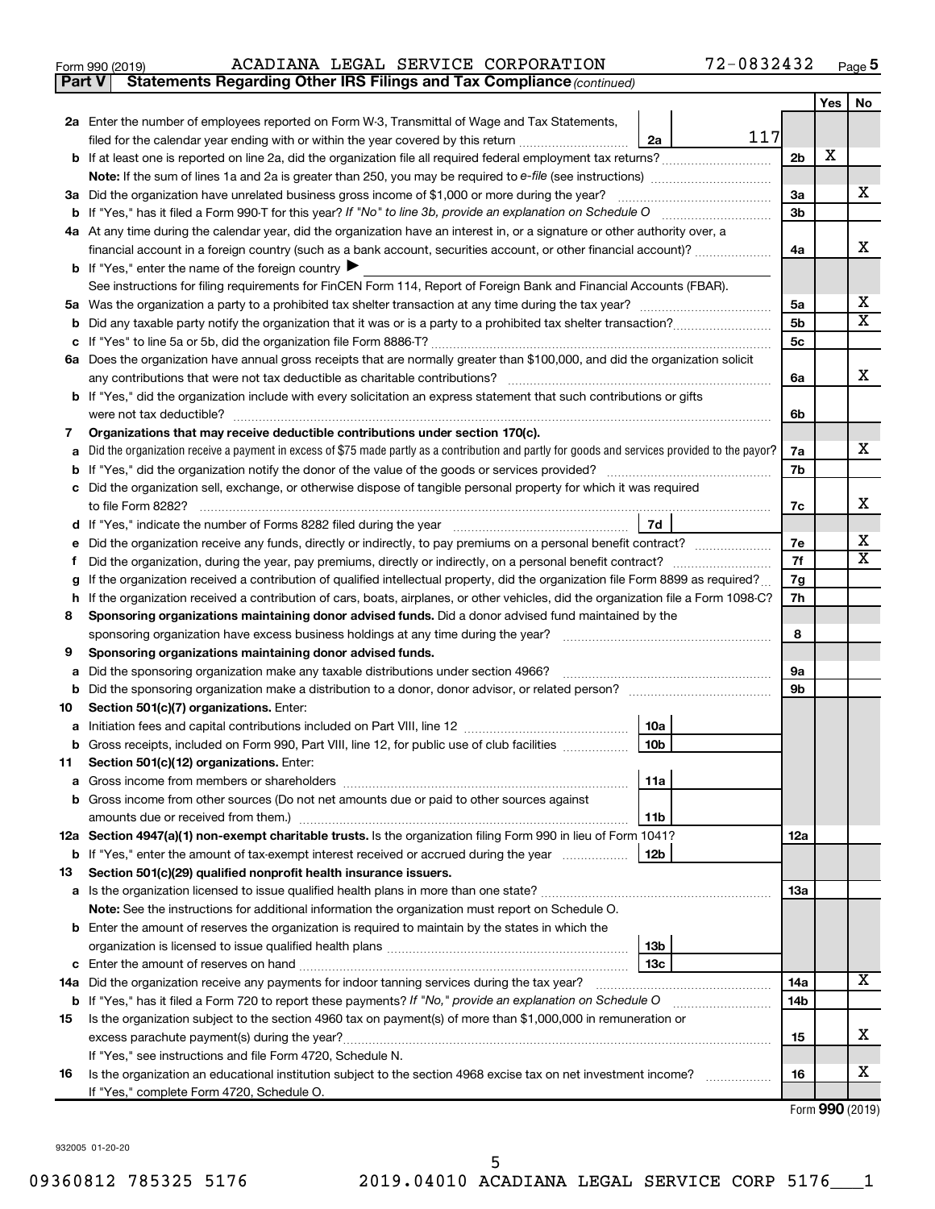Form 990 (2019) ACADIANA LEGAL SERVICE CORPORATION 72-0832432 Page 5

**Part V Statements Regarding Other IRS Filings and Tax Compliance** *(continued)*

| | | | | | Yes | No |
|---|---|---|---|---|---|---|
| **2a** | Enter the number of employees reported on Form W-3, Transmittal of Wage and Tax Statements, filed for the calendar year ending with or within the year covered by this return | 2a | 117 | | | |
| **b** | If at least one is reported on line 2a, did the organization file all required federal employment tax returns? | | | 2b | X | |
| | **Note:** If the sum of lines 1a and 2a is greater than 250, you may be required to *e-file* (see instructions) | | | | | |
| **3a** | Did the organization have unrelated business gross income of $1,000 or more during the year? | | | 3a | | X |
| **b** | If "Yes," has it filed a Form 990-T for this year? *If "No" to line 3b, provide an explanation on Schedule O* | | | 3b | | |
| **4a** | At any time during the calendar year, did the organization have an interest in, or a signature or other authority over, a financial account in a foreign country (such as a bank account, securities account, or other financial account)? | | | 4a | | X |
| **b** | If "Yes," enter the name of the foreign country ▶ | | | | | |
| | See instructions for filing requirements for FinCEN Form 114, Report of Foreign Bank and Financial Accounts (FBAR). | | | | | |
| **5a** | Was the organization a party to a prohibited tax shelter transaction at any time during the tax year? | | | 5a | | X |
| **b** | Did any taxable party notify the organization that it was or is a party to a prohibited tax shelter transaction? | | | 5b | | X |
| **c** | If "Yes" to line 5a or 5b, did the organization file Form 8886-T? | | | 5c | | |
| **6a** | Does the organization have annual gross receipts that are normally greater than $100,000, and did the organization solicit any contributions that were not tax deductible as charitable contributions? | | | 6a | | X |
| **b** | If "Yes," did the organization include with every solicitation an express statement that such contributions or gifts were not tax deductible? | | | 6b | | |
| **7** | **Organizations that may receive deductible contributions under section 170(c).** | | | | | |
| **a** | Did the organization receive a payment in excess of $75 made partly as a contribution and partly for goods and services provided to the payor? | | | 7a | | X |
| **b** | If "Yes," did the organization notify the donor of the value of the goods or services provided? | | | 7b | | |
| **c** | Did the organization sell, exchange, or otherwise dispose of tangible personal property for which it was required to file Form 8282? | | | 7c | | X |
| **d** | If "Yes," indicate the number of Forms 8282 filed during the year | 7d | | | | |
| **e** | Did the organization receive any funds, directly or indirectly, to pay premiums on a personal benefit contract? | | | 7e | | X |
| **f** | Did the organization, during the year, pay premiums, directly or indirectly, on a personal benefit contract? | | | 7f | | X |
| **g** | If the organization received a contribution of qualified intellectual property, did the organization file Form 8899 as required? | | | 7g | | |
| **h** | If the organization received a contribution of cars, boats, airplanes, or other vehicles, did the organization file a Form 1098-C? | | | 7h | | |
| **8** | **Sponsoring organizations maintaining donor advised funds.** Did a donor advised fund maintained by the sponsoring organization have excess business holdings at any time during the year? | | | 8 | | |
| **9** | **Sponsoring organizations maintaining donor advised funds.** | | | | | |
| **a** | Did the sponsoring organization make any taxable distributions under section 4966? | | | 9a | | |
| **b** | Did the sponsoring organization make a distribution to a donor, donor advisor, or related person? | | | 9b | | |
| **10** | **Section 501(c)(7) organizations.** Enter: | | | | | |
| **a** | Initiation fees and capital contributions included on Part VIII, line 12 | 10a | | | | |
| **b** | Gross receipts, included on Form 990, Part VIII, line 12, for public use of club facilities | 10b | | | | |
| **11** | **Section 501(c)(12) organizations.** Enter: | | | | | |
| **a** | Gross income from members or shareholders | 11a | | | | |
| **b** | Gross income from other sources (Do not net amounts due or paid to other sources against amounts due or received from them.) | 11b | | | | |
| **12a** | **Section 4947(a)(1) non-exempt charitable trusts.** Is the organization filing Form 990 in lieu of Form 1041? | | | 12a | | |
| **b** | If "Yes," enter the amount of tax-exempt interest received or accrued during the year | 12b | | | | |
| **13** | **Section 501(c)(29) qualified nonprofit health insurance issuers.** | | | | | |
| **a** | Is the organization licensed to issue qualified health plans in more than one state? | | | 13a | | |
| | **Note:** See the instructions for additional information the organization must report on Schedule O. | | | | | |
| **b** | Enter the amount of reserves the organization is required to maintain by the states in which the organization is licensed to issue qualified health plans | 13b | | | | |
| **c** | Enter the amount of reserves on hand | 13c | | | | |
| **14a** | Did the organization receive any payments for indoor tanning services during the tax year? | | | 14a | | X |
| **b** | If "Yes," has it filed a Form 720 to report these payments? *If "No," provide an explanation on Schedule O* | | | 14b | | |
| **15** | Is the organization subject to the section 4960 tax on payment(s) of more than $1,000,000 in remuneration or excess parachute payment(s) during the year? | | | 15 | | X |
| | If "Yes," see instructions and file Form 4720, Schedule N. | | | | | |
| **16** | Is the organization an educational institution subject to the section 4968 excise tax on net investment income? | | | 16 | | X |
| | If "Yes," complete Form 4720, Schedule O. | | | | | |

Form **990** (2019)

932005 01-20-20

09360812 785325 5176 2019.04010 ACADIANA LEGAL SERVICE CORP 5176___1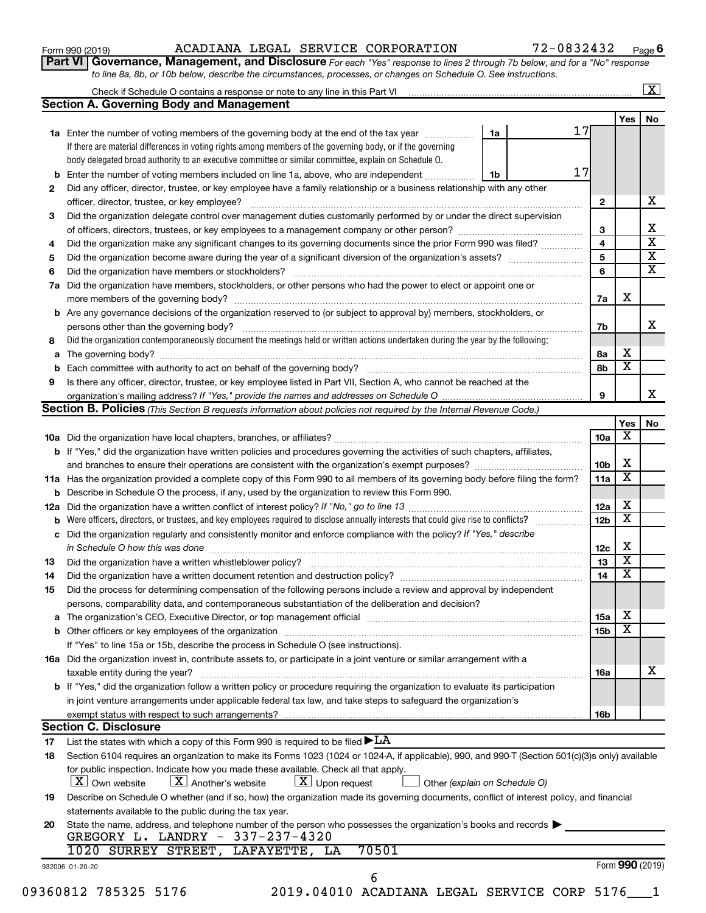Form 990 (2019) ACADIANA LEGAL SERVICE CORPORATION 72-0832432 Page **6**

**Part VI Governance, Management, and Disclosure** *For each "Yes" response to lines 2 through 7b below, and for a "No" response to line 8a, 8b, or 10b below, describe the circumstances, processes, or changes on Schedule O. See instructions.*

Check if Schedule O contains a response or note to any line in this Part VI .......... [X]

**Section A. Governing Body and Management**

| | | | | Yes | No |
|---|---|---|---|---|---|
| **1a** | Enter the number of voting members of the governing body at the end of the tax year .......... **1a** 17 <br> If there are material differences in voting rights among members of the governing body, or if the governing body delegated broad authority to an executive committee or similar committee, explain on Schedule O. | | | | |
| **b** | Enter the number of voting members included on line 1a, above, who are independent .......... **1b** 17 | | | | |
| **2** | Did any officer, director, trustee, or key employee have a family relationship or a business relationship with any other officer, director, trustee, or key employee? | | **2** | | X |
| **3** | Did the organization delegate control over management duties customarily performed by or under the direct supervision of officers, directors, trustees, or key employees to a management company or other person? | | **3** | | X |
| **4** | Did the organization make any significant changes to its governing documents since the prior Form 990 was filed? | | **4** | | X |
| **5** | Did the organization become aware during the year of a significant diversion of the organization's assets? | | **5** | | X |
| **6** | Did the organization have members or stockholders? | | **6** | | X |
| **7a** | Did the organization have members, stockholders, or other persons who had the power to elect or appoint one or more members of the governing body? | | **7a** | X | |
| **b** | Are any governance decisions of the organization reserved to (or subject to approval by) members, stockholders, or persons other than the governing body? | | **7b** | | X |
| **8** | Did the organization contemporaneously document the meetings held or written actions undertaken during the year by the following: | | | | |
| **a** | The governing body? | | **8a** | X | |
| **b** | Each committee with authority to act on behalf of the governing body? | | **8b** | X | |
| **9** | Is there any officer, director, trustee, or key employee listed in Part VII, Section A, who cannot be reached at the organization's mailing address? *If "Yes," provide the names and addresses on Schedule O* | | **9** | | X |

**Section B. Policies** *(This Section B requests information about policies not required by the Internal Revenue Code.)*

| | | | Yes | No |
|---|---|---|---|---|
| **10a** | Did the organization have local chapters, branches, or affiliates? | **10a** | X | |
| **b** | If "Yes," did the organization have written policies and procedures governing the activities of such chapters, affiliates, and branches to ensure their operations are consistent with the organization's exempt purposes? | **10b** | X | |
| **11a** | Has the organization provided a complete copy of this Form 990 to all members of its governing body before filing the form? | **11a** | X | |
| **b** | Describe in Schedule O the process, if any, used by the organization to review this Form 990. | | | |
| **12a** | Did the organization have a written conflict of interest policy? *If "No," go to line 13* | **12a** | X | |
| **b** | Were officers, directors, or trustees, and key employees required to disclose annually interests that could give rise to conflicts? | **12b** | X | |
| **c** | Did the organization regularly and consistently monitor and enforce compliance with the policy? *If "Yes," describe in Schedule O how this was done* | **12c** | X | |
| **13** | Did the organization have a written whistleblower policy? | **13** | X | |
| **14** | Did the organization have a written document retention and destruction policy? | **14** | X | |
| **15** | Did the process for determining compensation of the following persons include a review and approval by independent persons, comparability data, and contemporaneous substantiation of the deliberation and decision? | | | |
| **a** | The organization's CEO, Executive Director, or top management official | **15a** | X | |
| **b** | Other officers or key employees of the organization | **15b** | X | |
| | If "Yes" to line 15a or 15b, describe the process in Schedule O (see instructions). | | | |
| **16a** | Did the organization invest in, contribute assets to, or participate in a joint venture or similar arrangement with a taxable entity during the year? | **16a** | | X |
| **b** | If "Yes," did the organization follow a written policy or procedure requiring the organization to evaluate its participation in joint venture arrangements under applicable federal tax law, and take steps to safeguard the organization's exempt status with respect to such arrangements? | **16b** | | |

**Section C. Disclosure**

**17** List the states with which a copy of this Form 990 is required to be filed ▶LA

**18** Section 6104 requires an organization to make its Forms 1023 (1024 or 1024-A, if applicable), 990, and 990-T (Section 501(c)(3)s only) available for public inspection. Indicate how you made these available. Check all that apply.

[X] Own website [X] Another's website [X] Upon request [ ] Other *(explain on Schedule O)*

**19** Describe on Schedule O whether (and if so, how) the organization made its governing documents, conflict of interest policy, and financial statements available to the public during the tax year.

**20** State the name, address, and telephone number of the person who possesses the organization's books and records ▶

GREGORY L. LANDRY - 337-237-4320
1020 SURREY STREET, LAFAYETTE, LA 70501

932006 01-20-20 Form **990** (2019)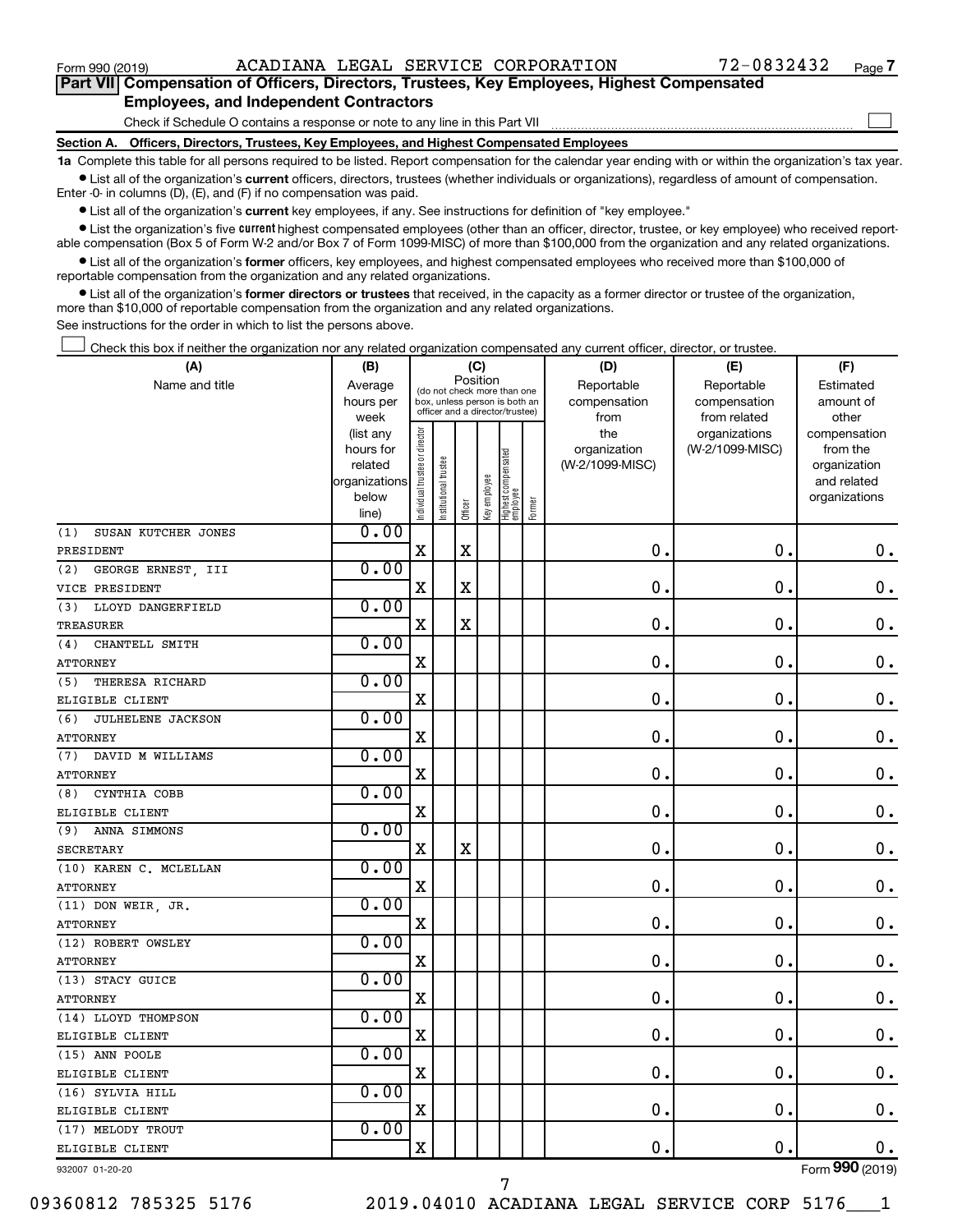Form 990 (2019) ACADIANA LEGAL SERVICE CORPORATION 72-0832432 Page 7

## Part VII Compensation of Officers, Directors, Trustees, Key Employees, Highest Compensated Employees, and Independent Contractors

Check if Schedule O contains a response or note to any line in this Part VII

### Section A. Officers, Directors, Trustees, Key Employees, and Highest Compensated Employees

**1a** Complete this table for all persons required to be listed. Report compensation for the calendar year ending with or within the organization's tax year.

- List all of the organization's **current** officers, directors, trustees (whether individuals or organizations), regardless of amount of compensation. Enter -0- in columns (D), (E), and (F) if no compensation was paid.
- List all of the organization's **current** key employees, if any. See instructions for definition of "key employee."
- List the organization's five **current** highest compensated employees (other than an officer, director, trustee, or key employee) who received reportable compensation (Box 5 of Form W-2 and/or Box 7 of Form 1099-MISC) of more than $100,000 from the organization and any related organizations.
- List all of the organization's **former** officers, key employees, and highest compensated employees who received more than $100,000 of reportable compensation from the organization and any related organizations.
- List all of the organization's **former directors or trustees** that received, in the capacity as a former director or trustee of the organization, more than $10,000 of reportable compensation from the organization and any related organizations.

See instructions for the order in which to list the persons above.

Check this box if neither the organization nor any related organization compensated any current officer, director, or trustee.

| (A) Name and title | (B) Average hours per week (list any hours for related organizations below line) | (C) Position: Individual trustee or director | Institutional trustee | Officer | Key employee | Highest compensated employee | Former | (D) Reportable compensation from the organization (W-2/1099-MISC) | (E) Reportable compensation from related organizations (W-2/1099-MISC) | (F) Estimated amount of other compensation from the organization and related organizations |
|---|---|---|---|---|---|---|---|---|---|---|
| (1) SUSAN KUTCHER JONES<br>PRESIDENT | 0.00 | X | | X | | | | 0. | 0. | 0. |
| (2) GEORGE ERNEST, III<br>VICE PRESIDENT | 0.00 | X | | X | | | | 0. | 0. | 0. |
| (3) LLOYD DANGERFIELD<br>TREASURER | 0.00 | X | | X | | | | 0. | 0. | 0. |
| (4) CHANTELL SMITH<br>ATTORNEY | 0.00 | X | | | | | | 0. | 0. | 0. |
| (5) THERESA RICHARD<br>ELIGIBLE CLIENT | 0.00 | X | | | | | | 0. | 0. | 0. |
| (6) JULHELENE JACKSON<br>ATTORNEY | 0.00 | X | | | | | | 0. | 0. | 0. |
| (7) DAVID M WILLIAMS<br>ATTORNEY | 0.00 | X | | | | | | 0. | 0. | 0. |
| (8) CYNTHIA COBB<br>ELIGIBLE CLIENT | 0.00 | X | | | | | | 0. | 0. | 0. |
| (9) ANNA SIMMONS<br>SECRETARY | 0.00 | X | | X | | | | 0. | 0. | 0. |
| (10) KAREN C. MCLELLAN<br>ATTORNEY | 0.00 | X | | | | | | 0. | 0. | 0. |
| (11) DON WEIR, JR.<br>ATTORNEY | 0.00 | X | | | | | | 0. | 0. | 0. |
| (12) ROBERT OWSLEY<br>ATTORNEY | 0.00 | X | | | | | | 0. | 0. | 0. |
| (13) STACY GUICE<br>ATTORNEY | 0.00 | X | | | | | | 0. | 0. | 0. |
| (14) LLOYD THOMPSON<br>ELIGIBLE CLIENT | 0.00 | X | | | | | | 0. | 0. | 0. |
| (15) ANN POOLE<br>ELIGIBLE CLIENT | 0.00 | X | | | | | | 0. | 0. | 0. |
| (16) SYLVIA HILL<br>ELIGIBLE CLIENT | 0.00 | X | | | | | | 0. | 0. | 0. |
| (17) MELODY TROUT<br>ELIGIBLE CLIENT | 0.00 | X | | | | | | 0. | 0. | 0. |

932007 01-20-20 Form 990 (2019)

09360812 785325 5176 2019.04010 ACADIANA LEGAL SERVICE CORP 5176___1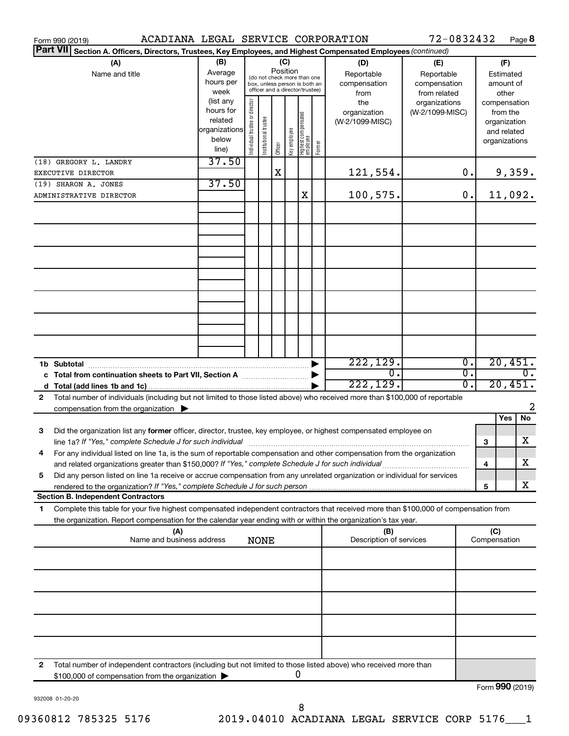Form 990 (2019) ACADIANA LEGAL SERVICE CORPORATION 72-0832432 Page **8**

**Part VII** **Section A. Officers, Directors, Trustees, Key Employees, and Highest Compensated Employees** *(continued)*

| (A) Name and title | (B) Average hours per week (list any hours for related organizations below line) | (C) Position (do not check more than one box, unless person is both an officer and a director/trustee) | | | | | | (D) Reportable compensation from the organization (W-2/1099-MISC) | (E) Reportable compensation from related organizations (W-2/1099-MISC) | (F) Estimated amount of other compensation from the organization and related organizations |
|---|---|---|---|---|---|---|---|---|---|---|
| | | Individual trustee or director | Institutional trustee | Officer | Key employee | Highest compensated employee | Former | | | |
| (18) GREGORY L. LANDRY<br>EXECUTIVE DIRECTOR | 37.50 | | | X | | | | 121,554. | 0. | 9,359. |
| (19) SHARON A. JONES<br>ADMINISTRATIVE DIRECTOR | 37.50 | | | | | X | | 100,575. | 0. | 11,092. |
| | | | | | | | | | | |
| | | | | | | | | | | |
| | | | | | | | | | | |
| | | | | | | | | | | |
| | | | | | | | | | | |
| | | | | | | | | | | |
| | | | | | | | | | | |
| **1b Subtotal** | | | | | | | | 222,129. | 0. | 20,451. |
| **c Total from continuation sheets to Part VII, Section A** | | | | | | | | 0. | 0. | 0. |
| **d Total (add lines 1b and 1c)** | | | | | | | | 222,129. | 0. | 20,451. |

**2** Total number of individuals (including but not limited to those listed above) who received more than $100,000 of reportable compensation from the organization ▶ 2

| | | | Yes | No |
|---|---|---|---|---|
| **3** | Did the organization list any **former** officer, director, trustee, key employee, or highest compensated employee on line 1a? *If "Yes," complete Schedule J for such individual* | 3 | | X |
| **4** | For any individual listed on line 1a, is the sum of reportable compensation and other compensation from the organization and related organizations greater than $150,000? *If "Yes," complete Schedule J for such individual* | 4 | | X |
| **5** | Did any person listed on line 1a receive or accrue compensation from any unrelated organization or individual for services rendered to the organization? *If "Yes," complete Schedule J for such person* | 5 | | X |

**Section B. Independent Contractors**

**1** Complete this table for your five highest compensated independent contractors that received more than $100,000 of compensation from the organization. Report compensation for the calendar year ending with or within the organization's tax year.

| (A) Name and business address | (B) Description of services | (C) Compensation |
|---|---|---|
| NONE | | |
| | | |
| | | |
| | | |
| | | |

**2** Total number of independent contractors (including but not limited to those listed above) who received more than $100,000 of compensation from the organization ▶ 0

Form **990** (2019)

932008 01-20-20

09360812 785325 5176 2019.04010 ACADIANA LEGAL SERVICE CORP 5176___1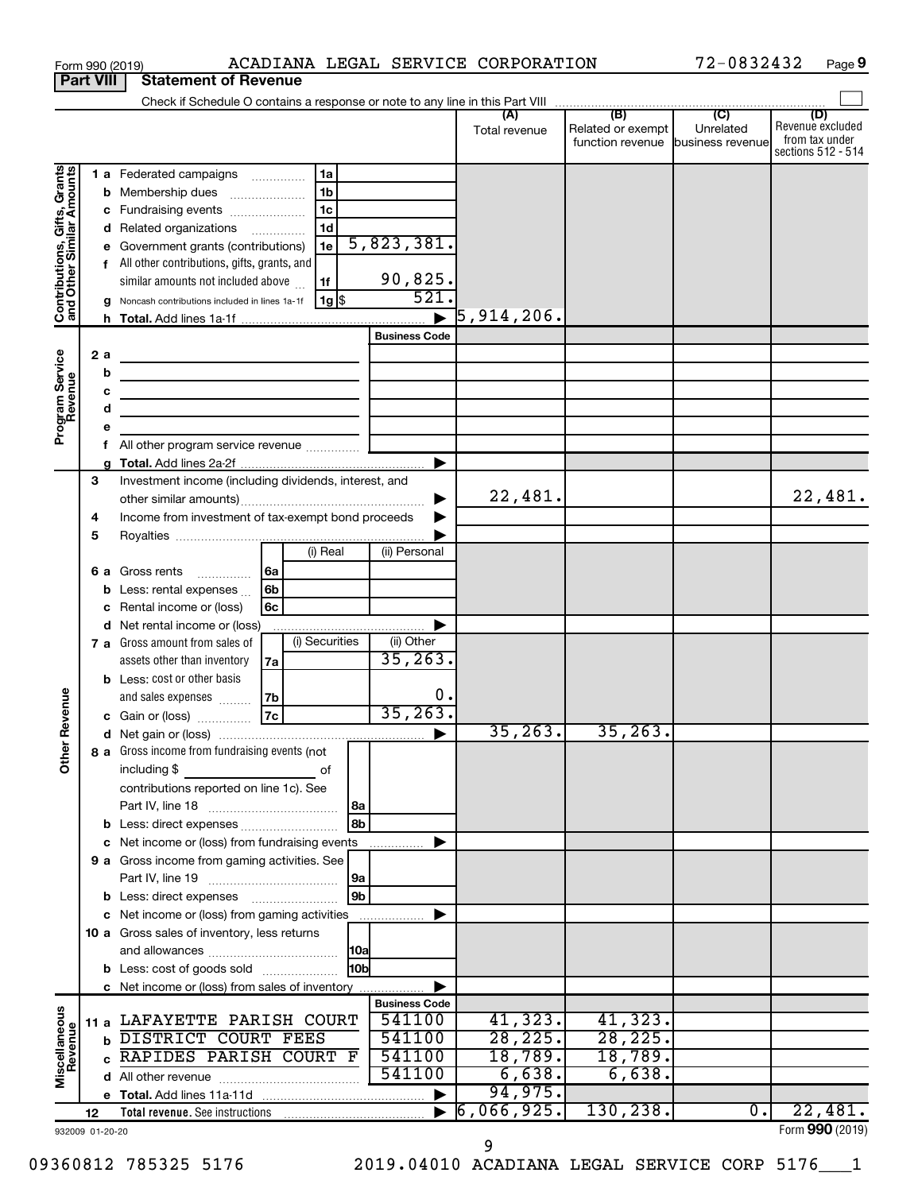Form 990 (2019) ACADIANA LEGAL SERVICE CORPORATION 72-0832432 Page 9

## Part VIII Statement of Revenue

Check if Schedule O contains a response or note to any line in this Part VIII

| | | | | (A) Total revenue | (B) Related or exempt function revenue | (C) Unrelated business revenue | (D) Revenue excluded from tax under sections 512 - 514 |
|---|---|---|---|---|---|---|---|
| **Contributions, Gifts, Grants and Other Similar Amounts** | 1 a Federated campaigns | 1a | | | | | |
| | b Membership dues | 1b | | | | | |
| | c Fundraising events | 1c | | | | | |
| | d Related organizations | 1d | | | | | |
| | e Government grants (contributions) | 1e | 5,823,381. | | | | |
| | f All other contributions, gifts, grants, and similar amounts not included above | 1f | 90,825. | | | | |
| | g Noncash contributions included in lines 1a-1f | 1g $ | 521. | | | | |
| | h Total. Add lines 1a-1f | | ▶ | 5,914,206. | | | |
| **Program Service Revenue** | | | Business Code | | | | |
| | 2 a | | | | | | |
| | b | | | | | | |
| | c | | | | | | |
| | d | | | | | | |
| | e | | | | | | |
| | f All other program service revenue | | | | | | |
| | g Total. Add lines 2a-2f | | ▶ | | | | |
| **Other Revenue** | 3 Investment income (including dividends, interest, and other similar amounts) | | ▶ | 22,481. | | | 22,481. |
| | 4 Income from investment of tax-exempt bond proceeds | | ▶ | | | | |
| | 5 Royalties | | ▶ | | | | |
| | | (i) Real | (ii) Personal | | | | |
| | 6 a Gross rents 6a | | | | | | |
| | b Less: rental expenses 6b | | | | | | |
| | c Rental income or (loss) 6c | | | | | | |
| | d Net rental income or (loss) | | ▶ | | | | |
| | | (i) Securities | (ii) Other | | | | |
| | 7 a Gross amount from sales of assets other than inventory 7a | | 35,263. | | | | |
| | b Less: cost or other basis and sales expenses 7b | | 0. | | | | |
| | c Gain or (loss) 7c | | 35,263. | | | | |
| | d Net gain or (loss) | | ▶ | 35,263. | 35,263. | | |
| | 8 a Gross income from fundraising events (not including $ ___ of contributions reported on line 1c). See Part IV, line 18 | 8a | | | | | |
| | b Less: direct expenses | 8b | | | | | |
| | c Net income or (loss) from fundraising events | | ▶ | | | | |
| | 9 a Gross income from gaming activities. See Part IV, line 19 | 9a | | | | | |
| | b Less: direct expenses | 9b | | | | | |
| | c Net income or (loss) from gaming activities | | ▶ | | | | |
| | 10 a Gross sales of inventory, less returns and allowances | 10a | | | | | |
| | b Less: cost of goods sold | 10b | | | | | |
| | c Net income or (loss) from sales of inventory | | ▶ | | | | |
| **Miscellaneous Revenue** | | | Business Code | | | | |
| | 11 a LAFAYETTE PARISH COURT | | 541100 | 41,323. | 41,323. | | |
| | b DISTRICT COURT FEES | | 541100 | 28,225. | 28,225. | | |
| | c RAPIDES PARISH COURT F | | 541100 | 18,789. | 18,789. | | |
| | d All other revenue | | 541100 | 6,638. | 6,638. | | |
| | e Total. Add lines 11a-11d | | ▶ | 94,975. | | | |
| | 12 Total revenue. See instructions | | ▶ | 6,066,925. | 130,238. | 0. | 22,481. |

932009 01-20-20 Form 990 (2019)

09360812 785325 5176 2019.04010 ACADIANA LEGAL SERVICE CORP 5176___1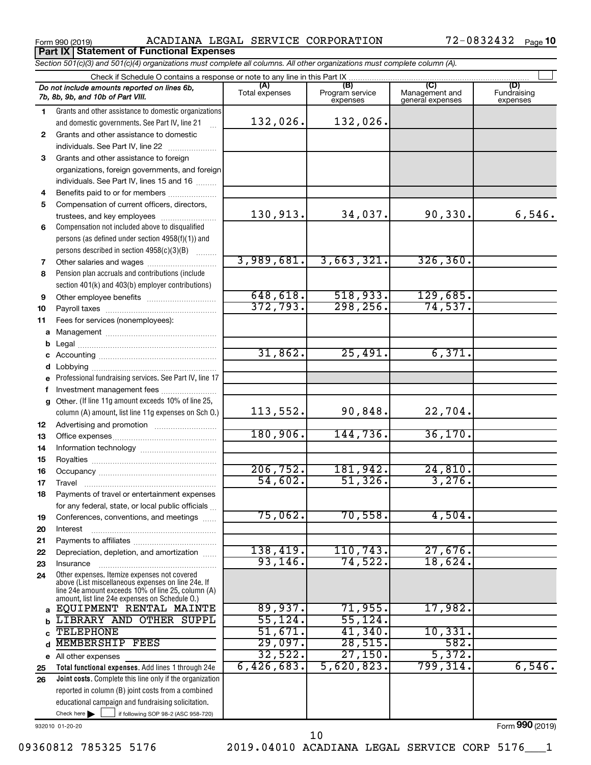Form 990 (2019) ACADIANA LEGAL SERVICE CORPORATION 72-0832432 Page **10**

**Part IX | Statement of Functional Expenses**

*Section 501(c)(3) and 501(c)(4) organizations must complete all columns. All other organizations must complete column (A).*

Check if Schedule O contains a response or note to any line in this Part IX

| | *Do not include amounts reported on lines 6b, 7b, 8b, 9b, and 10b of Part VIII.* | (A) Total expenses | (B) Program service expenses | (C) Management and general expenses | (D) Fundraising expenses |
|---|---|---|---|---|---|
| 1 | Grants and other assistance to domestic organizations and domestic governments. See Part IV, line 21 | 132,026. | 132,026. | | |
| 2 | Grants and other assistance to domestic individuals. See Part IV, line 22 | | | | |
| 3 | Grants and other assistance to foreign organizations, foreign governments, and foreign individuals. See Part IV, lines 15 and 16 | | | | |
| 4 | Benefits paid to or for members | | | | |
| 5 | Compensation of current officers, directors, trustees, and key employees | 130,913. | 34,037. | 90,330. | 6,546. |
| 6 | Compensation not included above to disqualified persons (as defined under section 4958(f)(1)) and persons described in section 4958(c)(3)(B) | | | | |
| 7 | Other salaries and wages | 3,989,681. | 3,663,321. | 326,360. | |
| 8 | Pension plan accruals and contributions (include section 401(k) and 403(b) employer contributions) | | | | |
| 9 | Other employee benefits | 648,618. | 518,933. | 129,685. | |
| 10 | Payroll taxes | 372,793. | 298,256. | 74,537. | |
| 11 | Fees for services (nonemployees): | | | | |
| a | Management | | | | |
| b | Legal | | | | |
| c | Accounting | 31,862. | 25,491. | 6,371. | |
| d | Lobbying | | | | |
| e | Professional fundraising services. See Part IV, line 17 | | | | |
| f | Investment management fees | | | | |
| g | Other. (If line 11g amount exceeds 10% of line 25, column (A) amount, list line 11g expenses on Sch O.) | 113,552. | 90,848. | 22,704. | |
| 12 | Advertising and promotion | | | | |
| 13 | Office expenses | 180,906. | 144,736. | 36,170. | |
| 14 | Information technology | | | | |
| 15 | Royalties | | | | |
| 16 | Occupancy | 206,752. | 181,942. | 24,810. | |
| 17 | Travel | 54,602. | 51,326. | 3,276. | |
| 18 | Payments of travel or entertainment expenses for any federal, state, or local public officials | | | | |
| 19 | Conferences, conventions, and meetings | 75,062. | 70,558. | 4,504. | |
| 20 | Interest | | | | |
| 21 | Payments to affiliates | | | | |
| 22 | Depreciation, depletion, and amortization | 138,419. | 110,743. | 27,676. | |
| 23 | Insurance | 93,146. | 74,522. | 18,624. | |
| 24 | Other expenses. Itemize expenses not covered above (List miscellaneous expenses on line 24e. If line 24e amount exceeds 10% of line 25, column (A) amount, list line 24e expenses on Schedule O.) | | | | |
| a | EQUIPMENT RENTAL MAINTE | 89,937. | 71,955. | 17,982. | |
| b | LIBRARY AND OTHER SUPPL | 55,124. | 55,124. | | |
| c | TELEPHONE | 51,671. | 41,340. | 10,331. | |
| d | MEMBERSHIP FEES | 29,097. | 28,515. | 582. | |
| e | All other expenses | 32,522. | 27,150. | 5,372. | |
| 25 | **Total functional expenses.** Add lines 1 through 24e | 6,426,683. | 5,620,823. | 799,314. | 6,546. |
| 26 | **Joint costs.** Complete this line only if the organization reported in column (B) joint costs from a combined educational campaign and fundraising solicitation. Check here ☐ if following SOP 98-2 (ASC 958-720) | | | | |

932010 01-20-20 Form **990** (2019)

09360812 785325 5176 2019.04010 ACADIANA LEGAL SERVICE CORP 5176___1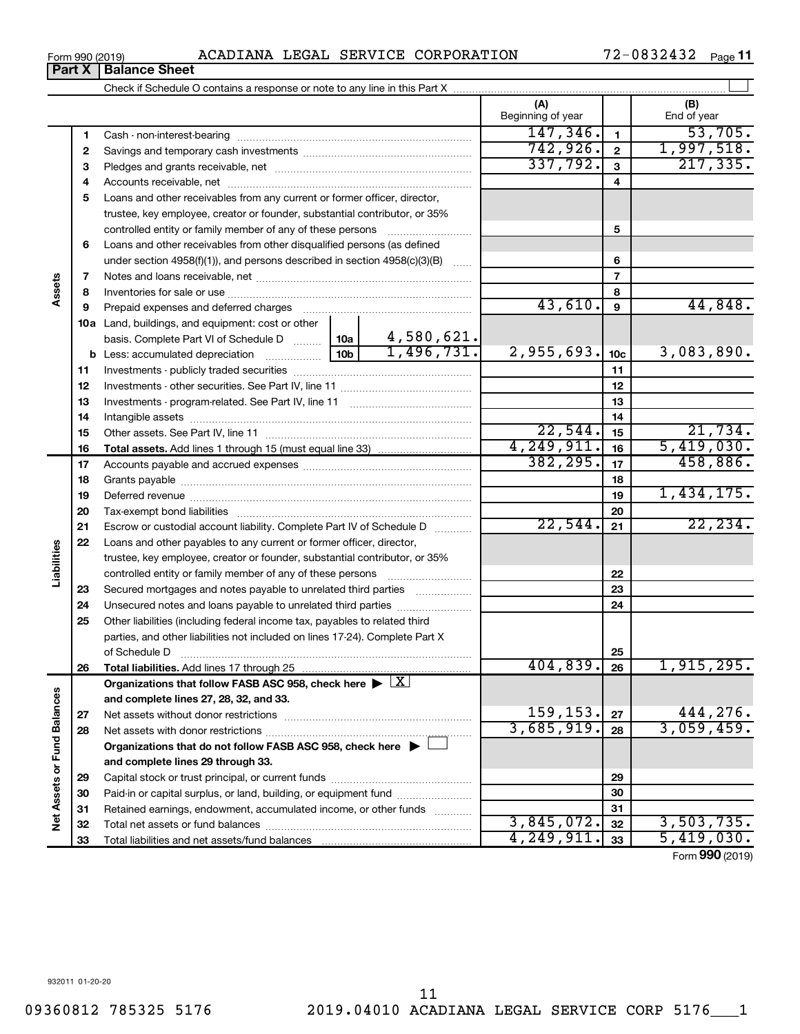Form 990 (2019) ACADIANA LEGAL SERVICE CORPORATION 72-0832432

## Part X Balance Sheet

Check if Schedule O contains a response or note to any line in this Part X

| | | | (A) Beginning of year | | (B) End of year |
|---|---|---|---|---|---|
| Assets | 1 | Cash - non-interest-bearing | 147,346. | 1 | 53,705. |
| | 2 | Savings and temporary cash investments | 742,926. | 2 | 1,997,518. |
| | 3 | Pledges and grants receivable, net | 337,792. | 3 | 217,335. |
| | 4 | Accounts receivable, net | | 4 | |
| | 5 | Loans and other receivables from any current or former officer, director, trustee, key employee, creator or founder, substantial contributor, or 35% controlled entity or family member of any of these persons | | 5 | |
| | 6 | Loans and other receivables from other disqualified persons (as defined under section 4958(f)(1)), and persons described in section 4958(c)(3)(B) | | 6 | |
| | 7 | Notes and loans receivable, net | | 7 | |
| | 8 | Inventories for sale or use | | 8 | |
| | 9 | Prepaid expenses and deferred charges | 43,610. | 9 | 44,848. |
| | 10a | Land, buildings, and equipment: cost or other basis. Complete Part VI of Schedule D — 10a: 4,580,621. | | | |
| | b | Less: accumulated depreciation — 10b: 1,496,731. | 2,955,693. | 10c | 3,083,890. |
| | 11 | Investments - publicly traded securities | | 11 | |
| | 12 | Investments - other securities. See Part IV, line 11 | | 12 | |
| | 13 | Investments - program-related. See Part IV, line 11 | | 13 | |
| | 14 | Intangible assets | | 14 | |
| | 15 | Other assets. See Part IV, line 11 | 22,544. | 15 | 21,734. |
| | 16 | **Total assets.** Add lines 1 through 15 (must equal line 33) | 4,249,911. | 16 | 5,419,030. |
| Liabilities | 17 | Accounts payable and accrued expenses | 382,295. | 17 | 458,886. |
| | 18 | Grants payable | | 18 | |
| | 19 | Deferred revenue | | 19 | 1,434,175. |
| | 20 | Tax-exempt bond liabilities | | 20 | |
| | 21 | Escrow or custodial account liability. Complete Part IV of Schedule D | 22,544. | 21 | 22,234. |
| | 22 | Loans and other payables to any current or former officer, director, trustee, key employee, creator or founder, substantial contributor, or 35% controlled entity or family member of any of these persons | | 22 | |
| | 23 | Secured mortgages and notes payable to unrelated third parties | | 23 | |
| | 24 | Unsecured notes and loans payable to unrelated third parties | | 24 | |
| | 25 | Other liabilities (including federal income tax, payables to related third parties, and other liabilities not included on lines 17-24). Complete Part X of Schedule D | | 25 | |
| | 26 | **Total liabilities.** Add lines 17 through 25 | 404,839. | 26 | 1,915,295. |
| Net Assets or Fund Balances | | **Organizations that follow FASB ASC 958, check here** ▶ [X] **and complete lines 27, 28, 32, and 33.** | | | |
| | 27 | Net assets without donor restrictions | 159,153. | 27 | 444,276. |
| | 28 | Net assets with donor restrictions | 3,685,919. | 28 | 3,059,459. |
| | | **Organizations that do not follow FASB ASC 958, check here** ▶ [ ] **and complete lines 29 through 33.** | | | |
| | 29 | Capital stock or trust principal, or current funds | | 29 | |
| | 30 | Paid-in or capital surplus, or land, building, or equipment fund | | 30 | |
| | 31 | Retained earnings, endowment, accumulated income, or other funds | | 31 | |
| | 32 | Total net assets or fund balances | 3,845,072. | 32 | 3,503,735. |
| | 33 | Total liabilities and net assets/fund balances | 4,249,911. | 33 | 5,419,030. |

Form **990** (2019)

932011 01-20-20

09360812 785325 5176 2019.04010 ACADIANA LEGAL SERVICE CORP 5176___1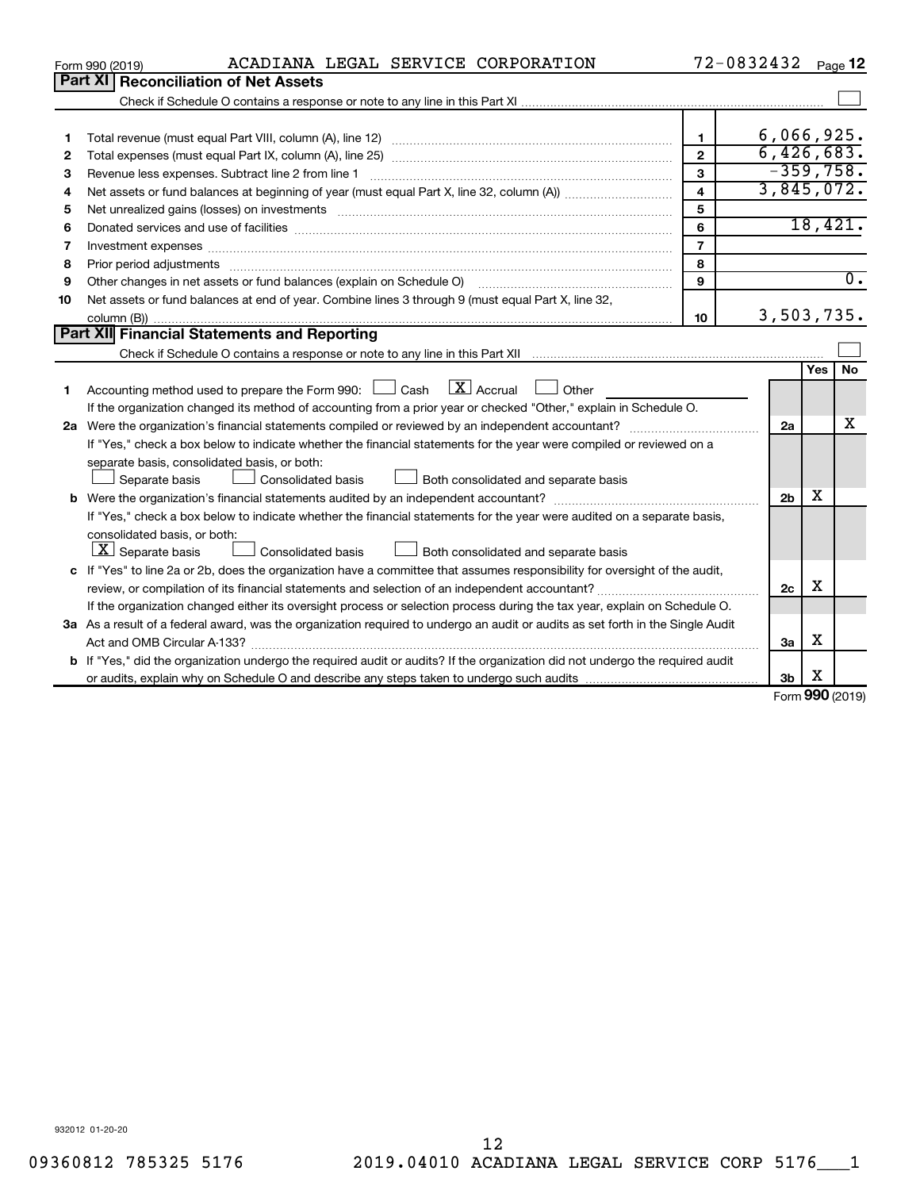Form 990 (2019) ACADIANA LEGAL SERVICE CORPORATION 72-0832432 Page **12**

## Part XI Reconciliation of Net Assets

Check if Schedule O contains a response or note to any line in this Part XI ☐

| | | | |
|---|---|---|---|
| 1 | Total revenue (must equal Part VIII, column (A), line 12) | 1 | 6,066,925. |
| 2 | Total expenses (must equal Part IX, column (A), line 25) | 2 | 6,426,683. |
| 3 | Revenue less expenses. Subtract line 2 from line 1 | 3 | -359,758. |
| 4 | Net assets or fund balances at beginning of year (must equal Part X, line 32, column (A)) | 4 | 3,845,072. |
| 5 | Net unrealized gains (losses) on investments | 5 | |
| 6 | Donated services and use of facilities | 6 | 18,421. |
| 7 | Investment expenses | 7 | |
| 8 | Prior period adjustments | 8 | |
| 9 | Other changes in net assets or fund balances (explain on Schedule O) | 9 | 0. |
| 10 | Net assets or fund balances at end of year. Combine lines 3 through 9 (must equal Part X, line 32, column (B)) | 10 | 3,503,735. |

## Part XII Financial Statements and Reporting

Check if Schedule O contains a response or note to any line in this Part XII ☐

| | | | Yes | No |
|---|---|---|---|---|
| 1 | Accounting method used to prepare the Form 990: ☐ Cash ☒ Accrual ☐ Other<br>If the organization changed its method of accounting from a prior year or checked "Other," explain in Schedule O. | | | |
| 2a | Were the organization's financial statements compiled or reviewed by an independent accountant?<br>If "Yes," check a box below to indicate whether the financial statements for the year were compiled or reviewed on a separate basis, consolidated basis, or both:<br>☐ Separate basis ☐ Consolidated basis ☐ Both consolidated and separate basis | 2a | | X |
| b | Were the organization's financial statements audited by an independent accountant?<br>If "Yes," check a box below to indicate whether the financial statements for the year were audited on a separate basis, consolidated basis, or both:<br>☒ Separate basis ☐ Consolidated basis ☐ Both consolidated and separate basis | 2b | X | |
| c | If "Yes" to line 2a or 2b, does the organization have a committee that assumes responsibility for oversight of the audit, review, or compilation of its financial statements and selection of an independent accountant?<br>If the organization changed either its oversight process or selection process during the tax year, explain on Schedule O. | 2c | X | |
| 3a | As a result of a federal award, was the organization required to undergo an audit or audits as set forth in the Single Audit Act and OMB Circular A-133? | 3a | X | |
| b | If "Yes," did the organization undergo the required audit or audits? If the organization did not undergo the required audit or audits, explain why on Schedule O and describe any steps taken to undergo such audits | 3b | X | |

Form **990** (2019)

932012 01-20-20

09360812 785325 5176 2019.04010 ACADIANA LEGAL SERVICE CORP 5176___1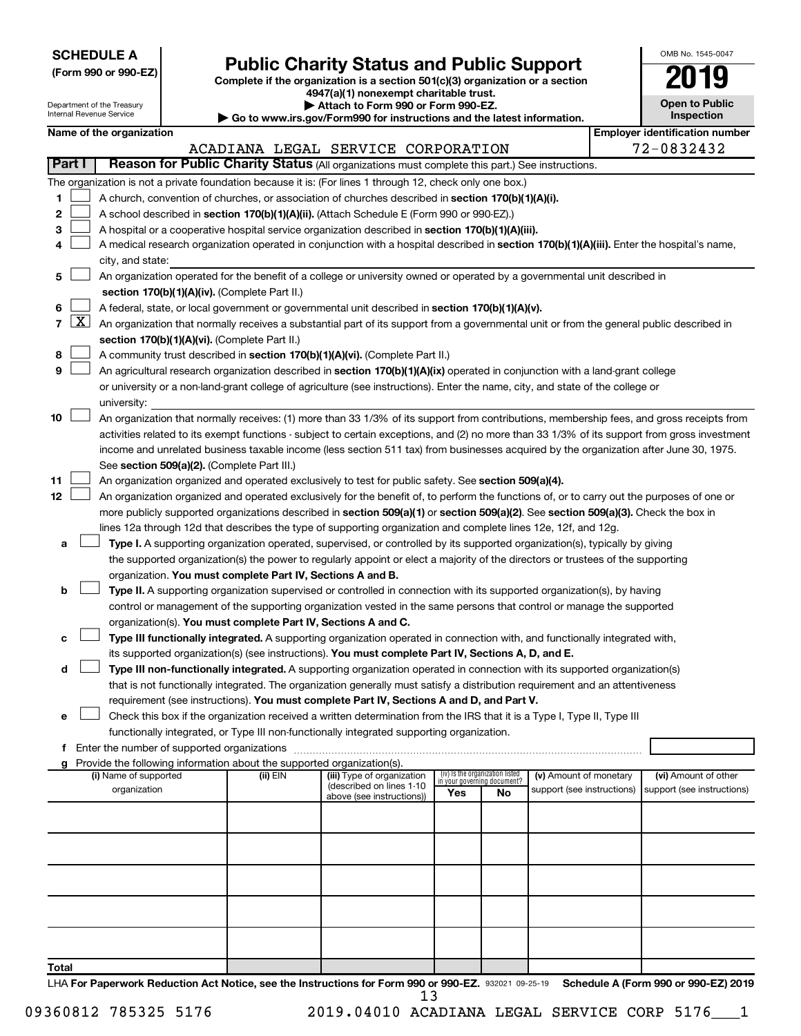**SCHEDULE A**
**(Form 990 or 990-EZ)**

Department of the Treasury
Internal Revenue Service

# Public Charity Status and Public Support

**Complete if the organization is a section 501(c)(3) organization or a section 4947(a)(1) nonexempt charitable trust.**
**▶ Attach to Form 990 or Form 990-EZ.**
**▶ Go to www.irs.gov/Form990 for instructions and the latest information.**

OMB No. 1545-0047
**2019**
**Open to Public Inspection**

**Name of the organization:** ACADIANA LEGAL SERVICE CORPORATION
**Employer identification number:** 72-0832432

**Part I — Reason for Public Charity Status** (All organizations must complete this part.) See instructions.

The organization is not a private foundation because it is: (For lines 1 through 12, check only one box.)

1. ☐ A church, convention of churches, or association of churches described in **section 170(b)(1)(A)(i).**
2. ☐ A school described in **section 170(b)(1)(A)(ii).** (Attach Schedule E (Form 990 or 990-EZ).)
3. ☐ A hospital or a cooperative hospital service organization described in **section 170(b)(1)(A)(iii).**
4. ☐ A medical research organization operated in conjunction with a hospital described in **section 170(b)(1)(A)(iii).** Enter the hospital's name, city, and state:
5. ☐ An organization operated for the benefit of a college or university owned or operated by a governmental unit described in **section 170(b)(1)(A)(iv).** (Complete Part II.)
6. ☐ A federal, state, or local government or governmental unit described in **section 170(b)(1)(A)(v).**
7. ☒ An organization that normally receives a substantial part of its support from a governmental unit or from the general public described in **section 170(b)(1)(A)(vi).** (Complete Part II.)
8. ☐ A community trust described in **section 170(b)(1)(A)(vi).** (Complete Part II.)
9. ☐ An agricultural research organization described in **section 170(b)(1)(A)(ix)** operated in conjunction with a land-grant college or university or a non-land-grant college of agriculture (see instructions). Enter the name, city, and state of the college or university:
10. ☐ An organization that normally receives: (1) more than 33 1/3% of its support from contributions, membership fees, and gross receipts from activities related to its exempt functions - subject to certain exceptions, and (2) no more than 33 1/3% of its support from gross investment income and unrelated business taxable income (less section 511 tax) from businesses acquired by the organization after June 30, 1975. See **section 509(a)(2).** (Complete Part III.)
11. ☐ An organization organized and operated exclusively to test for public safety. See **section 509(a)(4).**
12. ☐ An organization organized and operated exclusively for the benefit of, to perform the functions of, or to carry out the purposes of one or more publicly supported organizations described in **section 509(a)(1)** or **section 509(a)(2)**. See **section 509(a)(3).** Check the box in lines 12a through 12d that describes the type of supporting organization and complete lines 12e, 12f, and 12g.
   - **a** ☐ **Type I.** A supporting organization operated, supervised, or controlled by its supported organization(s), typically by giving the supported organization(s) the power to regularly appoint or elect a majority of the directors or trustees of the supporting organization. **You must complete Part IV, Sections A and B.**
   - **b** ☐ **Type II.** A supporting organization supervised or controlled in connection with its supported organization(s), by having control or management of the supporting organization vested in the same persons that control or manage the supported organization(s). **You must complete Part IV, Sections A and C.**
   - **c** ☐ **Type III functionally integrated.** A supporting organization operated in connection with, and functionally integrated with, its supported organization(s) (see instructions). **You must complete Part IV, Sections A, D, and E.**
   - **d** ☐ **Type III non-functionally integrated.** A supporting organization operated in connection with its supported organization(s) that is not functionally integrated. The organization generally must satisfy a distribution requirement and an attentiveness requirement (see instructions). **You must complete Part IV, Sections A and D, and Part V.**
   - **e** ☐ Check this box if the organization received a written determination from the IRS that it is a Type I, Type II, Type III functionally integrated, or Type III non-functionally integrated supporting organization.
   - **f** Enter the number of supported organizations
   - **g** Provide the following information about the supported organization(s).

| (i) Name of supported organization | (ii) EIN | (iii) Type of organization (described on lines 1-10 above (see instructions)) | (iv) Is the organization listed in your governing document? Yes | No | (v) Amount of monetary support (see instructions) | (vi) Amount of other support (see instructions) |
|---|---|---|---|---|---|---|
| | | | | | | |
| | | | | | | |
| | | | | | | |
| | | | | | | |
| | | | | | | |
| **Total** | | | | | | |

LHA **For Paperwork Reduction Act Notice, see the Instructions for Form 990 or 990-EZ.** 932021 09-25-19 **Schedule A (Form 990 or 990-EZ) 2019**

09360812 785325 5176 2019.04010 ACADIANA LEGAL SERVICE CORP 5176___1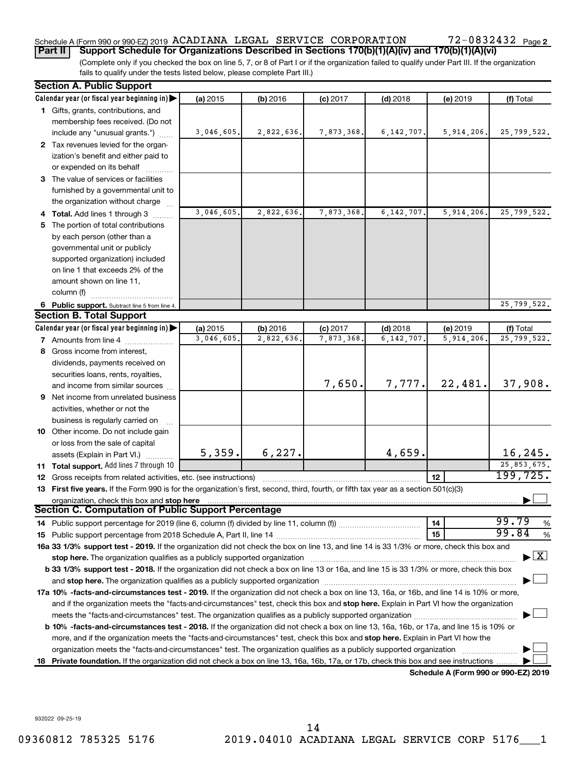Schedule A (Form 990 or 990-EZ) 2019 ACADIANA LEGAL SERVICE CORPORATION 72-0832432 Page 2

**Part II** **Support Schedule for Organizations Described in Sections 170(b)(1)(A)(iv) and 170(b)(1)(A)(vi)**

(Complete only if you checked the box on line 5, 7, or 8 of Part I or if the organization failed to qualify under Part III. If the organization fails to qualify under the tests listed below, please complete Part III.)

## Section A. Public Support

| Calendar year (or fiscal year beginning in) | (a) 2015 | (b) 2016 | (c) 2017 | (d) 2018 | (e) 2019 | (f) Total |
|---|---|---|---|---|---|---|
| **1** Gifts, grants, contributions, and membership fees received. (Do not include any "unusual grants.") | 3,046,605. | 2,822,636. | 7,873,368. | 6,142,707. | 5,914,206. | 25,799,522. |
| **2** Tax revenues levied for the organization's benefit and either paid to or expended on its behalf | | | | | | |
| **3** The value of services or facilities furnished by a governmental unit to the organization without charge | | | | | | |
| **4 Total.** Add lines 1 through 3 | 3,046,605. | 2,822,636. | 7,873,368. | 6,142,707. | 5,914,206. | 25,799,522. |
| **5** The portion of total contributions by each person (other than a governmental unit or publicly supported organization) included on line 1 that exceeds 2% of the amount shown on line 11, column (f) | | | | | | |
| **6 Public support.** Subtract line 5 from line 4. | | | | | | 25,799,522. |

## Section B. Total Support

| Calendar year (or fiscal year beginning in) | (a) 2015 | (b) 2016 | (c) 2017 | (d) 2018 | (e) 2019 | (f) Total |
|---|---|---|---|---|---|---|
| **7** Amounts from line 4 | 3,046,605. | 2,822,636. | 7,873,368. | 6,142,707. | 5,914,206. | 25,799,522. |
| **8** Gross income from interest, dividends, payments received on securities loans, rents, royalties, and income from similar sources | | | 7,650. | 7,777. | 22,481. | 37,908. |
| **9** Net income from unrelated business activities, whether or not the business is regularly carried on | | | | | | |
| **10** Other income. Do not include gain or loss from the sale of capital assets (Explain in Part VI.) | 5,359. | 6,227. | | 4,659. | | 16,245. |
| **11 Total support.** Add lines 7 through 10 | | | | | | 25,853,675. |

**12** Gross receipts from related activities, etc. (see instructions) — **12** — 199,725.

**13 First five years.** If the Form 990 is for the organization's first, second, third, fourth, or fifth tax year as a section 501(c)(3) organization, check this box and **stop here** ☐

## Section C. Computation of Public Support Percentage

**14** Public support percentage for 2019 (line 6, column (f) divided by line 11, column (f)) — **14** — 99.79 %

**15** Public support percentage from 2018 Schedule A, Part II, line 14 — **15** — 99.84 %

**16a 33 1/3% support test - 2019.** If the organization did not check the box on line 13, and line 14 is 33 1/3% or more, check this box and **stop here.** The organization qualifies as a publicly supported organization ☒

**b 33 1/3% support test - 2018.** If the organization did not check a box on line 13 or 16a, and line 15 is 33 1/3% or more, check this box and **stop here.** The organization qualifies as a publicly supported organization ☐

**17a 10% -facts-and-circumstances test - 2019.** If the organization did not check a box on line 13, 16a, or 16b, and line 14 is 10% or more, and if the organization meets the "facts-and-circumstances" test, check this box and **stop here.** Explain in Part VI how the organization meets the "facts-and-circumstances" test. The organization qualifies as a publicly supported organization ☐

**b 10% -facts-and-circumstances test - 2018.** If the organization did not check a box on line 13, 16a, 16b, or 17a, and line 15 is 10% or more, and if the organization meets the "facts-and-circumstances" test, check this box and **stop here.** Explain in Part VI how the organization meets the "facts-and-circumstances" test. The organization qualifies as a publicly supported organization ☐

**18 Private foundation.** If the organization did not check a box on line 13, 16a, 16b, 17a, or 17b, check this box and see instructions ☐

**Schedule A (Form 990 or 990-EZ) 2019**

932022 09-25-19

09360812 785325 5176 2019.04010 ACADIANA LEGAL SERVICE CORP 5176___1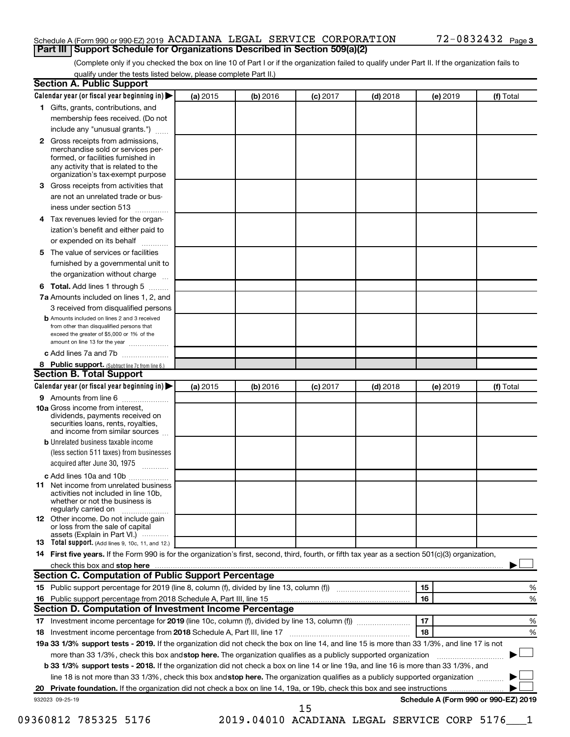Schedule A (Form 990 or 990-EZ) 2019 ACADIANA LEGAL SERVICE CORPORATION 72-0832432 Page 3

## Part III Support Schedule for Organizations Described in Section 509(a)(2)

(Complete only if you checked the box on line 10 of Part I or if the organization failed to qualify under Part II. If the organization fails to qualify under the tests listed below, please complete Part II.)

### Section A. Public Support

| Calendar year (or fiscal year beginning in) | (a) 2015 | (b) 2016 | (c) 2017 | (d) 2018 | (e) 2019 | (f) Total |
|---|---|---|---|---|---|---|
| **1** Gifts, grants, contributions, and membership fees received. (Do not include any "unusual grants.") | | | | | | |
| **2** Gross receipts from admissions, merchandise sold or services performed, or facilities furnished in any activity that is related to the organization's tax-exempt purpose | | | | | | |
| **3** Gross receipts from activities that are not an unrelated trade or business under section 513 | | | | | | |
| **4** Tax revenues levied for the organization's benefit and either paid to or expended on its behalf | | | | | | |
| **5** The value of services or facilities furnished by a governmental unit to the organization without charge | | | | | | |
| **6 Total.** Add lines 1 through 5 | | | | | | |
| **7a** Amounts included on lines 1, 2, and 3 received from disqualified persons | | | | | | |
| **b** Amounts included on lines 2 and 3 received from other than disqualified persons that exceed the greater of $5,000 or 1% of the amount on line 13 for the year | | | | | | |
| **c** Add lines 7a and 7b | | | | | | |
| **8 Public support.** (Subtract line 7c from line 6.) | | | | | | |

### Section B. Total Support

| Calendar year (or fiscal year beginning in) | (a) 2015 | (b) 2016 | (c) 2017 | (d) 2018 | (e) 2019 | (f) Total |
|---|---|---|---|---|---|---|
| **9** Amounts from line 6 | | | | | | |
| **10a** Gross income from interest, dividends, payments received on securities loans, rents, royalties, and income from similar sources | | | | | | |
| **b** Unrelated business taxable income (less section 511 taxes) from businesses acquired after June 30, 1975 | | | | | | |
| **c** Add lines 10a and 10b | | | | | | |
| **11** Net income from unrelated business activities not included in line 10b, whether or not the business is regularly carried on | | | | | | |
| **12** Other income. Do not include gain or loss from the sale of capital assets (Explain in Part VI.) | | | | | | |
| **13 Total support.** (Add lines 9, 10c, 11, and 12.) | | | | | | |

**14 First five years.** If the Form 990 is for the organization's first, second, third, fourth, or fifth tax year as a section 501(c)(3) organization, check this box and **stop here** ☐

### Section C. Computation of Public Support Percentage

| | | | |
|---|---|---|---|
| **15** | Public support percentage for 2019 (line 8, column (f), divided by line 13, column (f)) | 15 | % |
| **16** | Public support percentage from 2018 Schedule A, Part III, line 15 | 16 | % |

### Section D. Computation of Investment Income Percentage

| | | | |
|---|---|---|---|
| **17** | Investment income percentage for **2019** (line 10c, column (f), divided by line 13, column (f)) | 17 | % |
| **18** | Investment income percentage from **2018** Schedule A, Part III, line 17 | 18 | % |

**19a 33 1/3% support tests - 2019.** If the organization did not check the box on line 14, and line 15 is more than 33 1/3%, and line 17 is not more than 33 1/3%, check this box and **stop here.** The organization qualifies as a publicly supported organization ☐

**b 33 1/3% support tests - 2018.** If the organization did not check a box on line 14 or line 19a, and line 16 is more than 33 1/3%, and line 18 is not more than 33 1/3%, check this box and **stop here.** The organization qualifies as a publicly supported organization ☐

**20 Private foundation.** If the organization did not check a box on line 14, 19a, or 19b, check this box and see instructions ☐

932023 09-25-19 **Schedule A (Form 990 or 990-EZ) 2019**

09360812 785325 5176 2019.04010 ACADIANA LEGAL SERVICE CORP 5176___1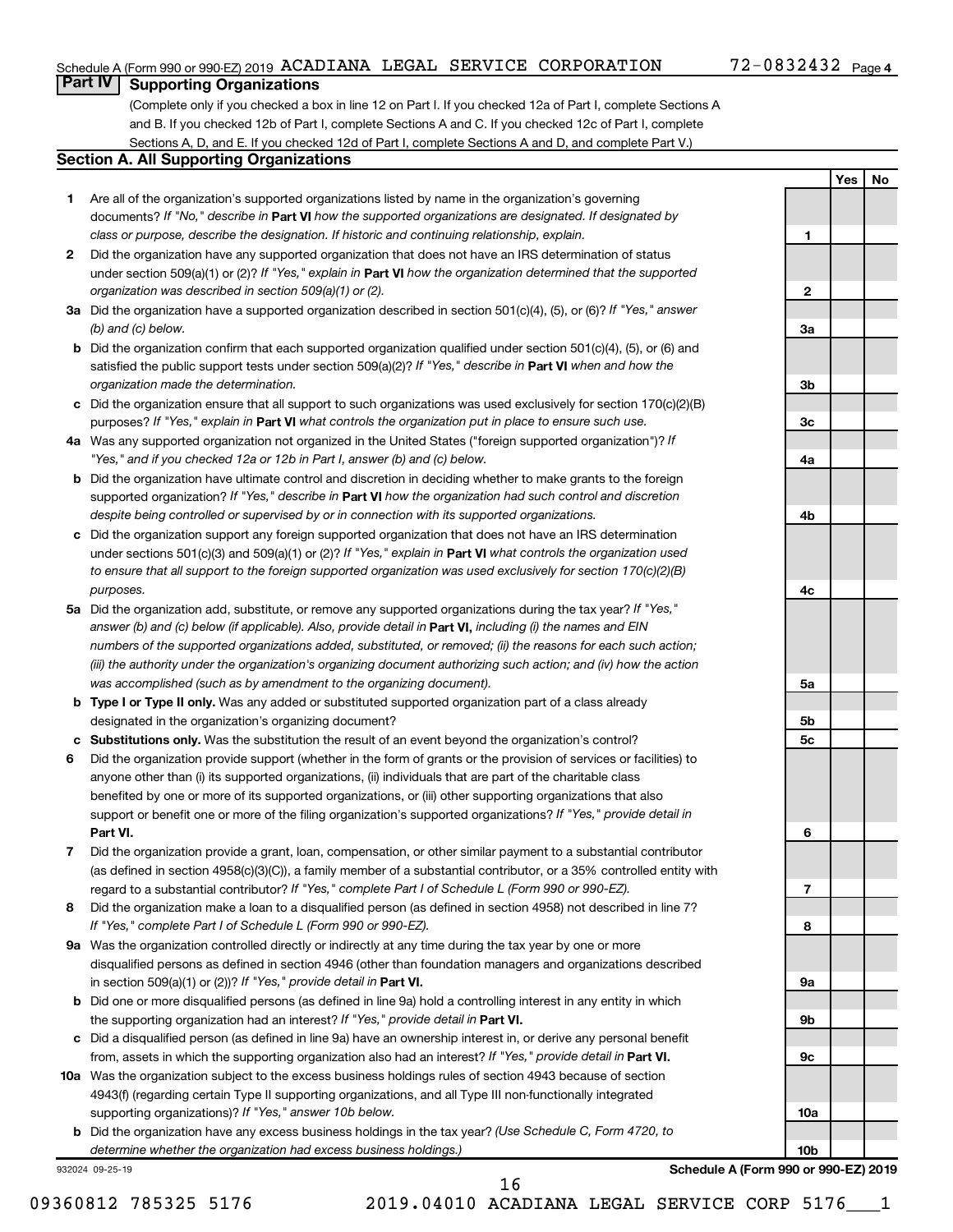Schedule A (Form 990 or 990-EZ) 2019 ACADIANA LEGAL SERVICE CORPORATION 72-0832432 Page 4

## Part IV Supporting Organizations

(Complete only if you checked a box in line 12 on Part I. If you checked 12a of Part I, complete Sections A and B. If you checked 12b of Part I, complete Sections A and C. If you checked 12c of Part I, complete Sections A, D, and E. If you checked 12d of Part I, complete Sections A and D, and complete Part V.)

### Section A. All Supporting Organizations

| | | | Yes | No |
|---|---|---|---|---|
| **1** | Are all of the organization's supported organizations listed by name in the organization's governing documents? *If "No," describe in* **Part VI** *how the supported organizations are designated. If designated by class or purpose, describe the designation. If historic and continuing relationship, explain.* | 1 | | |
| **2** | Did the organization have any supported organization that does not have an IRS determination of status under section 509(a)(1) or (2)? *If "Yes," explain in* **Part VI** *how the organization determined that the supported organization was described in section 509(a)(1) or (2).* | 2 | | |
| **3a** | Did the organization have a supported organization described in section 501(c)(4), (5), or (6)? *If "Yes," answer (b) and (c) below.* | 3a | | |
| **b** | Did the organization confirm that each supported organization qualified under section 501(c)(4), (5), or (6) and satisfied the public support tests under section 509(a)(2)? *If "Yes," describe in* **Part VI** *when and how the organization made the determination.* | 3b | | |
| **c** | Did the organization ensure that all support to such organizations was used exclusively for section 170(c)(2)(B) purposes? *If "Yes," explain in* **Part VI** *what controls the organization put in place to ensure such use.* | 3c | | |
| **4a** | Was any supported organization not organized in the United States ("foreign supported organization")? *If "Yes," and if you checked 12a or 12b in Part I, answer (b) and (c) below.* | 4a | | |
| **b** | Did the organization have ultimate control and discretion in deciding whether to make grants to the foreign supported organization? *If "Yes," describe in* **Part VI** *how the organization had such control and discretion despite being controlled or supervised by or in connection with its supported organizations.* | 4b | | |
| **c** | Did the organization support any foreign supported organization that does not have an IRS determination under sections 501(c)(3) and 509(a)(1) or (2)? *If "Yes," explain in* **Part VI** *what controls the organization used to ensure that all support to the foreign supported organization was used exclusively for section 170(c)(2)(B) purposes.* | 4c | | |
| **5a** | Did the organization add, substitute, or remove any supported organizations during the tax year? *If "Yes," answer (b) and (c) below (if applicable). Also, provide detail in* **Part VI,** *including (i) the names and EIN numbers of the supported organizations added, substituted, or removed; (ii) the reasons for each such action; (iii) the authority under the organization's organizing document authorizing such action; and (iv) how the action was accomplished (such as by amendment to the organizing document).* | 5a | | |
| **b** | **Type I or Type II only.** Was any added or substituted supported organization part of a class already designated in the organization's organizing document? | 5b | | |
| **c** | **Substitutions only.** Was the substitution the result of an event beyond the organization's control? | 5c | | |
| **6** | Did the organization provide support (whether in the form of grants or the provision of services or facilities) to anyone other than (i) its supported organizations, (ii) individuals that are part of the charitable class benefited by one or more of its supported organizations, or (iii) other supporting organizations that also support or benefit one or more of the filing organization's supported organizations? *If "Yes," provide detail in* **Part VI.** | 6 | | |
| **7** | Did the organization provide a grant, loan, compensation, or other similar payment to a substantial contributor (as defined in section 4958(c)(3)(C)), a family member of a substantial contributor, or a 35% controlled entity with regard to a substantial contributor? *If "Yes," complete Part I of Schedule L (Form 990 or 990-EZ).* | 7 | | |
| **8** | Did the organization make a loan to a disqualified person (as defined in section 4958) not described in line 7? *If "Yes," complete Part I of Schedule L (Form 990 or 990-EZ).* | 8 | | |
| **9a** | Was the organization controlled directly or indirectly at any time during the tax year by one or more disqualified persons as defined in section 4946 (other than foundation managers and organizations described in section 509(a)(1) or (2))? *If "Yes," provide detail in* **Part VI.** | 9a | | |
| **b** | Did one or more disqualified persons (as defined in line 9a) hold a controlling interest in any entity in which the supporting organization had an interest? *If "Yes," provide detail in* **Part VI.** | 9b | | |
| **c** | Did a disqualified person (as defined in line 9a) have an ownership interest in, or derive any personal benefit from, assets in which the supporting organization also had an interest? *If "Yes," provide detail in* **Part VI.** | 9c | | |
| **10a** | Was the organization subject to the excess business holdings rules of section 4943 because of section 4943(f) (regarding certain Type II supporting organizations, and all Type III non-functionally integrated supporting organizations)? *If "Yes," answer 10b below.* | 10a | | |
| **b** | Did the organization have any excess business holdings in the tax year? *(Use Schedule C, Form 4720, to determine whether the organization had excess business holdings.)* | 10b | | |

932024 09-25-19 **Schedule A (Form 990 or 990-EZ) 2019**

09360812 785325 5176 2019.04010 ACADIANA LEGAL SERVICE CORP 5176___1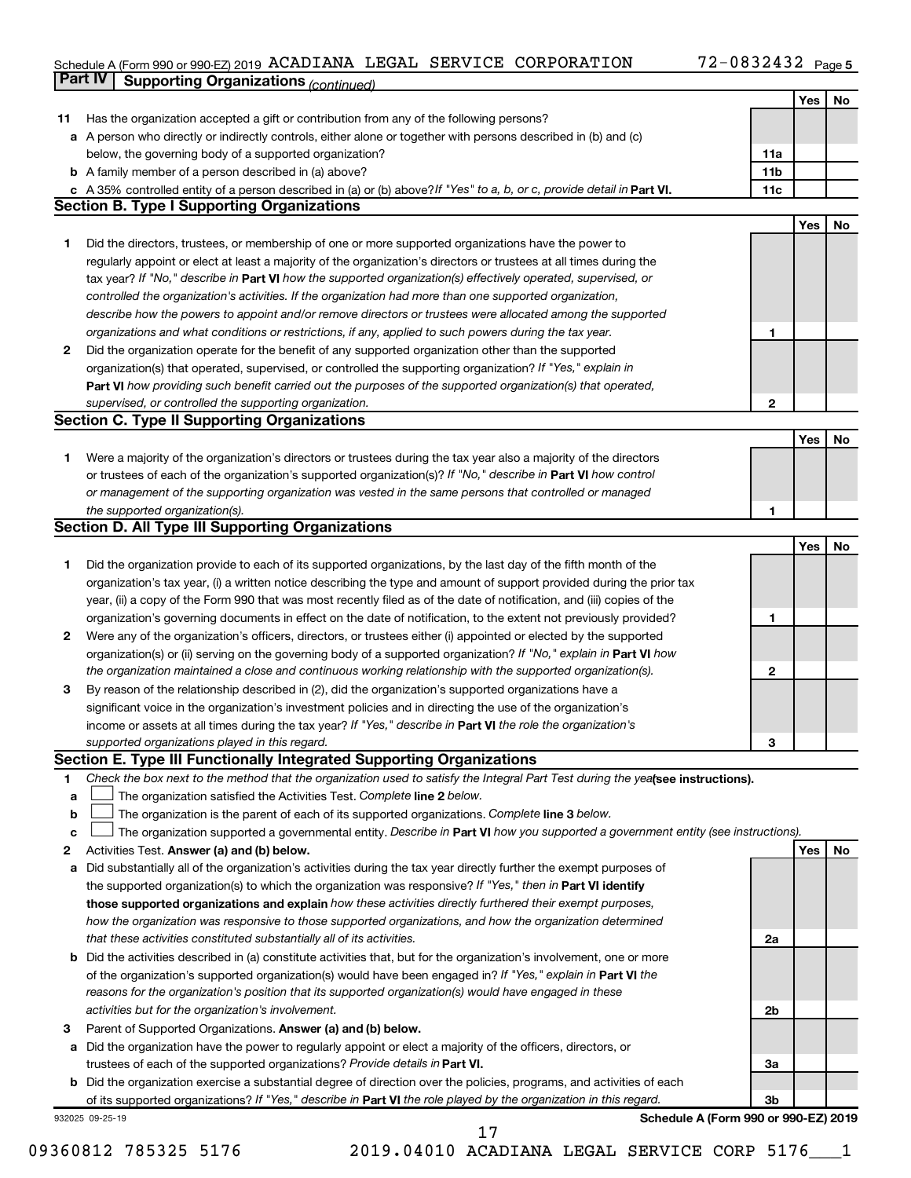Schedule A (Form 990 or 990-EZ) 2019 ACADIANA LEGAL SERVICE CORPORATION 72-0832432

## Part IV Supporting Organizations *(continued)*

| | | | Yes | No |
|---|---|---|---|---|
| **11** | Has the organization accepted a gift or contribution from any of the following persons? | | | |
| **a** | A person who directly or indirectly controls, either alone or together with persons described in (b) and (c) below, the governing body of a supported organization? | **11a** | | |
| **b** | A family member of a person described in (a) above? | **11b** | | |
| **c** | A 35% controlled entity of a person described in (a) or (b) above? *If "Yes" to a, b, or c, provide detail in* **Part VI.** | **11c** | | |

### Section B. Type I Supporting Organizations

| | | | Yes | No |
|---|---|---|---|---|
| **1** | Did the directors, trustees, or membership of one or more supported organizations have the power to regularly appoint or elect at least a majority of the organization's directors or trustees at all times during the tax year? *If "No," describe in* **Part VI** *how the supported organization(s) effectively operated, supervised, or controlled the organization's activities. If the organization had more than one supported organization, describe how the powers to appoint and/or remove directors or trustees were allocated among the supported organizations and what conditions or restrictions, if any, applied to such powers during the tax year.* | **1** | | |
| **2** | Did the organization operate for the benefit of any supported organization other than the supported organization(s) that operated, supervised, or controlled the supporting organization? *If "Yes," explain in* **Part VI** *how providing such benefit carried out the purposes of the supported organization(s) that operated, supervised, or controlled the supporting organization.* | **2** | | |

### Section C. Type II Supporting Organizations

| | | | Yes | No |
|---|---|---|---|---|
| **1** | Were a majority of the organization's directors or trustees during the tax year also a majority of the directors or trustees of each of the organization's supported organization(s)? *If "No," describe in* **Part VI** *how control or management of the supporting organization was vested in the same persons that controlled or managed the supported organization(s).* | **1** | | |

### Section D. All Type III Supporting Organizations

| | | | Yes | No |
|---|---|---|---|---|
| **1** | Did the organization provide to each of its supported organizations, by the last day of the fifth month of the organization's tax year, (i) a written notice describing the type and amount of support provided during the prior tax year, (ii) a copy of the Form 990 that was most recently filed as of the date of notification, and (iii) copies of the organization's governing documents in effect on the date of notification, to the extent not previously provided? | **1** | | |
| **2** | Were any of the organization's officers, directors, or trustees either (i) appointed or elected by the supported organization(s) or (ii) serving on the governing body of a supported organization? *If "No," explain in* **Part VI** *how the organization maintained a close and continuous working relationship with the supported organization(s).* | **2** | | |
| **3** | By reason of the relationship described in (2), did the organization's supported organizations have a significant voice in the organization's investment policies and in directing the use of the organization's income or assets at all times during the tax year? *If "Yes," describe in* **Part VI** *the role the organization's supported organizations played in this regard.* | **3** | | |

### Section E. Type III Functionally Integrated Supporting Organizations

**1** *Check the box next to the method that the organization used to satisfy the Integral Part Test during the year* **(see instructions).**

- **a** ☐ The organization satisfied the Activities Test. *Complete* **line 2** *below.*
- **b** ☐ The organization is the parent of each of its supported organizations. *Complete* **line 3** *below.*
- **c** ☐ The organization supported a governmental entity. *Describe in* **Part VI** *how you supported a government entity (see instructions).*

| | | | Yes | No |
|---|---|---|---|---|
| **2** | Activities Test. **Answer (a) and (b) below.** | | | |
| **a** | Did substantially all of the organization's activities during the tax year directly further the exempt purposes of the supported organization(s) to which the organization was responsive? *If "Yes," then in* **Part VI identify those supported organizations and explain** *how these activities directly furthered their exempt purposes, how the organization was responsive to those supported organizations, and how the organization determined that these activities constituted substantially all of its activities.* | **2a** | | |
| **b** | Did the activities described in (a) constitute activities that, but for the organization's involvement, one or more of the organization's supported organization(s) would have been engaged in? *If "Yes," explain in* **Part VI** *the reasons for the organization's position that its supported organization(s) would have engaged in these activities but for the organization's involvement.* | **2b** | | |
| **3** | Parent of Supported Organizations. **Answer (a) and (b) below.** | | | |
| **a** | Did the organization have the power to regularly appoint or elect a majority of the officers, directors, or trustees of each of the supported organizations? *Provide details in* **Part VI.** | **3a** | | |
| **b** | Did the organization exercise a substantial degree of direction over the policies, programs, and activities of each of its supported organizations? *If "Yes," describe in* **Part VI** *the role played by the organization in this regard.* | **3b** | | |

932025 09-25-19 **Schedule A (Form 990 or 990-EZ) 2019**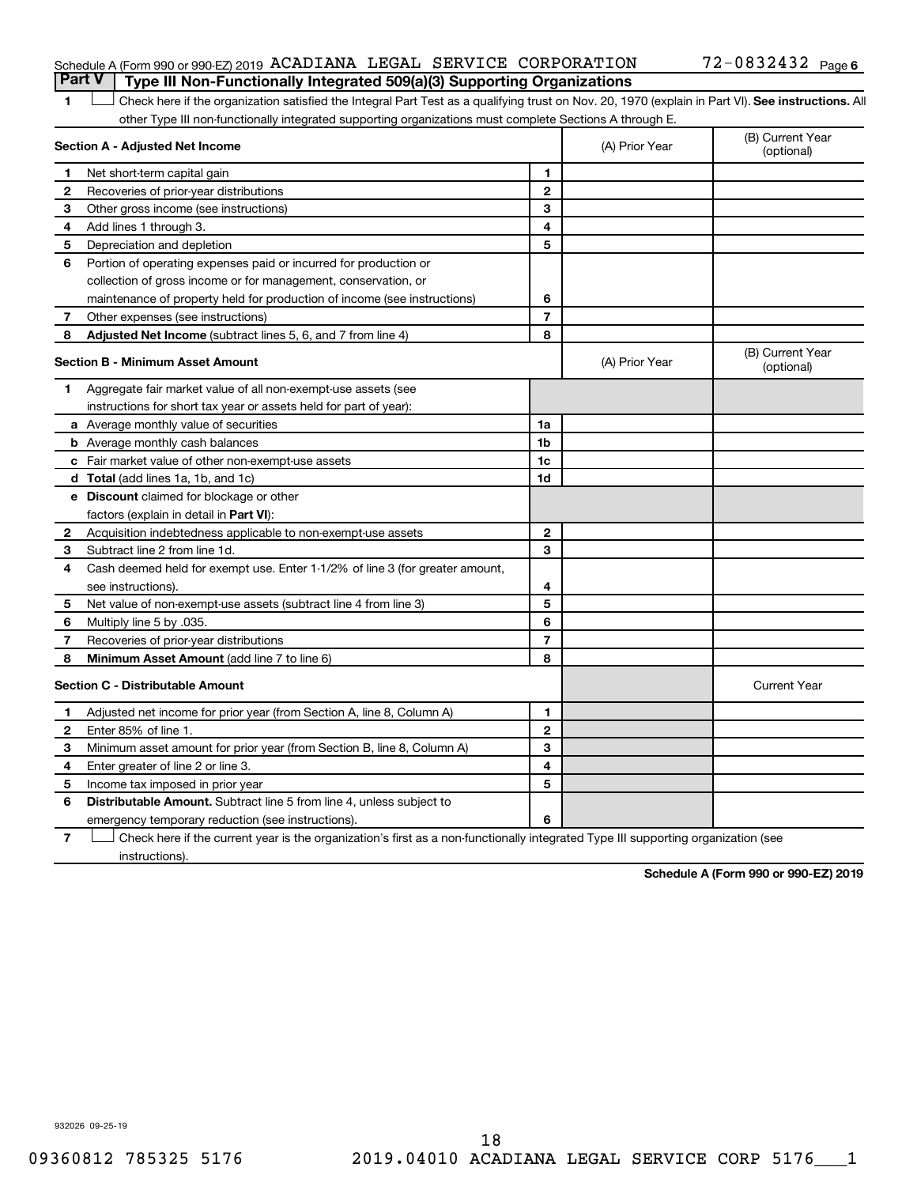Schedule A (Form 990 or 990-EZ) 2019 ACADIANA LEGAL SERVICE CORPORATION 72-0832432

## Part V Type III Non-Functionally Integrated 509(a)(3) Supporting Organizations

1 ☐ Check here if the organization satisfied the Integral Part Test as a qualifying trust on Nov. 20, 1970 (explain in Part VI). **See instructions.** All other Type III non-functionally integrated supporting organizations must complete Sections A through E.

| **Section A - Adjusted Net Income** | | | (A) Prior Year | (B) Current Year (optional) |
|---|---|---|---|---|
| 1 | Net short-term capital gain | 1 | | |
| 2 | Recoveries of prior-year distributions | 2 | | |
| 3 | Other gross income (see instructions) | 3 | | |
| 4 | Add lines 1 through 3. | 4 | | |
| 5 | Depreciation and depletion | 5 | | |
| 6 | Portion of operating expenses paid or incurred for production or collection of gross income or for management, conservation, or maintenance of property held for production of income (see instructions) | 6 | | |
| 7 | Other expenses (see instructions) | 7 | | |
| 8 | **Adjusted Net Income** (subtract lines 5, 6, and 7 from line 4) | 8 | | |

| **Section B - Minimum Asset Amount** | | | (A) Prior Year | (B) Current Year (optional) |
|---|---|---|---|---|
| 1 | Aggregate fair market value of all non-exempt-use assets (see instructions for short tax year or assets held for part of year): | | | |
| a | Average monthly value of securities | 1a | | |
| b | Average monthly cash balances | 1b | | |
| c | Fair market value of other non-exempt-use assets | 1c | | |
| d | **Total** (add lines 1a, 1b, and 1c) | 1d | | |
| e | **Discount** claimed for blockage or other factors (explain in detail in **Part VI**): | | | |
| 2 | Acquisition indebtedness applicable to non-exempt-use assets | 2 | | |
| 3 | Subtract line 2 from line 1d. | 3 | | |
| 4 | Cash deemed held for exempt use. Enter 1-1/2% of line 3 (for greater amount, see instructions). | 4 | | |
| 5 | Net value of non-exempt-use assets (subtract line 4 from line 3) | 5 | | |
| 6 | Multiply line 5 by .035. | 6 | | |
| 7 | Recoveries of prior-year distributions | 7 | | |
| 8 | **Minimum Asset Amount** (add line 7 to line 6) | 8 | | |

| **Section C - Distributable Amount** | | | | Current Year |
|---|---|---|---|---|
| 1 | Adjusted net income for prior year (from Section A, line 8, Column A) | 1 | | |
| 2 | Enter 85% of line 1. | 2 | | |
| 3 | Minimum asset amount for prior year (from Section B, line 8, Column A) | 3 | | |
| 4 | Enter greater of line 2 or line 3. | 4 | | |
| 5 | Income tax imposed in prior year | 5 | | |
| 6 | **Distributable Amount.** Subtract line 5 from line 4, unless subject to emergency temporary reduction (see instructions). | 6 | | |

7 ☐ Check here if the current year is the organization's first as a non-functionally integrated Type III supporting organization (see instructions).

**Schedule A (Form 990 or 990-EZ) 2019**

932026 09-25-19

09360812 785325 5176 2019.04010 ACADIANA LEGAL SERVICE CORP 5176___1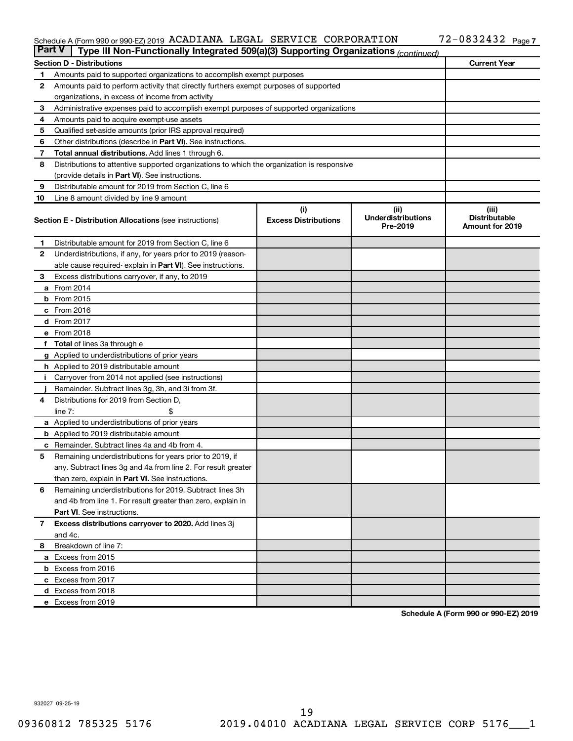Schedule A (Form 990 or 990-EZ) 2019 ACADIANA LEGAL SERVICE CORPORATION 72-0832432 Page 7

**Part V | Type III Non-Functionally Integrated 509(a)(3) Supporting Organizations** *(continued)*

| | **Section D - Distributions** | **Current Year** |
|---|---|---|
| 1 | Amounts paid to supported organizations to accomplish exempt purposes | |
| 2 | Amounts paid to perform activity that directly furthers exempt purposes of supported organizations, in excess of income from activity | |
| 3 | Administrative expenses paid to accomplish exempt purposes of supported organizations | |
| 4 | Amounts paid to acquire exempt-use assets | |
| 5 | Qualified set-aside amounts (prior IRS approval required) | |
| 6 | Other distributions (describe in **Part VI**). See instructions. | |
| 7 | **Total annual distributions.** Add lines 1 through 6. | |
| 8 | Distributions to attentive supported organizations to which the organization is responsive (provide details in **Part VI**). See instructions. | |
| 9 | Distributable amount for 2019 from Section C, line 6 | |
| 10 | Line 8 amount divided by line 9 amount | |

| | **Section E - Distribution Allocations** (see instructions) | (i) Excess Distributions | (ii) Underdistributions Pre-2019 | (iii) Distributable Amount for 2019 |
|---|---|---|---|---|
| 1 | Distributable amount for 2019 from Section C, line 6 | | | |
| 2 | Underdistributions, if any, for years prior to 2019 (reasonable cause required- explain in **Part VI**). See instructions. | | | |
| 3 | Excess distributions carryover, if any, to 2019 | | | |
| a | From 2014 | | | |
| b | From 2015 | | | |
| c | From 2016 | | | |
| d | From 2017 | | | |
| e | From 2018 | | | |
| f | **Total** of lines 3a through e | | | |
| g | Applied to underdistributions of prior years | | | |
| h | Applied to 2019 distributable amount | | | |
| i | Carryover from 2014 not applied (see instructions) | | | |
| j | Remainder. Subtract lines 3g, 3h, and 3i from 3f. | | | |
| 4 | Distributions for 2019 from Section D, line 7: $ | | | |
| a | Applied to underdistributions of prior years | | | |
| b | Applied to 2019 distributable amount | | | |
| c | Remainder. Subtract lines 4a and 4b from 4. | | | |
| 5 | Remaining underdistributions for years prior to 2019, if any. Subtract lines 3g and 4a from line 2. For result greater than zero, explain in **Part VI.** See instructions. | | | |
| 6 | Remaining underdistributions for 2019. Subtract lines 3h and 4b from line 1. For result greater than zero, explain in **Part VI**. See instructions. | | | |
| 7 | **Excess distributions carryover to 2020.** Add lines 3j and 4c. | | | |
| 8 | Breakdown of line 7: | | | |
| a | Excess from 2015 | | | |
| b | Excess from 2016 | | | |
| c | Excess from 2017 | | | |
| d | Excess from 2018 | | | |
| e | Excess from 2019 | | | |

**Schedule A (Form 990 or 990-EZ) 2019**

932027 09-25-19

09360812 785325 5176 2019.04010 ACADIANA LEGAL SERVICE CORP 5176___1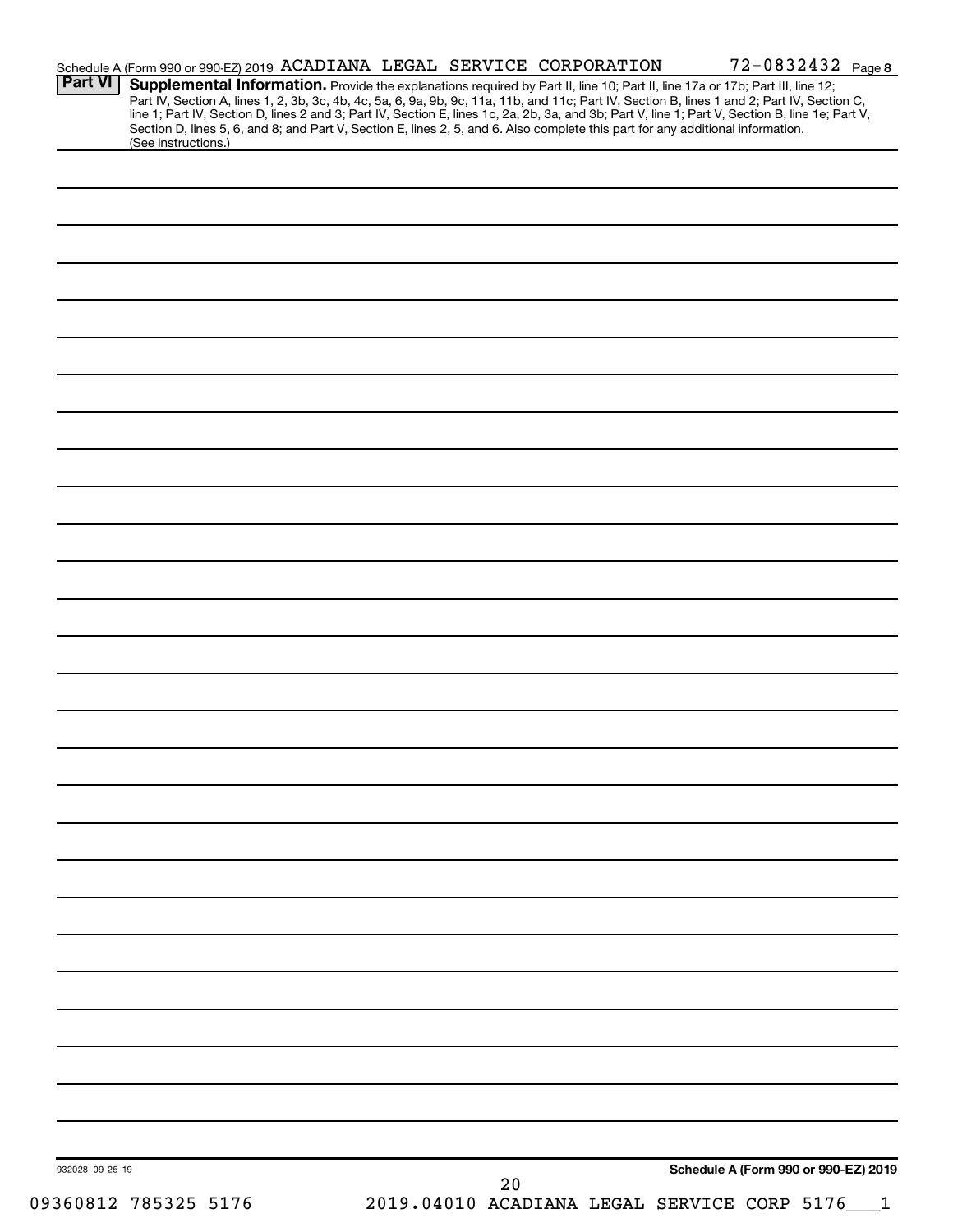Schedule A (Form 990 or 990-EZ) 2019 ACADIANA LEGAL SERVICE CORPORATION 72-0832432 Page 8

**Part VI** **Supplemental Information.** Provide the explanations required by Part II, line 10; Part II, line 17a or 17b; Part III, line 12; Part IV, Section A, lines 1, 2, 3b, 3c, 4b, 4c, 5a, 6, 9a, 9b, 9c, 11a, 11b, and 11c; Part IV, Section B, lines 1 and 2; Part IV, Section C, line 1; Part IV, Section D, lines 2 and 3; Part IV, Section E, lines 1c, 2a, 2b, 3a, and 3b; Part V, line 1; Part V, Section B, line 1e; Part V, Section D, lines 5, 6, and 8; and Part V, Section E, lines 2, 5, and 6. Also complete this part for any additional information. (See instructions.)

932028 09-25-19

**Schedule A (Form 990 or 990-EZ) 2019**

09360812 785325 5176 2019.04010 ACADIANA LEGAL SERVICE CORP 5176___1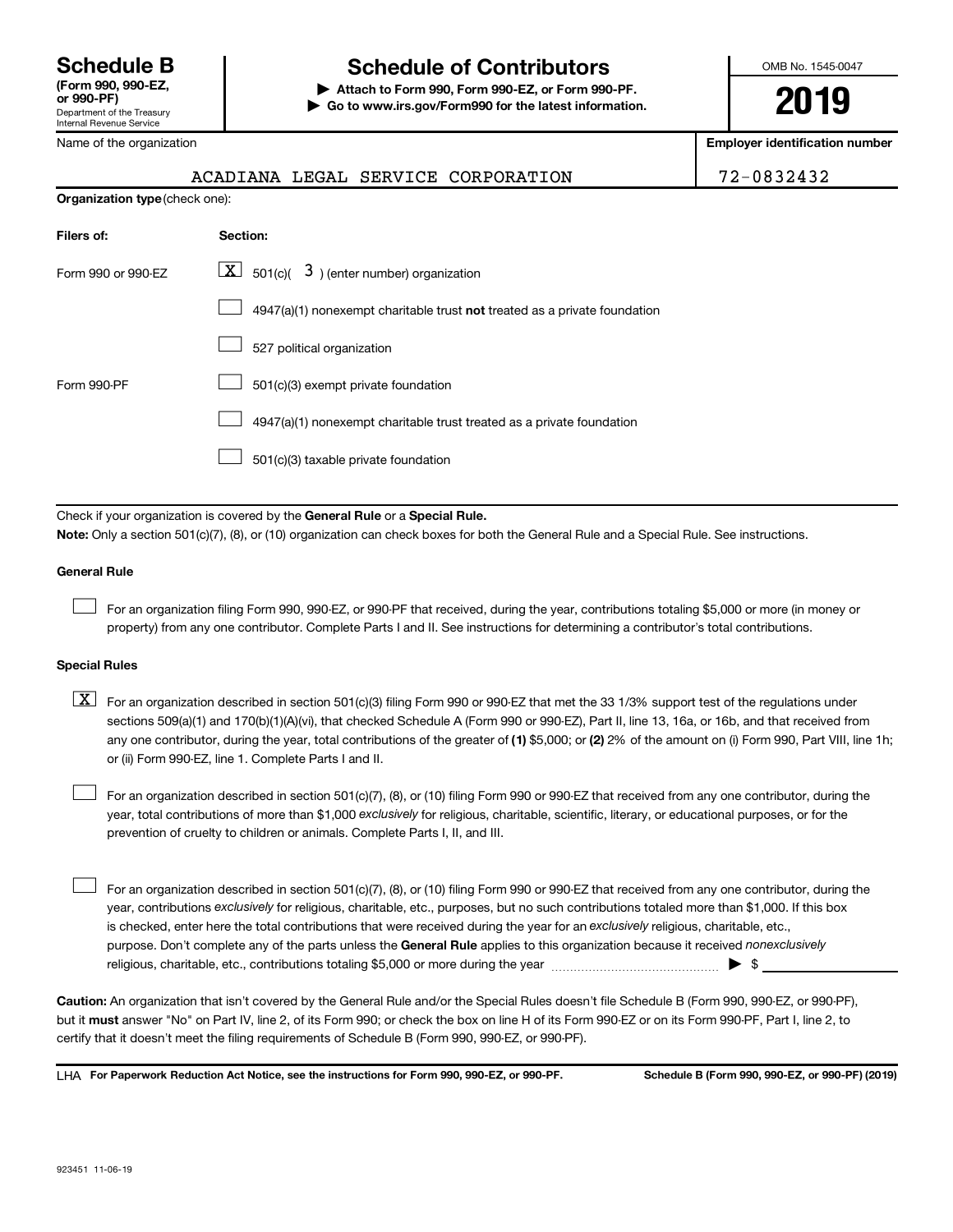# Schedule B

**(Form 990, 990-EZ, or 990-PF)**
Department of the Treasury
Internal Revenue Service

# Schedule of Contributors

**▶ Attach to Form 990, Form 990-EZ, or Form 990-PF.**
**▶ Go to www.irs.gov/Form990 for the latest information.**

OMB No. 1545-0047

**2019**

Name of the organization: ACADIANA LEGAL SERVICE CORPORATION

**Employer identification number:** 72-0832432

**Organization type** (check one):

| Filers of: | Section: |
|---|---|
| Form 990 or 990-EZ | [X] 501(c)( 3 ) (enter number) organization |
| | [ ] 4947(a)(1) nonexempt charitable trust **not** treated as a private foundation |
| | [ ] 527 political organization |
| Form 990-PF | [ ] 501(c)(3) exempt private foundation |
| | [ ] 4947(a)(1) nonexempt charitable trust treated as a private foundation |
| | [ ] 501(c)(3) taxable private foundation |

Check if your organization is covered by the **General Rule** or a **Special Rule.**

**Note:** Only a section 501(c)(7), (8), or (10) organization can check boxes for both the General Rule and a Special Rule. See instructions.

### General Rule

[ ] For an organization filing Form 990, 990-EZ, or 990-PF that received, during the year, contributions totaling $5,000 or more (in money or property) from any one contributor. Complete Parts I and II. See instructions for determining a contributor's total contributions.

### Special Rules

[X] For an organization described in section 501(c)(3) filing Form 990 or 990-EZ that met the 33 1/3% support test of the regulations under sections 509(a)(1) and 170(b)(1)(A)(vi), that checked Schedule A (Form 990 or 990-EZ), Part II, line 13, 16a, or 16b, and that received from any one contributor, during the year, total contributions of the greater of **(1)** $5,000; or **(2)** 2% of the amount on (i) Form 990, Part VIII, line 1h; or (ii) Form 990-EZ, line 1. Complete Parts I and II.

[ ] For an organization described in section 501(c)(7), (8), or (10) filing Form 990 or 990-EZ that received from any one contributor, during the year, total contributions of more than $1,000 *exclusively* for religious, charitable, scientific, literary, or educational purposes, or for the prevention of cruelty to children or animals. Complete Parts I, II, and III.

[ ] For an organization described in section 501(c)(7), (8), or (10) filing Form 990 or 990-EZ that received from any one contributor, during the year, contributions *exclusively* for religious, charitable, etc., purposes, but no such contributions totaled more than $1,000. If this box is checked, enter here the total contributions that were received during the year for an *exclusively* religious, charitable, etc., purpose. Don't complete any of the parts unless the **General Rule** applies to this organization because it received *nonexclusively* religious, charitable, etc., contributions totaling $5,000 or more during the year ▶ $ ______

**Caution:** An organization that isn't covered by the General Rule and/or the Special Rules doesn't file Schedule B (Form 990, 990-EZ, or 990-PF), but it **must** answer "No" on Part IV, line 2, of its Form 990; or check the box on line H of its Form 990-EZ or on its Form 990-PF, Part I, line 2, to certify that it doesn't meet the filing requirements of Schedule B (Form 990, 990-EZ, or 990-PF).

LHA **For Paperwork Reduction Act Notice, see the instructions for Form 990, 990-EZ, or 990-PF.** **Schedule B (Form 990, 990-EZ, or 990-PF) (2019)**

923451 11-06-19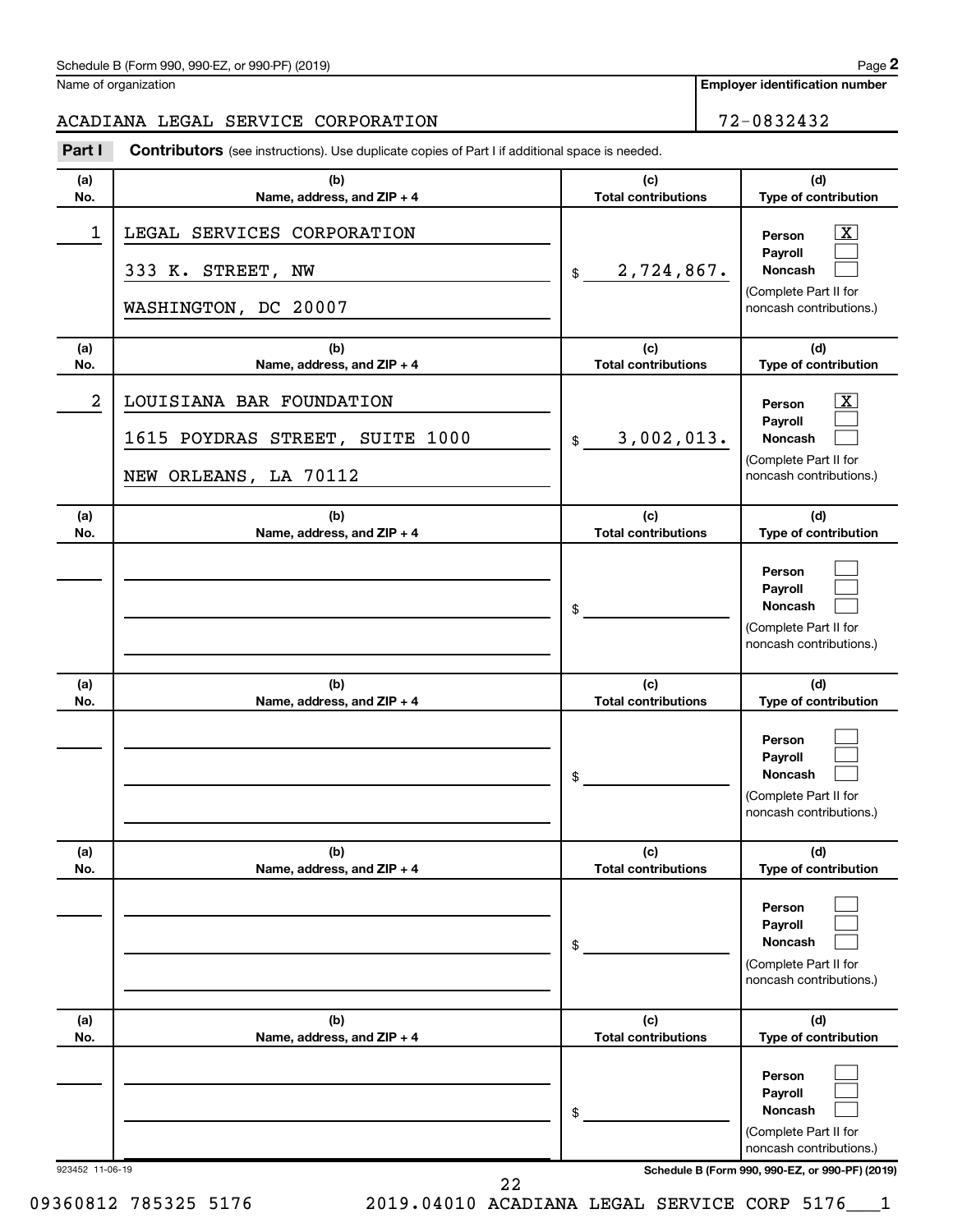Schedule B (Form 990, 990-EZ, or 990-PF) (2019)

Name of organization: ACADIANA LEGAL SERVICE CORPORATION

Employer identification number: 72-0832432

**Part I — Contributors** (see instructions). Use duplicate copies of Part I if additional space is needed.

| (a) No. | (b) Name, address, and ZIP + 4 | (c) Total contributions | (d) Type of contribution |
|---|---|---|---|
| 1 | LEGAL SERVICES CORPORATION<br>333 K. STREET, NW<br>WASHINGTON, DC 20007 | $ 2,724,867. | Person [X]<br>Payroll [ ]<br>Noncash [ ]<br>(Complete Part II for noncash contributions.) |
| 2 | LOUISIANA BAR FOUNDATION<br>1615 POYDRAS STREET, SUITE 1000<br>NEW ORLEANS, LA 70112 | $ 3,002,013. | Person [X]<br>Payroll [ ]<br>Noncash [ ]<br>(Complete Part II for noncash contributions.) |
| | | $ | Person [ ]<br>Payroll [ ]<br>Noncash [ ]<br>(Complete Part II for noncash contributions.) |
| | | $ | Person [ ]<br>Payroll [ ]<br>Noncash [ ]<br>(Complete Part II for noncash contributions.) |
| | | $ | Person [ ]<br>Payroll [ ]<br>Noncash [ ]<br>(Complete Part II for noncash contributions.) |
| | | $ | Person [ ]<br>Payroll [ ]<br>Noncash [ ]<br>(Complete Part II for noncash contributions.) |

923452 11-06-19

Schedule B (Form 990, 990-EZ, or 990-PF) (2019)

09360812 785325 5176 2019.04010 ACADIANA LEGAL SERVICE CORP 5176___1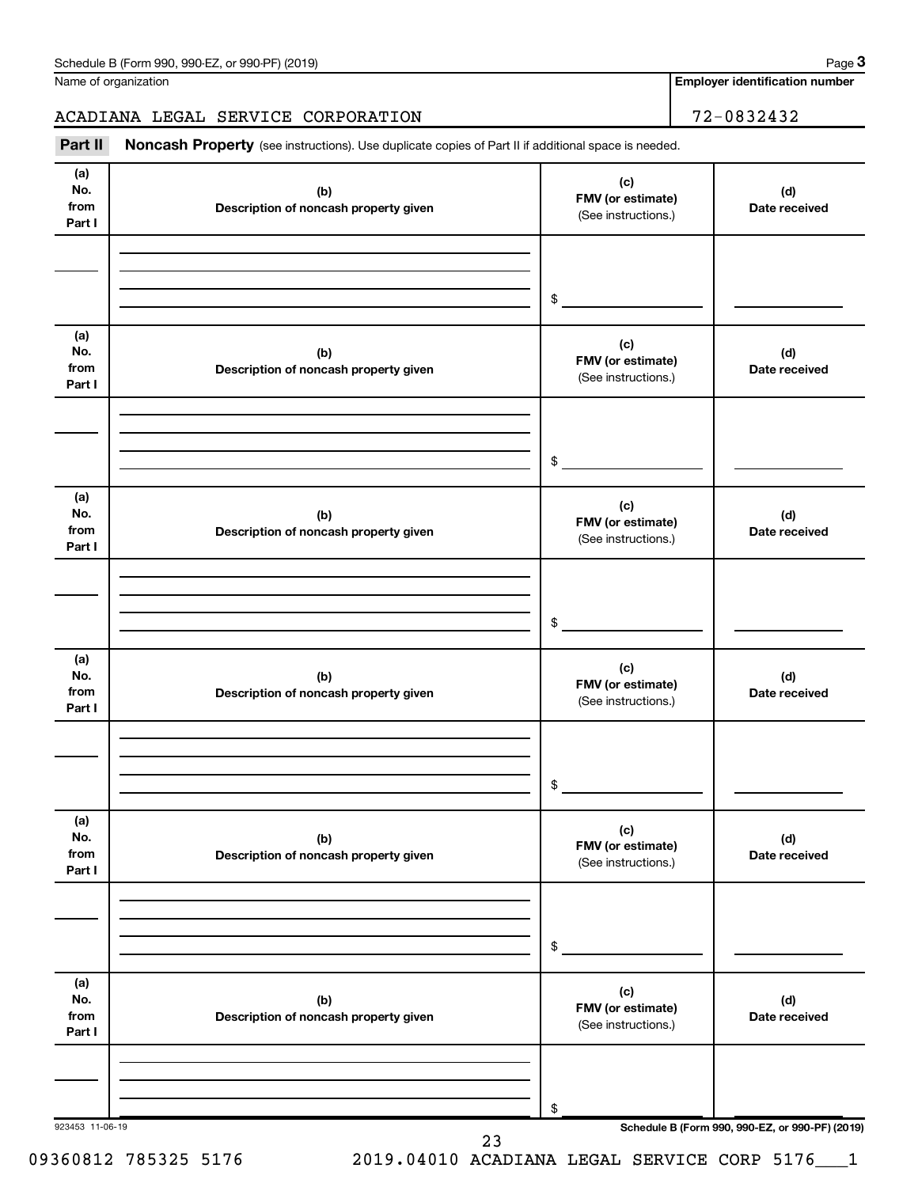Name of organization

ACADIANA LEGAL SERVICE CORPORATION

Employer identification number

72-0832432

**Part II** **Noncash Property** (see instructions). Use duplicate copies of Part II if additional space is needed.

| (a) No. from Part I | (b) Description of noncash property given | (c) FMV (or estimate) (See instructions.) | (d) Date received |
|---|---|---|---|
| | | $ | |

| (a) No. from Part I | (b) Description of noncash property given | (c) FMV (or estimate) (See instructions.) | (d) Date received |
|---|---|---|---|
| | | $ | |

| (a) No. from Part I | (b) Description of noncash property given | (c) FMV (or estimate) (See instructions.) | (d) Date received |
|---|---|---|---|
| | | $ | |

| (a) No. from Part I | (b) Description of noncash property given | (c) FMV (or estimate) (See instructions.) | (d) Date received |
|---|---|---|---|
| | | $ | |

| (a) No. from Part I | (b) Description of noncash property given | (c) FMV (or estimate) (See instructions.) | (d) Date received |
|---|---|---|---|
| | | $ | |

| (a) No. from Part I | (b) Description of noncash property given | (c) FMV (or estimate) (See instructions.) | (d) Date received |
|---|---|---|---|
| | | $ | |

923453 11-06-19

Schedule B (Form 990, 990-EZ, or 990-PF) (2019)

09360812 785325 5176 2019.04010 ACADIANA LEGAL SERVICE CORP 5176___1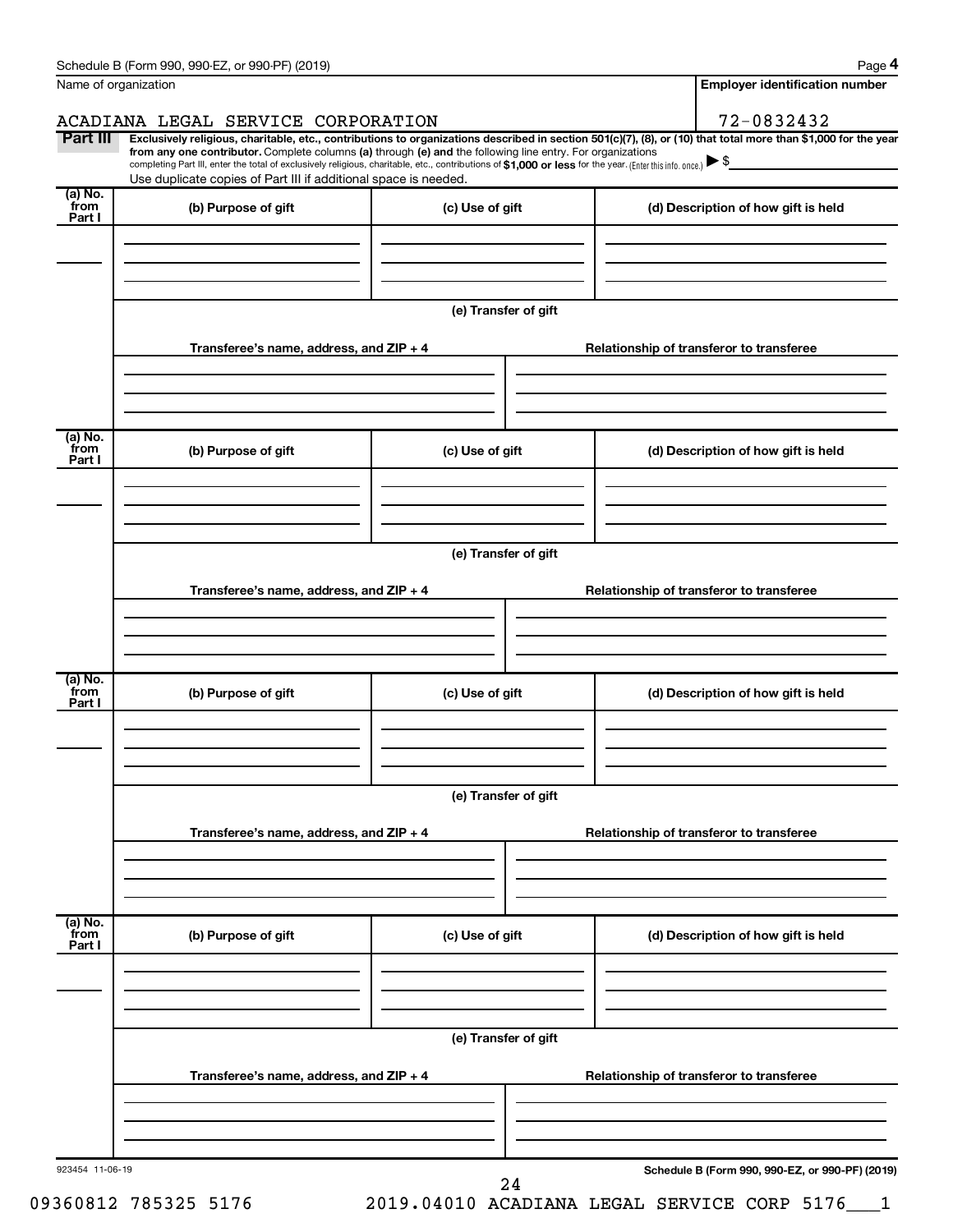Schedule B (Form 990, 990-EZ, or 990-PF) (2019)

Name of organization: ACADIANA LEGAL SERVICE CORPORATION

Employer identification number: 72-0832432

**Part III** **Exclusively religious, charitable, etc., contributions to organizations described in section 501(c)(7), (8), or (10) that total more than $1,000 for the year from any one contributor.** Complete columns **(a)** through **(e)** and the following line entry. For organizations completing Part III, enter the total of exclusively religious, charitable, etc., contributions of **$1,000 or less** for the year. (Enter this info. once.) ▶ $

Use duplicate copies of Part III if additional space is needed.

| (a) No. from Part I | (b) Purpose of gift | (c) Use of gift | (d) Description of how gift is held |
|---|---|---|---|
| | | | |

**(e) Transfer of gift**

| Transferee's name, address, and ZIP + 4 | Relationship of transferor to transferee |
|---|---|
| | |

| (a) No. from Part I | (b) Purpose of gift | (c) Use of gift | (d) Description of how gift is held |
|---|---|---|---|
| | | | |

**(e) Transfer of gift**

| Transferee's name, address, and ZIP + 4 | Relationship of transferor to transferee |
|---|---|
| | |

| (a) No. from Part I | (b) Purpose of gift | (c) Use of gift | (d) Description of how gift is held |
|---|---|---|---|
| | | | |

**(e) Transfer of gift**

| Transferee's name, address, and ZIP + 4 | Relationship of transferor to transferee |
|---|---|
| | |

| (a) No. from Part I | (b) Purpose of gift | (c) Use of gift | (d) Description of how gift is held |
|---|---|---|---|
| | | | |

**(e) Transfer of gift**

| Transferee's name, address, and ZIP + 4 | Relationship of transferor to transferee |
|---|---|
| | |

923454 11-06-19

**Schedule B (Form 990, 990-EZ, or 990-PF) (2019)**

09360812 785325 5176 2019.04010 ACADIANA LEGAL SERVICE CORP 5176___1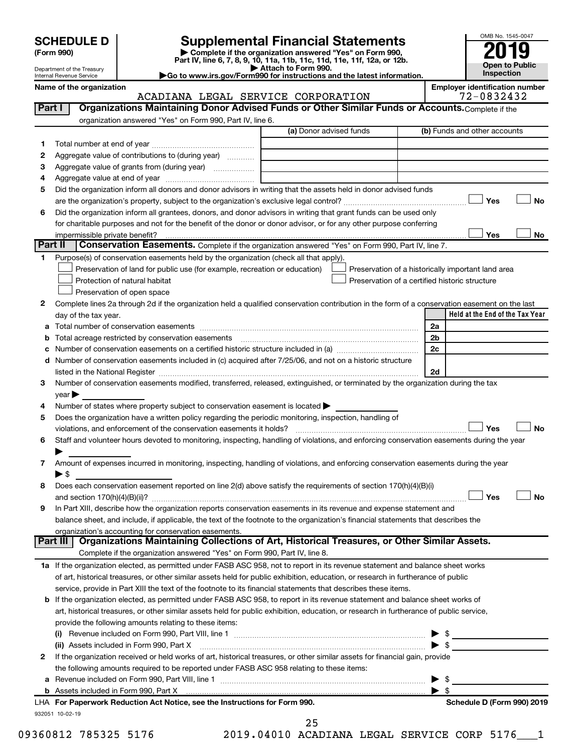**SCHEDULE D (Form 990)**

Department of the Treasury
Internal Revenue Service

# Supplemental Financial Statements

▶ Complete if the organization answered "Yes" on Form 990, Part IV, line 6, 7, 8, 9, 10, 11a, 11b, 11c, 11d, 11e, 11f, 12a, or 12b.
▶ Attach to Form 990.
▶Go to www.irs.gov/Form990 for instructions and the latest information.

OMB No. 1545-0047

**2019**

**Open to Public Inspection**

**Name of the organization:** ACADIANA LEGAL SERVICE CORPORATION

**Employer identification number:** 72-0832432

## Part I — Organizations Maintaining Donor Advised Funds or Other Similar Funds or Accounts.
Complete if the organization answered "Yes" on Form 990, Part IV, line 6.

| | | (a) Donor advised funds | (b) Funds and other accounts |
|---|---|---|---|
| 1 | Total number at end of year | | |
| 2 | Aggregate value of contributions to (during year) | | |
| 3 | Aggregate value of grants from (during year) | | |
| 4 | Aggregate value at end of year | | |

5 Did the organization inform all donors and donor advisors in writing that the assets held in donor advised funds are the organization's property, subject to the organization's exclusive legal control? ☐ Yes ☐ No

6 Did the organization inform all grantees, donors, and donor advisors in writing that grant funds can be used only for charitable purposes and not for the benefit of the donor or donor advisor, or for any other purpose conferring impermissible private benefit? ☐ Yes ☐ No

## Part II — Conservation Easements.
Complete if the organization answered "Yes" on Form 990, Part IV, line 7.

1 Purpose(s) of conservation easements held by the organization (check all that apply).

- ☐ Preservation of land for public use (for example, recreation or education)
- ☐ Protection of natural habitat
- ☐ Preservation of open space
- ☐ Preservation of a historically important land area
- ☐ Preservation of a certified historic structure

2 Complete lines 2a through 2d if the organization held a qualified conservation contribution in the form of a conservation easement on the last day of the tax year.

| | | | Held at the End of the Tax Year |
|---|---|---|---|
| a | Total number of conservation easements | 2a | |
| b | Total acreage restricted by conservation easements | 2b | |
| c | Number of conservation easements on a certified historic structure included in (a) | 2c | |
| d | Number of conservation easements included in (c) acquired after 7/25/06, and not on a historic structure listed in the National Register | 2d | |

3 Number of conservation easements modified, transferred, released, extinguished, or terminated by the organization during the tax year ▶

4 Number of states where property subject to conservation easement is located ▶

5 Does the organization have a written policy regarding the periodic monitoring, inspection, handling of violations, and enforcement of the conservation easements it holds? ☐ Yes ☐ No

6 Staff and volunteer hours devoted to monitoring, inspecting, handling of violations, and enforcing conservation easements during the year ▶

7 Amount of expenses incurred in monitoring, inspecting, handling of violations, and enforcing conservation easements during the year ▶ $

8 Does each conservation easement reported on line 2(d) above satisfy the requirements of section 170(h)(4)(B)(i) and section 170(h)(4)(B)(ii)? ☐ Yes ☐ No

9 In Part XIII, describe how the organization reports conservation easements in its revenue and expense statement and balance sheet, and include, if applicable, the text of the footnote to the organization's financial statements that describes the organization's accounting for conservation easements.

## Part III — Organizations Maintaining Collections of Art, Historical Treasures, or Other Similar Assets.
Complete if the organization answered "Yes" on Form 990, Part IV, line 8.

1a If the organization elected, as permitted under FASB ASC 958, not to report in its revenue statement and balance sheet works of art, historical treasures, or other similar assets held for public exhibition, education, or research in furtherance of public service, provide in Part XIII the text of the footnote to its financial statements that describes these items.

b If the organization elected, as permitted under FASB ASC 958, to report in its revenue statement and balance sheet works of art, historical treasures, or other similar assets held for public exhibition, education, or research in furtherance of public service, provide the following amounts relating to these items:

(i) Revenue included on Form 990, Part VIII, line 1 ▶ $

(ii) Assets included in Form 990, Part X ▶ $

2 If the organization received or held works of art, historical treasures, or other similar assets for financial gain, provide the following amounts required to be reported under FASB ASC 958 relating to these items:

a Revenue included on Form 990, Part VIII, line 1 ▶ $

b Assets included in Form 990, Part X ▶ $

**LHA For Paperwork Reduction Act Notice, see the Instructions for Form 990.** **Schedule D (Form 990) 2019**

932051 10-02-19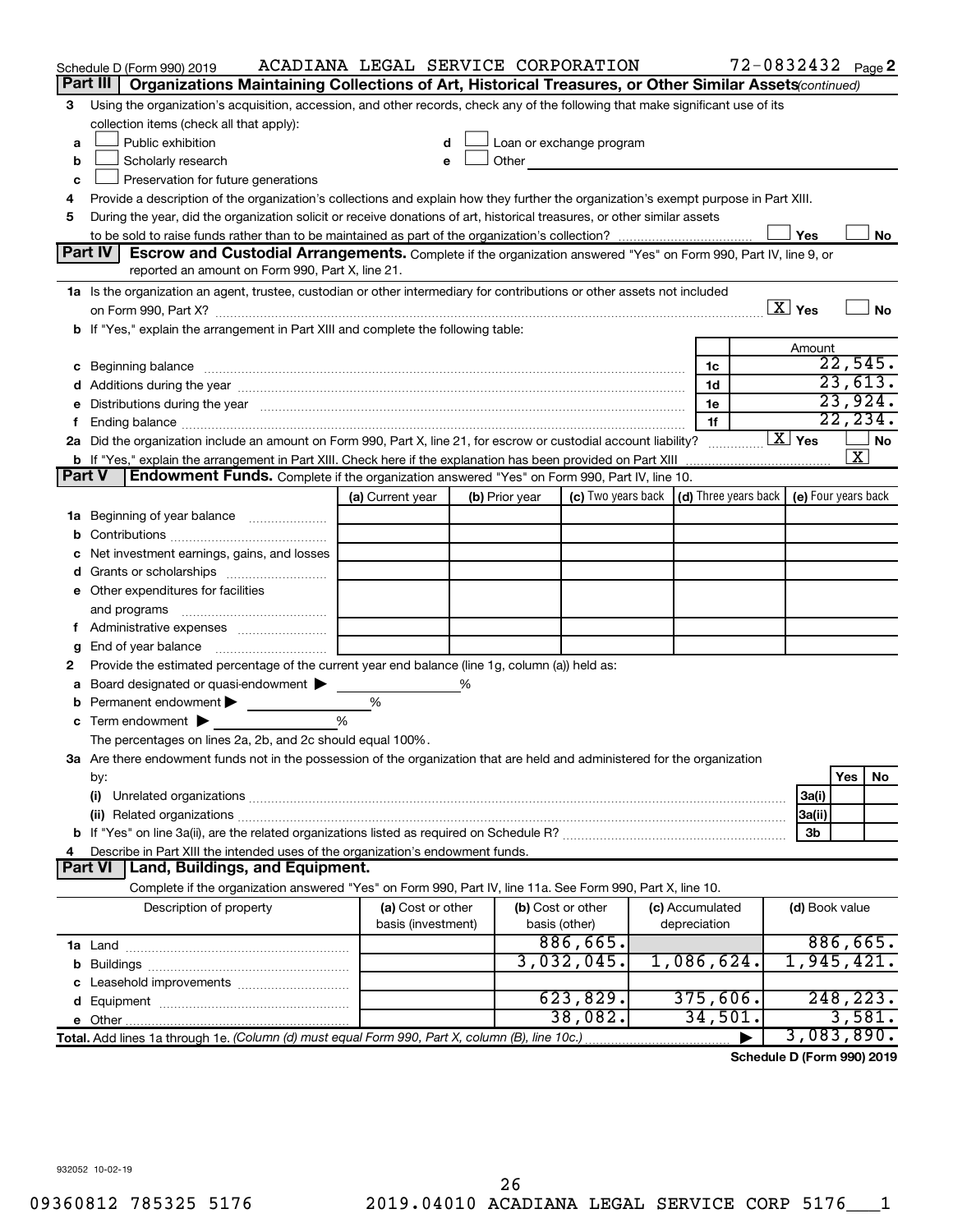Schedule D (Form 990) 2019 ACADIANA LEGAL SERVICE CORPORATION 72-0832432 Page 2

## Part III Organizations Maintaining Collections of Art, Historical Treasures, or Other Similar Assets *(continued)*

3 Using the organization's acquisition, accession, and other records, check any of the following that make significant use of its collection items (check all that apply):

- a ☐ Public exhibition
- b ☐ Scholarly research
- c ☐ Preservation for future generations
- d ☐ Loan or exchange program
- e ☐ Other

4 Provide a description of the organization's collections and explain how they further the organization's exempt purpose in Part XIII.

5 During the year, did the organization solicit or receive donations of art, historical treasures, or other similar assets to be sold to raise funds rather than to be maintained as part of the organization's collection? ☐ Yes ☐ No

## Part IV Escrow and Custodial Arrangements.

Complete if the organization answered "Yes" on Form 990, Part IV, line 9, or reported an amount on Form 990, Part X, line 21.

1a Is the organization an agent, trustee, custodian or other intermediary for contributions or other assets not included on Form 990, Part X? ☒ Yes ☐ No

b If "Yes," explain the arrangement in Part XIII and complete the following table:

| | | | Amount |
|---|---|---|---|
| c | Beginning balance | 1c | 22,545. |
| d | Additions during the year | 1d | 23,613. |
| e | Distributions during the year | 1e | 23,924. |
| f | Ending balance | 1f | 22,234. |

2a Did the organization include an amount on Form 990, Part X, line 21, for escrow or custodial account liability? ☒ Yes ☐ No

b If "Yes," explain the arrangement in Part XIII. Check here if the explanation has been provided on Part XIII ☒

## Part V Endowment Funds.

Complete if the organization answered "Yes" on Form 990, Part IV, line 10.

| | (a) Current year | (b) Prior year | (c) Two years back | (d) Three years back | (e) Four years back |
|---|---|---|---|---|---|
| 1a Beginning of year balance | | | | | |
| b Contributions | | | | | |
| c Net investment earnings, gains, and losses | | | | | |
| d Grants or scholarships | | | | | |
| e Other expenditures for facilities and programs | | | | | |
| f Administrative expenses | | | | | |
| g End of year balance | | | | | |

2 Provide the estimated percentage of the current year end balance (line 1g, column (a)) held as:

- a Board designated or quasi-endowment ▶ %
- b Permanent endowment ▶ %
- c Term endowment ▶ %

The percentages on lines 2a, 2b, and 2c should equal 100%.

3a Are there endowment funds not in the possession of the organization that are held and administered for the organization by:

| | | Yes | No |
|---|---|---|---|
| (i) Unrelated organizations | 3a(i) | | |
| (ii) Related organizations | 3a(ii) | | |
| b If "Yes" on line 3a(ii), are the related organizations listed as required on Schedule R? | 3b | | |

4 Describe in Part XIII the intended uses of the organization's endowment funds.

## Part VI Land, Buildings, and Equipment.

Complete if the organization answered "Yes" on Form 990, Part IV, line 11a. See Form 990, Part X, line 10.

| Description of property | (a) Cost or other basis (investment) | (b) Cost or other basis (other) | (c) Accumulated depreciation | (d) Book value |
|---|---|---|---|---|
| 1a Land | | 886,665. | | 886,665. |
| b Buildings | | 3,032,045. | 1,086,624. | 1,945,421. |
| c Leasehold improvements | | | | |
| d Equipment | | 623,829. | 375,606. | 248,223. |
| e Other | | 38,082. | 34,501. | 3,581. |
| **Total.** Add lines 1a through 1e. *(Column (d) must equal Form 990, Part X, column (B), line 10c.)* | | | ▶ | 3,083,890. |

**Schedule D (Form 990) 2019**

932052 10-02-19

09360812 785325 5176 2019.04010 ACADIANA LEGAL SERVICE CORP 5176___1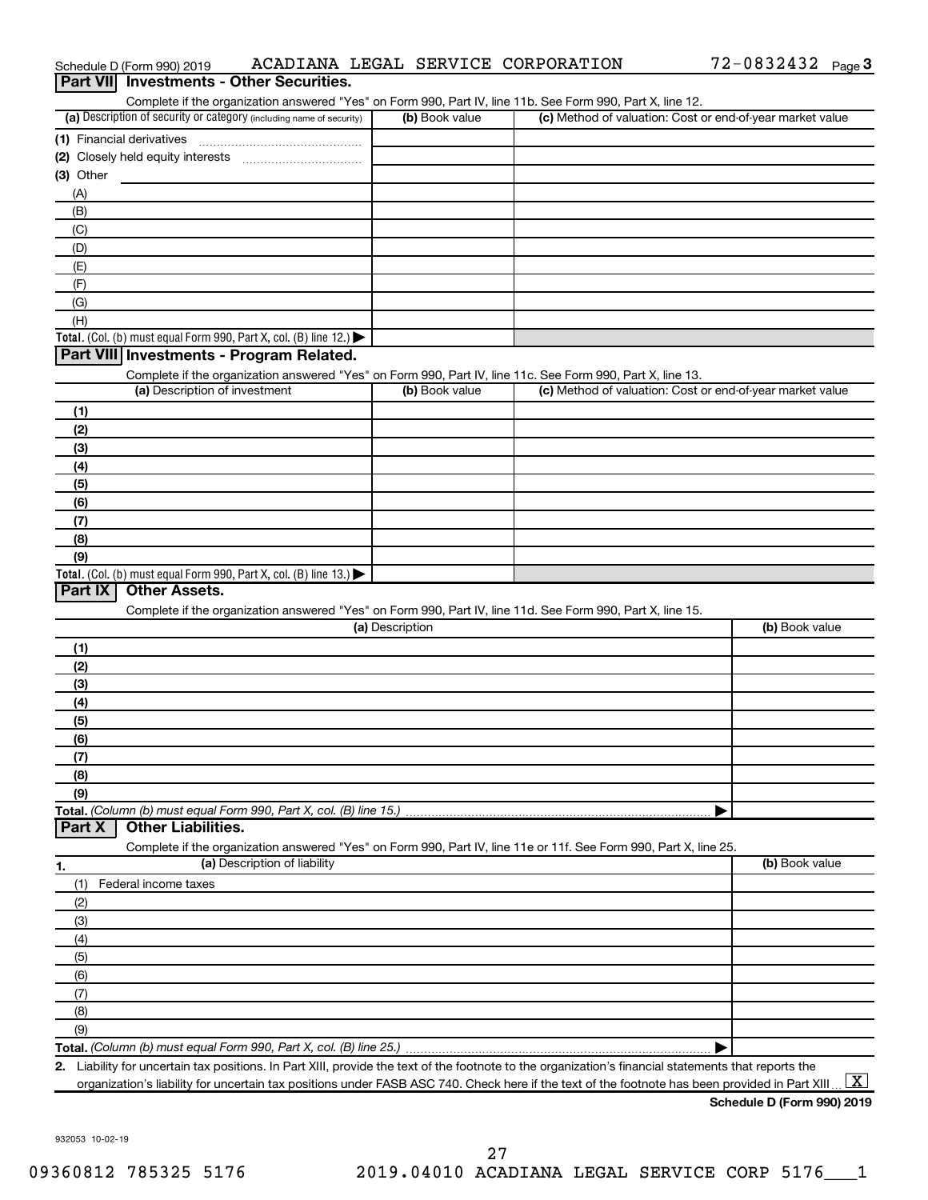Schedule D (Form 990) 2019 ACADIANA LEGAL SERVICE CORPORATION 72-0832432 Page 3

## Part VII Investments - Other Securities.

Complete if the organization answered "Yes" on Form 990, Part IV, line 11b. See Form 990, Part X, line 12.

| (a) Description of security or category (including name of security) | (b) Book value | (c) Method of valuation: Cost or end-of-year market value |
|---|---|---|
| (1) Financial derivatives | | |
| (2) Closely held equity interests | | |
| (3) Other | | |
| (A) | | |
| (B) | | |
| (C) | | |
| (D) | | |
| (E) | | |
| (F) | | |
| (G) | | |
| (H) | | |
| **Total.** (Col. (b) must equal Form 990, Part X, col. (B) line 12.) ▶ | | |

## Part VIII Investments - Program Related.

Complete if the organization answered "Yes" on Form 990, Part IV, line 11c. See Form 990, Part X, line 13.

| (a) Description of investment | (b) Book value | (c) Method of valuation: Cost or end-of-year market value |
|---|---|---|
| (1) | | |
| (2) | | |
| (3) | | |
| (4) | | |
| (5) | | |
| (6) | | |
| (7) | | |
| (8) | | |
| (9) | | |
| **Total.** (Col. (b) must equal Form 990, Part X, col. (B) line 13.) ▶ | | |

## Part IX Other Assets.

Complete if the organization answered "Yes" on Form 990, Part IV, line 11d. See Form 990, Part X, line 15.

| (a) Description | (b) Book value |
|---|---|
| (1) | |
| (2) | |
| (3) | |
| (4) | |
| (5) | |
| (6) | |
| (7) | |
| (8) | |
| (9) | |
| **Total.** *(Column (b) must equal Form 990, Part X, col. (B) line 15.)* ▶ | |

## Part X Other Liabilities.

Complete if the organization answered "Yes" on Form 990, Part IV, line 11e or 11f. See Form 990, Part X, line 25.

| 1. (a) Description of liability | (b) Book value |
|---|---|
| (1) Federal income taxes | |
| (2) | |
| (3) | |
| (4) | |
| (5) | |
| (6) | |
| (7) | |
| (8) | |
| (9) | |
| **Total.** *(Column (b) must equal Form 990, Part X, col. (B) line 25.)* ▶ | |

2. Liability for uncertain tax positions. In Part XIII, provide the text of the footnote to the organization's financial statements that reports the organization's liability for uncertain tax positions under FASB ASC 740. Check here if the text of the footnote has been provided in Part XIII ... [X]

**Schedule D (Form 990) 2019**

932053 10-02-19

09360812 785325 5176 2019.04010 ACADIANA LEGAL SERVICE CORP 5176___1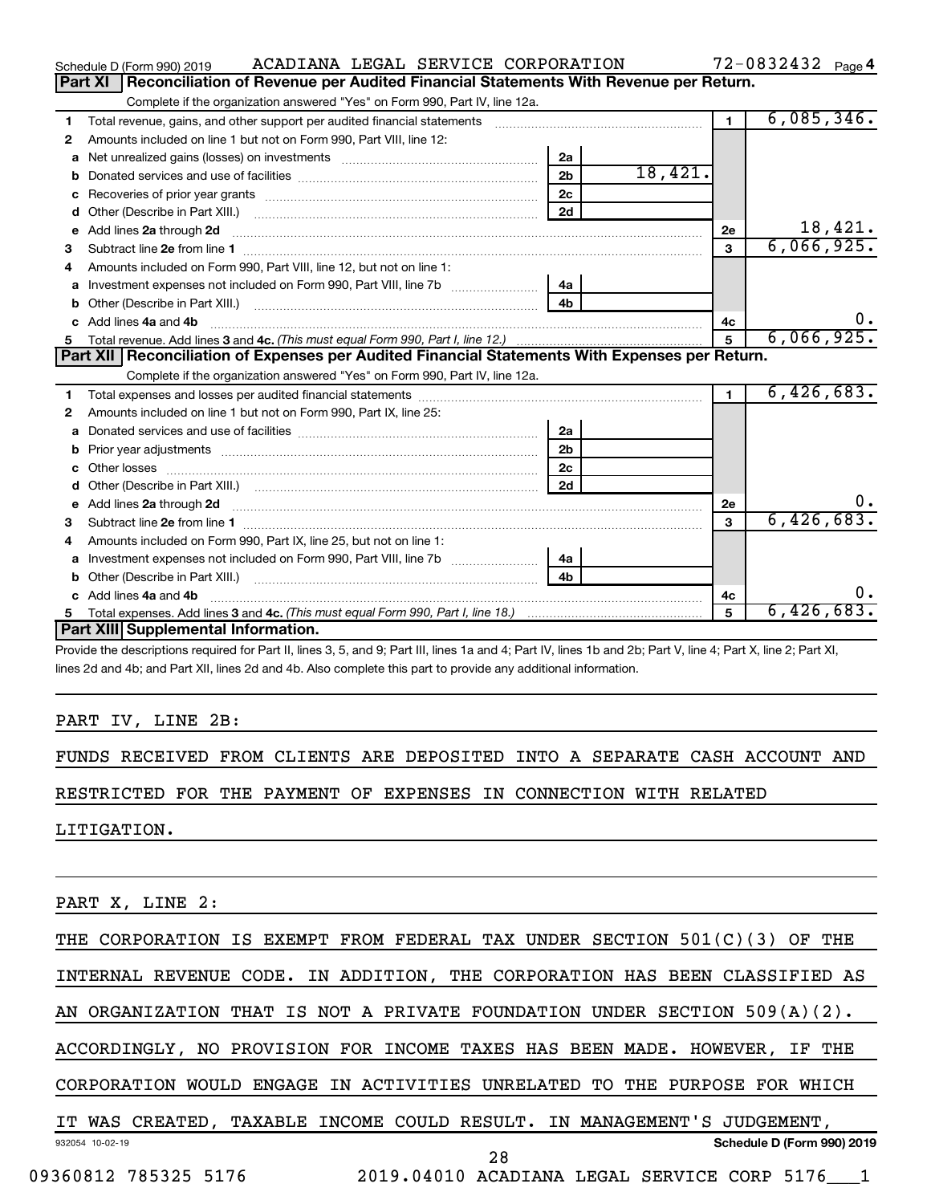Schedule D (Form 990) 2019 ACADIANA LEGAL SERVICE CORPORATION 72-0832432 Page 4

## Part XI Reconciliation of Revenue per Audited Financial Statements With Revenue per Return.

Complete if the organization answered "Yes" on Form 990, Part IV, line 12a.

| | | | | | |
|---|---|---|---|---|---|
| 1 | Total revenue, gains, and other support per audited financial statements | | | 1 | 6,085,346. |
| 2 | Amounts included on line 1 but not on Form 990, Part VIII, line 12: | | | | |
| a | Net unrealized gains (losses) on investments | 2a | | | |
| b | Donated services and use of facilities | 2b | 18,421. | | |
| c | Recoveries of prior year grants | 2c | | | |
| d | Other (Describe in Part XIII.) | 2d | | | |
| e | Add lines 2a through 2d | | | 2e | 18,421. |
| 3 | Subtract line 2e from line 1 | | | 3 | 6,066,925. |
| 4 | Amounts included on Form 990, Part VIII, line 12, but not on line 1: | | | | |
| a | Investment expenses not included on Form 990, Part VIII, line 7b | 4a | | | |
| b | Other (Describe in Part XIII.) | 4b | | | |
| c | Add lines 4a and 4b | | | 4c | 0. |
| 5 | Total revenue. Add lines 3 and 4c. *(This must equal Form 990, Part I, line 12.)* | | | 5 | 6,066,925. |

## Part XII Reconciliation of Expenses per Audited Financial Statements With Expenses per Return.

Complete if the organization answered "Yes" on Form 990, Part IV, line 12a.

| | | | | | |
|---|---|---|---|---|---|
| 1 | Total expenses and losses per audited financial statements | | | 1 | 6,426,683. |
| 2 | Amounts included on line 1 but not on Form 990, Part IX, line 25: | | | | |
| a | Donated services and use of facilities | 2a | | | |
| b | Prior year adjustments | 2b | | | |
| c | Other losses | 2c | | | |
| d | Other (Describe in Part XIII.) | 2d | | | |
| e | Add lines 2a through 2d | | | 2e | 0. |
| 3 | Subtract line 2e from line 1 | | | 3 | 6,426,683. |
| 4 | Amounts included on Form 990, Part IX, line 25, but not on line 1: | | | | |
| a | Investment expenses not included on Form 990, Part VIII, line 7b | 4a | | | |
| b | Other (Describe in Part XIII.) | 4b | | | |
| c | Add lines 4a and 4b | | | 4c | 0. |
| 5 | Total expenses. Add lines 3 and 4c. *(This must equal Form 990, Part I, line 18.)* | | | 5 | 6,426,683. |

## Part XIII Supplemental Information.

Provide the descriptions required for Part II, lines 3, 5, and 9; Part III, lines 1a and 4; Part IV, lines 1b and 2b; Part V, line 4; Part X, line 2; Part XI, lines 2d and 4b; and Part XII, lines 2d and 4b. Also complete this part to provide any additional information.

PART IV, LINE 2B:

FUNDS RECEIVED FROM CLIENTS ARE DEPOSITED INTO A SEPARATE CASH ACCOUNT AND RESTRICTED FOR THE PAYMENT OF EXPENSES IN CONNECTION WITH RELATED LITIGATION.

PART X, LINE 2:

THE CORPORATION IS EXEMPT FROM FEDERAL TAX UNDER SECTION 501(C)(3) OF THE INTERNAL REVENUE CODE. IN ADDITION, THE CORPORATION HAS BEEN CLASSIFIED AS AN ORGANIZATION THAT IS NOT A PRIVATE FOUNDATION UNDER SECTION 509(A)(2). ACCORDINGLY, NO PROVISION FOR INCOME TAXES HAS BEEN MADE. HOWEVER, IF THE CORPORATION WOULD ENGAGE IN ACTIVITIES UNRELATED TO THE PURPOSE FOR WHICH IT WAS CREATED, TAXABLE INCOME COULD RESULT. IN MANAGEMENT'S JUDGEMENT,

932054 10-02-19 Schedule D (Form 990) 2019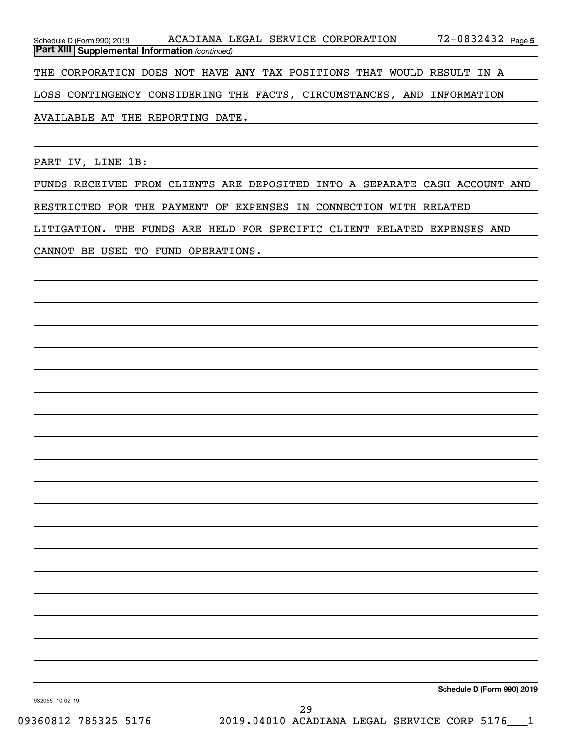Schedule D (Form 990) 2019 ACADIANA LEGAL SERVICE CORPORATION 72-0832432 Page 5

**Part XIII Supplemental Information** *(continued)*

THE CORPORATION DOES NOT HAVE ANY TAX POSITIONS THAT WOULD RESULT IN A LOSS CONTINGENCY CONSIDERING THE FACTS, CIRCUMSTANCES, AND INFORMATION AVAILABLE AT THE REPORTING DATE.

PART IV, LINE 1B:

FUNDS RECEIVED FROM CLIENTS ARE DEPOSITED INTO A SEPARATE CASH ACCOUNT AND RESTRICTED FOR THE PAYMENT OF EXPENSES IN CONNECTION WITH RELATED LITIGATION. THE FUNDS ARE HELD FOR SPECIFIC CLIENT RELATED EXPENSES AND CANNOT BE USED TO FUND OPERATIONS.

**Schedule D (Form 990) 2019**

932055 10-02-19

09360812 785325 5176 2019.04010 ACADIANA LEGAL SERVICE CORP 5176___1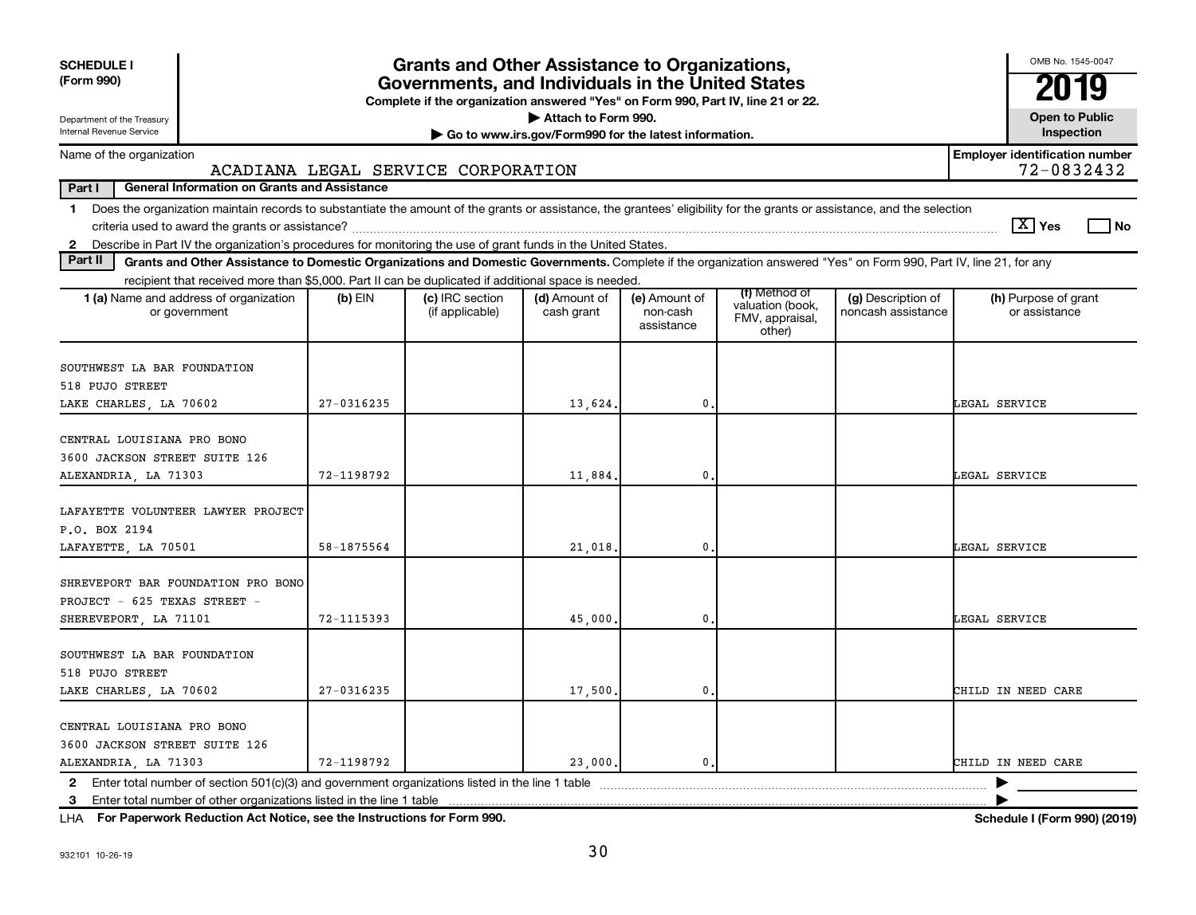**SCHEDULE I**
**(Form 990)**

Department of the Treasury
Internal Revenue Service

# Grants and Other Assistance to Organizations, Governments, and Individuals in the United States

**Complete if the organization answered "Yes" on Form 990, Part IV, line 21 or 22.**
**▶ Attach to Form 990.**
**▶ Go to www.irs.gov/Form990 for the latest information.**

OMB No. 1545-0047
**2019**
**Open to Public Inspection**

Name of the organization: ACADIANA LEGAL SERVICE CORPORATION
**Employer identification number:** 72-0832432

**Part I — General Information on Grants and Assistance**

1 Does the organization maintain records to substantiate the amount of the grants or assistance, the grantees' eligibility for the grants or assistance, and the selection criteria used to award the grants or assistance? [X] Yes [ ] No

2 Describe in Part IV the organization's procedures for monitoring the use of grant funds in the United States.

**Part II — Grants and Other Assistance to Domestic Organizations and Domestic Governments.** Complete if the organization answered "Yes" on Form 990, Part IV, line 21, for any recipient that received more than $5,000. Part II can be duplicated if additional space is needed.

| 1 (a) Name and address of organization or government | (b) EIN | (c) IRC section (if applicable) | (d) Amount of cash grant | (e) Amount of non-cash assistance | (f) Method of valuation (book, FMV, appraisal, other) | (g) Description of noncash assistance | (h) Purpose of grant or assistance |
|---|---|---|---|---|---|---|---|
| SOUTHWEST LA BAR FOUNDATION 518 PUJO STREET LAKE CHARLES, LA 70602 | 27-0316235 | | 13,624. | 0. | | | LEGAL SERVICE |
| CENTRAL LOUISIANA PRO BONO 3600 JACKSON STREET SUITE 126 ALEXANDRIA, LA 71303 | 72-1198792 | | 11,884. | 0. | | | LEGAL SERVICE |
| LAFAYETTE VOLUNTEER LAWYER PROJECT P.O. BOX 2194 LAFAYETTE, LA 70501 | 58-1875564 | | 21,018. | 0. | | | LEGAL SERVICE |
| SHREVEPORT BAR FOUNDATION PRO BONO PROJECT - 625 TEXAS STREET - SHEREVEPORT, LA 71101 | 72-1115393 | | 45,000. | 0. | | | LEGAL SERVICE |
| SOUTHWEST LA BAR FOUNDATION 518 PUJO STREET LAKE CHARLES, LA 70602 | 27-0316235 | | 17,500. | 0. | | | CHILD IN NEED CARE |
| CENTRAL LOUISIANA PRO BONO 3600 JACKSON STREET SUITE 126 ALEXANDRIA, LA 71303 | 72-1198792 | | 23,000. | 0. | | | CHILD IN NEED CARE |

2 Enter total number of section 501(c)(3) and government organizations listed in the line 1 table ▶

3 Enter total number of other organizations listed in the line 1 table ▶

LHA **For Paperwork Reduction Act Notice, see the Instructions for Form 990.** **Schedule I (Form 990) (2019)**

932101 10-26-19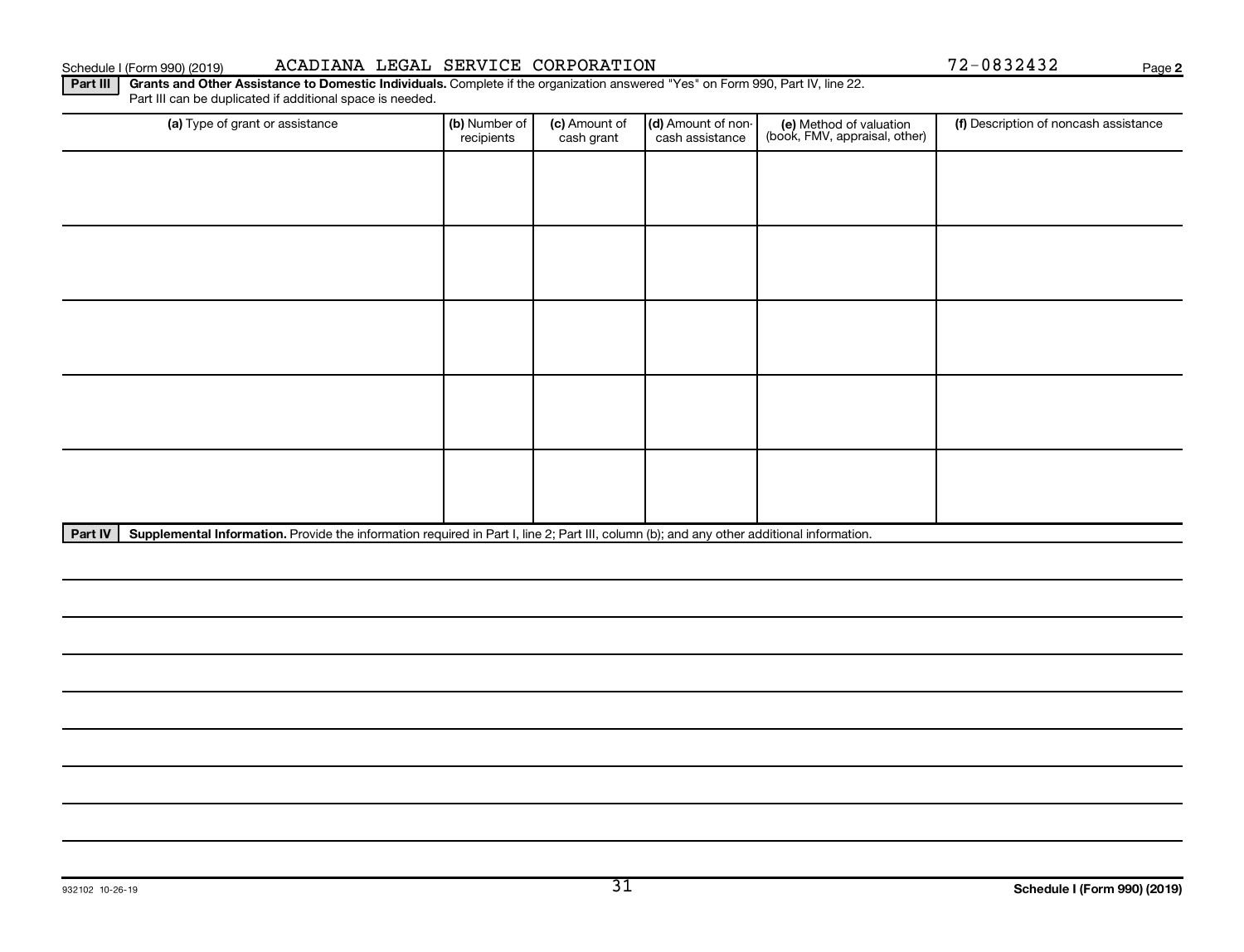Schedule I (Form 990) (2019) ACADIANA LEGAL SERVICE CORPORATION 72-0832432

**Part III** **Grants and Other Assistance to Domestic Individuals.** Complete if the organization answered "Yes" on Form 990, Part IV, line 22.
Part III can be duplicated if additional space is needed.

| (a) Type of grant or assistance | (b) Number of recipients | (c) Amount of cash grant | (d) Amount of non-cash assistance | (e) Method of valuation (book, FMV, appraisal, other) | (f) Description of noncash assistance |
|---|---|---|---|---|---|
| | | | | | |
| | | | | | |
| | | | | | |
| | | | | | |
| | | | | | |

**Part IV** **Supplemental Information.** Provide the information required in Part I, line 2; Part III, column (b); and any other additional information.

932102 10-26-19

Schedule I (Form 990) (2019)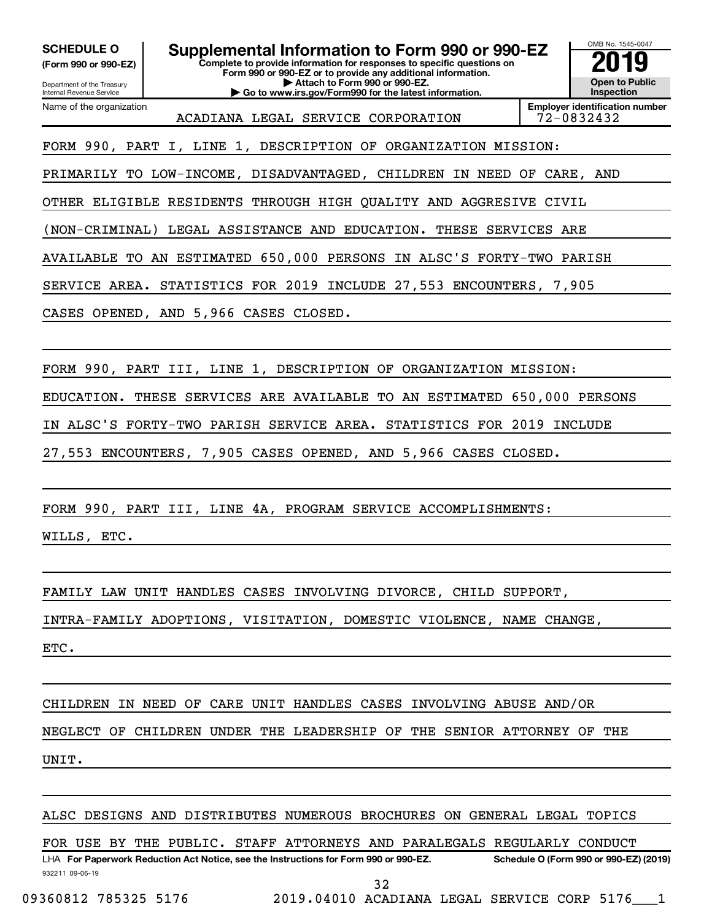**SCHEDULE O (Form 990 or 990-EZ)**

Department of the Treasury
Internal Revenue Service

# Supplemental Information to Form 990 or 990-EZ

**Complete to provide information for responses to specific questions on Form 990 or 990-EZ or to provide any additional information.**
**▶ Attach to Form 990 or 990-EZ.**
**▶ Go to www.irs.gov/Form990 for the latest information.**

OMB No. 1545-0047

**2019**

**Open to Public Inspection**

Name of the organization: ACADIANA LEGAL SERVICE CORPORATION

Employer identification number: 72-0832432

FORM 990, PART I, LINE 1, DESCRIPTION OF ORGANIZATION MISSION:

PRIMARILY TO LOW-INCOME, DISADVANTAGED, CHILDREN IN NEED OF CARE, AND OTHER ELIGIBLE RESIDENTS THROUGH HIGH QUALITY AND AGGRESIVE CIVIL (NON-CRIMINAL) LEGAL ASSISTANCE AND EDUCATION. THESE SERVICES ARE AVAILABLE TO AN ESTIMATED 650,000 PERSONS IN ALSC'S FORTY-TWO PARISH SERVICE AREA. STATISTICS FOR 2019 INCLUDE 27,553 ENCOUNTERS, 7,905 CASES OPENED, AND 5,966 CASES CLOSED.

FORM 990, PART III, LINE 1, DESCRIPTION OF ORGANIZATION MISSION:

EDUCATION. THESE SERVICES ARE AVAILABLE TO AN ESTIMATED 650,000 PERSONS IN ALSC'S FORTY-TWO PARISH SERVICE AREA. STATISTICS FOR 2019 INCLUDE 27,553 ENCOUNTERS, 7,905 CASES OPENED, AND 5,966 CASES CLOSED.

FORM 990, PART III, LINE 4A, PROGRAM SERVICE ACCOMPLISHMENTS:

WILLS, ETC.

FAMILY LAW UNIT HANDLES CASES INVOLVING DIVORCE, CHILD SUPPORT, INTRA-FAMILY ADOPTIONS, VISITATION, DOMESTIC VIOLENCE, NAME CHANGE, ETC.

CHILDREN IN NEED OF CARE UNIT HANDLES CASES INVOLVING ABUSE AND/OR NEGLECT OF CHILDREN UNDER THE LEADERSHIP OF THE SENIOR ATTORNEY OF THE UNIT.

ALSC DESIGNS AND DISTRIBUTES NUMEROUS BROCHURES ON GENERAL LEGAL TOPICS FOR USE BY THE PUBLIC. STAFF ATTORNEYS AND PARALEGALS REGULARLY CONDUCT

LHA **For Paperwork Reduction Act Notice, see the Instructions for Form 990 or 990-EZ.** **Schedule O (Form 990 or 990-EZ) (2019)**

932211 09-06-19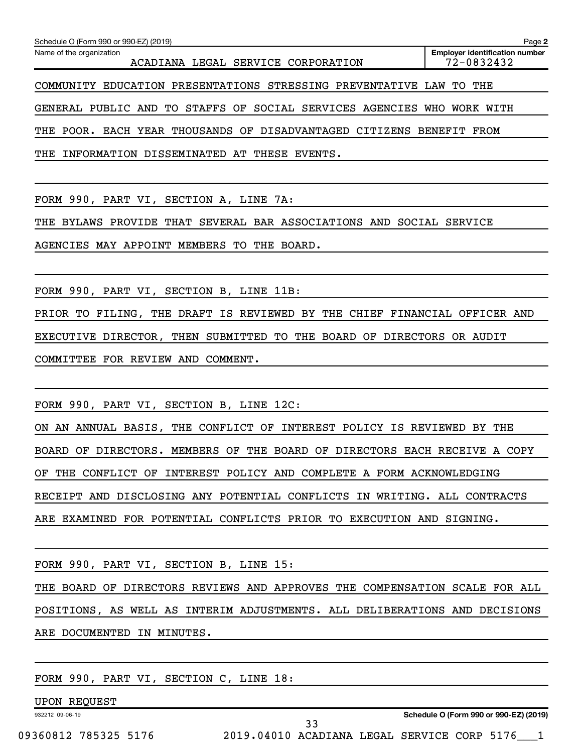Name of the organization: ACADIANA LEGAL SERVICE CORPORATION

Employer identification number: 72-0832432

COMMUNITY EDUCATION PRESENTATIONS STRESSING PREVENTATIVE LAW TO THE GENERAL PUBLIC AND TO STAFFS OF SOCIAL SERVICES AGENCIES WHO WORK WITH THE POOR. EACH YEAR THOUSANDS OF DISADVANTAGED CITIZENS BENEFIT FROM THE INFORMATION DISSEMINATED AT THESE EVENTS.

FORM 990, PART VI, SECTION A, LINE 7A:

THE BYLAWS PROVIDE THAT SEVERAL BAR ASSOCIATIONS AND SOCIAL SERVICE AGENCIES MAY APPOINT MEMBERS TO THE BOARD.

FORM 990, PART VI, SECTION B, LINE 11B:

PRIOR TO FILING, THE DRAFT IS REVIEWED BY THE CHIEF FINANCIAL OFFICER AND EXECUTIVE DIRECTOR, THEN SUBMITTED TO THE BOARD OF DIRECTORS OR AUDIT COMMITTEE FOR REVIEW AND COMMENT.

FORM 990, PART VI, SECTION B, LINE 12C:

ON AN ANNUAL BASIS, THE CONFLICT OF INTEREST POLICY IS REVIEWED BY THE BOARD OF DIRECTORS. MEMBERS OF THE BOARD OF DIRECTORS EACH RECEIVE A COPY OF THE CONFLICT OF INTEREST POLICY AND COMPLETE A FORM ACKNOWLEDGING RECEIPT AND DISCLOSING ANY POTENTIAL CONFLICTS IN WRITING. ALL CONTRACTS ARE EXAMINED FOR POTENTIAL CONFLICTS PRIOR TO EXECUTION AND SIGNING.

FORM 990, PART VI, SECTION B, LINE 15:

THE BOARD OF DIRECTORS REVIEWS AND APPROVES THE COMPENSATION SCALE FOR ALL POSITIONS, AS WELL AS INTERIM ADJUSTMENTS. ALL DELIBERATIONS AND DECISIONS ARE DOCUMENTED IN MINUTES.

FORM 990, PART VI, SECTION C, LINE 18:

UPON REQUEST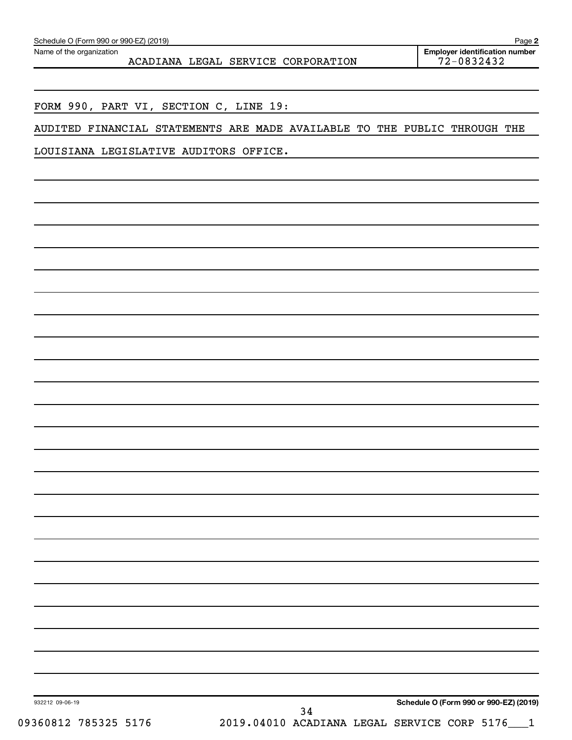Schedule O (Form 990 or 990-EZ) (2019) Page **2**

Name of the organization: ACADIANA LEGAL SERVICE CORPORATION

**Employer identification number**: 72-0832432

FORM 990, PART VI, SECTION C, LINE 19:

AUDITED FINANCIAL STATEMENTS ARE MADE AVAILABLE TO THE PUBLIC THROUGH THE LOUISIANA LEGISLATIVE AUDITORS OFFICE.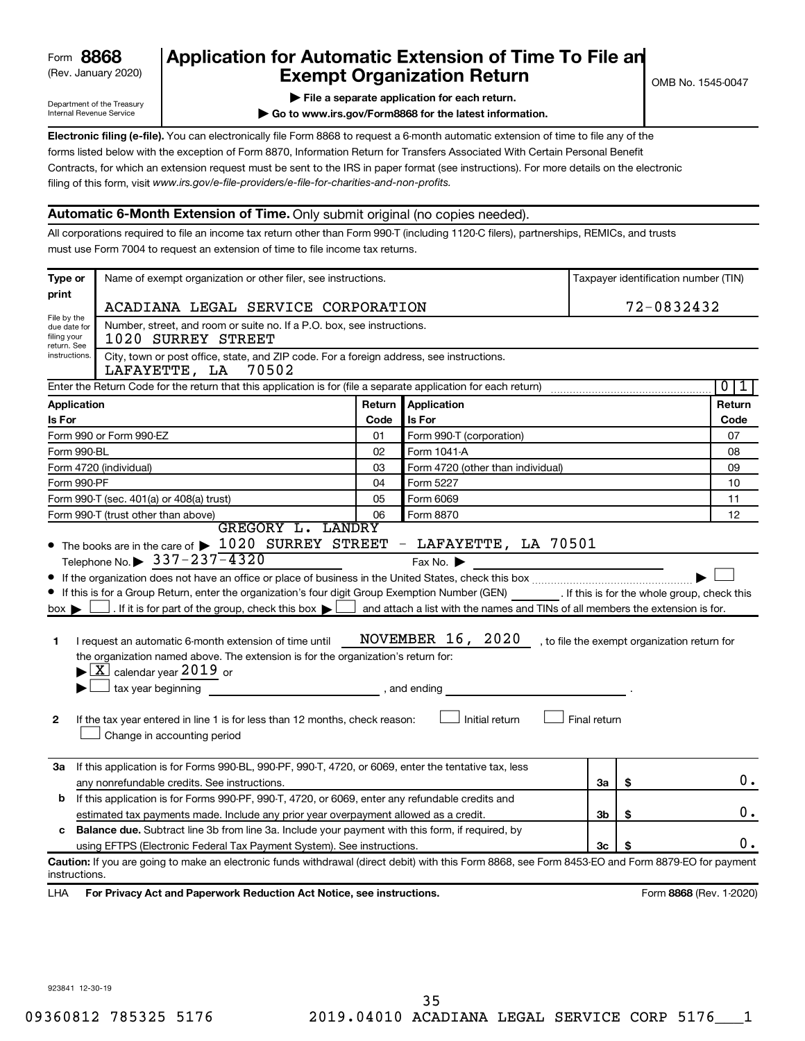Form **8868**
(Rev. January 2020)

Department of the Treasury
Internal Revenue Service

# Application for Automatic Extension of Time To File an Exempt Organization Return

▶ **File a separate application for each return.**

▶ **Go to www.irs.gov/Form8868 for the latest information.**

OMB No. 1545-0047

**Electronic filing (e-file).** You can electronically file Form 8868 to request a 6-month automatic extension of time to file any of the forms listed below with the exception of Form 8870, Information Return for Transfers Associated With Certain Personal Benefit Contracts, for which an extension request must be sent to the IRS in paper format (see instructions). For more details on the electronic filing of this form, visit *www.irs.gov/e-file-providers/e-file-for-charities-and-non-profits.*

## Automatic 6-Month Extension of Time. Only submit original (no copies needed).

All corporations required to file an income tax return other than Form 990-T (including 1120-C filers), partnerships, REMICs, and trusts must use Form 7004 to request an extension of time to file income tax returns.

**Type or print**

File by the due date for filing your return. See instructions.

Name of exempt organization or other filer, see instructions.: ACADIANA LEGAL SERVICE CORPORATION

Taxpayer identification number (TIN): 72-0832432

Number, street, and room or suite no. If a P.O. box, see instructions.: 1020 SURREY STREET

City, town or post office, state, and ZIP code. For a foreign address, see instructions.: LAFAYETTE, LA 70502

Enter the Return Code for the return that this application is for (file a separate application for each return): 0 1

| Application Is For | Return Code | Application Is For | Return Code |
|---|---|---|---|
| Form 990 or Form 990-EZ | 01 | Form 990-T (corporation) | 07 |
| Form 990-BL | 02 | Form 1041-A | 08 |
| Form 4720 (individual) | 03 | Form 4720 (other than individual) | 09 |
| Form 990-PF | 04 | Form 5227 | 10 |
| Form 990-T (sec. 401(a) or 408(a) trust) | 05 | Form 6069 | 11 |
| Form 990-T (trust other than above) | 06 | Form 8870 | 12 |

- The books are in the care of ▶ GREGORY L. LANDRY 1020 SURREY STREET - LAFAYETTE, LA 70501
  Telephone No. ▶ 337-237-4320 Fax No. ▶
- If the organization does not have an office or place of business in the United States, check this box ▶ ☐
- If this is for a Group Return, enter the organization's four digit Group Exemption Number (GEN) ______. If this is for the whole group, check this box ▶ ☐. If it is for part of the group, check this box ▶ ☐ and attach a list with the names and TINs of all members the extension is for.

**1** I request an automatic 6-month extension of time until NOVEMBER 16, 2020 , to file the exempt organization return for the organization named above. The extension is for the organization's return for:
▶ ☒ calendar year 2019 or
▶ ☐ tax year beginning ______, and ending ______.

**2** If the tax year entered in line 1 is for less than 12 months, check reason: ☐ Initial return ☐ Final return
☐ Change in accounting period

| | | | |
|---|---|---|---|
| **3a** | If this application is for Forms 990-BL, 990-PF, 990-T, 4720, or 6069, enter the tentative tax, less any nonrefundable credits. See instructions. | 3a | $ 0. |
| **b** | If this application is for Forms 990-PF, 990-T, 4720, or 6069, enter any refundable credits and estimated tax payments made. Include any prior year overpayment allowed as a credit. | 3b | $ 0. |
| **c** | **Balance due.** Subtract line 3b from line 3a. Include your payment with this form, if required, by using EFTPS (Electronic Federal Tax Payment System). See instructions. | 3c | $ 0. |

**Caution:** If you are going to make an electronic funds withdrawal (direct debit) with this Form 8868, see Form 8453-EO and Form 8879-EO for payment instructions.

LHA **For Privacy Act and Paperwork Reduction Act Notice, see instructions.** Form **8868** (Rev. 1-2020)

923841 12-30-19

09360812 785325 5176 2019.04010 ACADIANA LEGAL SERVICE CORP 5176___1